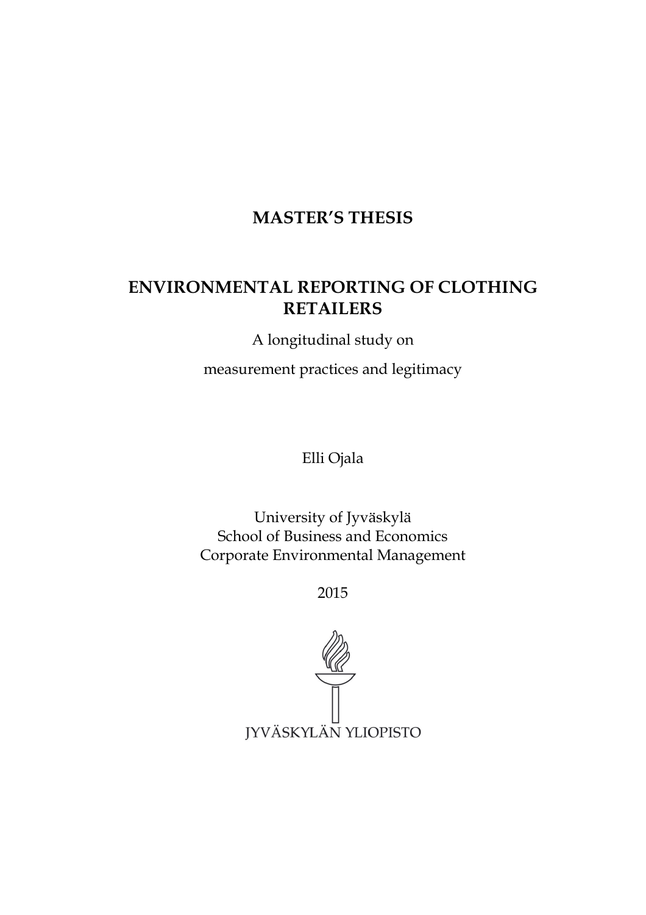**MASTER'S THESIS**

# ENVIRONMENTAL REPORTING OF CLOTHING RETAILERS

A longitudinal study on

measurement practices and legitimacy

Elli Ojala

University of Jyväskylä
School of Business and Economics
Corporate Environmental Management

2015

JYVÄSKYLÄN YLIOPISTO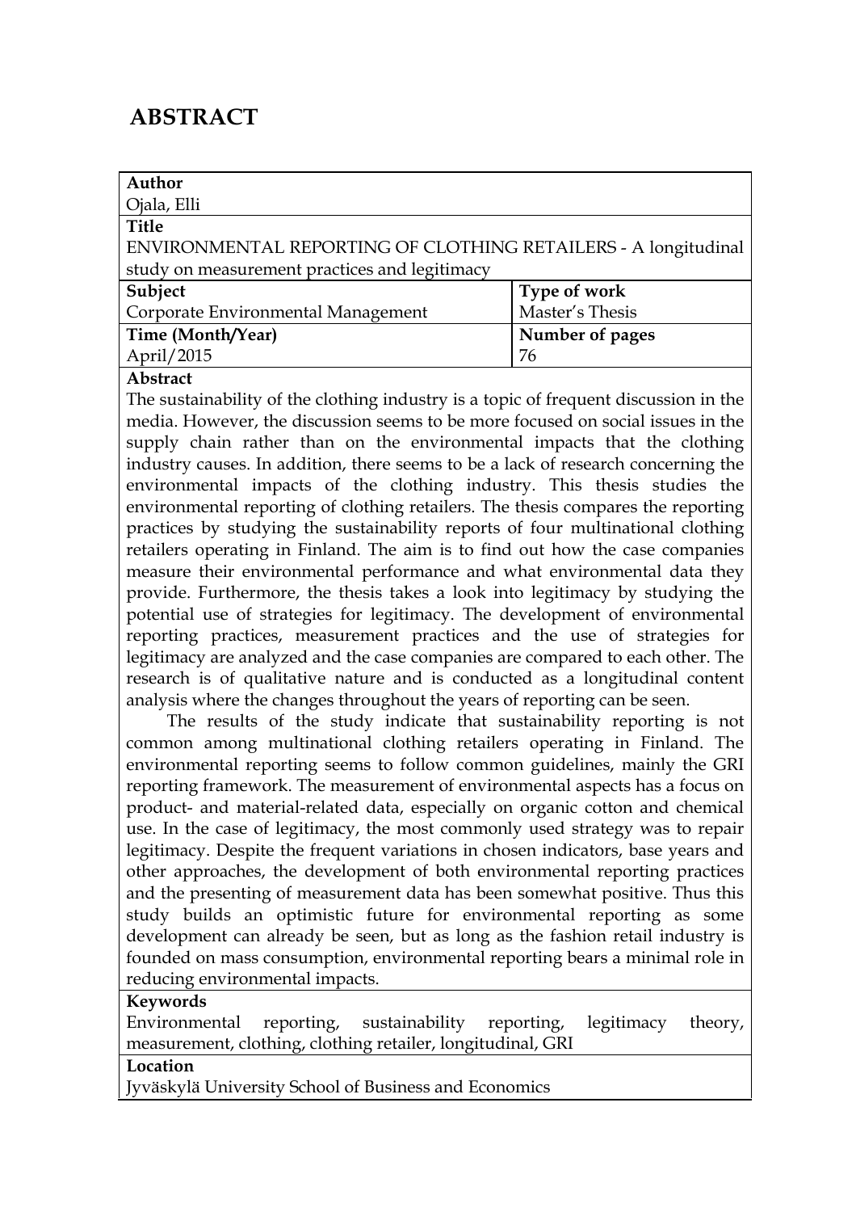# ABSTRACT

| Author | |
|---|---|
| Ojala, Elli | |
| **Title** | |
| ENVIRONMENTAL REPORTING OF CLOTHING RETAILERS - A longitudinal study on measurement practices and legitimacy | |
| **Subject** | **Type of work** |
| Corporate Environmental Management | Master's Thesis |
| **Time (Month/Year)** | **Number of pages** |
| April/2015 | 76 |

**Abstract**

The sustainability of the clothing industry is a topic of frequent discussion in the media. However, the discussion seems to be more focused on social issues in the supply chain rather than on the environmental impacts that the clothing industry causes. In addition, there seems to be a lack of research concerning the environmental impacts of the clothing industry. This thesis studies the environmental reporting of clothing retailers. The thesis compares the reporting practices by studying the sustainability reports of four multinational clothing retailers operating in Finland. The aim is to find out how the case companies measure their environmental performance and what environmental data they provide. Furthermore, the thesis takes a look into legitimacy by studying the potential use of strategies for legitimacy. The development of environmental reporting practices, measurement practices and the use of strategies for legitimacy are analyzed and the case companies are compared to each other. The research is of qualitative nature and is conducted as a longitudinal content analysis where the changes throughout the years of reporting can be seen.

The results of the study indicate that sustainability reporting is not common among multinational clothing retailers operating in Finland. The environmental reporting seems to follow common guidelines, mainly the GRI reporting framework. The measurement of environmental aspects has a focus on product- and material-related data, especially on organic cotton and chemical use. In the case of legitimacy, the most commonly used strategy was to repair legitimacy. Despite the frequent variations in chosen indicators, base years and other approaches, the development of both environmental reporting practices and the presenting of measurement data has been somewhat positive. Thus this study builds an optimistic future for environmental reporting as some development can already be seen, but as long as the fashion retail industry is founded on mass consumption, environmental reporting bears a minimal role in reducing environmental impacts.

**Keywords**

Environmental reporting, sustainability reporting, legitimacy theory, measurement, clothing, clothing retailer, longitudinal, GRI

**Location**

Jyväskylä University School of Business and Economics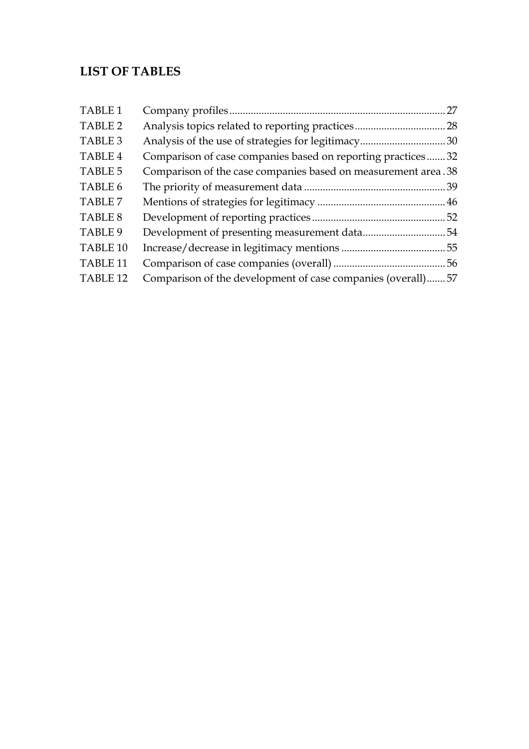## LIST OF TABLES

| | | |
|---|---|---|
| TABLE 1 | Company profiles | 27 |
| TABLE 2 | Analysis topics related to reporting practices | 28 |
| TABLE 3 | Analysis of the use of strategies for legitimacy | 30 |
| TABLE 4 | Comparison of case companies based on reporting practices | 32 |
| TABLE 5 | Comparison of the case companies based on measurement area | 38 |
| TABLE 6 | The priority of measurement data | 39 |
| TABLE 7 | Mentions of strategies for legitimacy | 46 |
| TABLE 8 | Development of reporting practices | 52 |
| TABLE 9 | Development of presenting measurement data | 54 |
| TABLE 10 | Increase/decrease in legitimacy mentions | 55 |
| TABLE 11 | Comparison of case companies (overall) | 56 |
| TABLE 12 | Comparison of the development of case companies (overall) | 57 |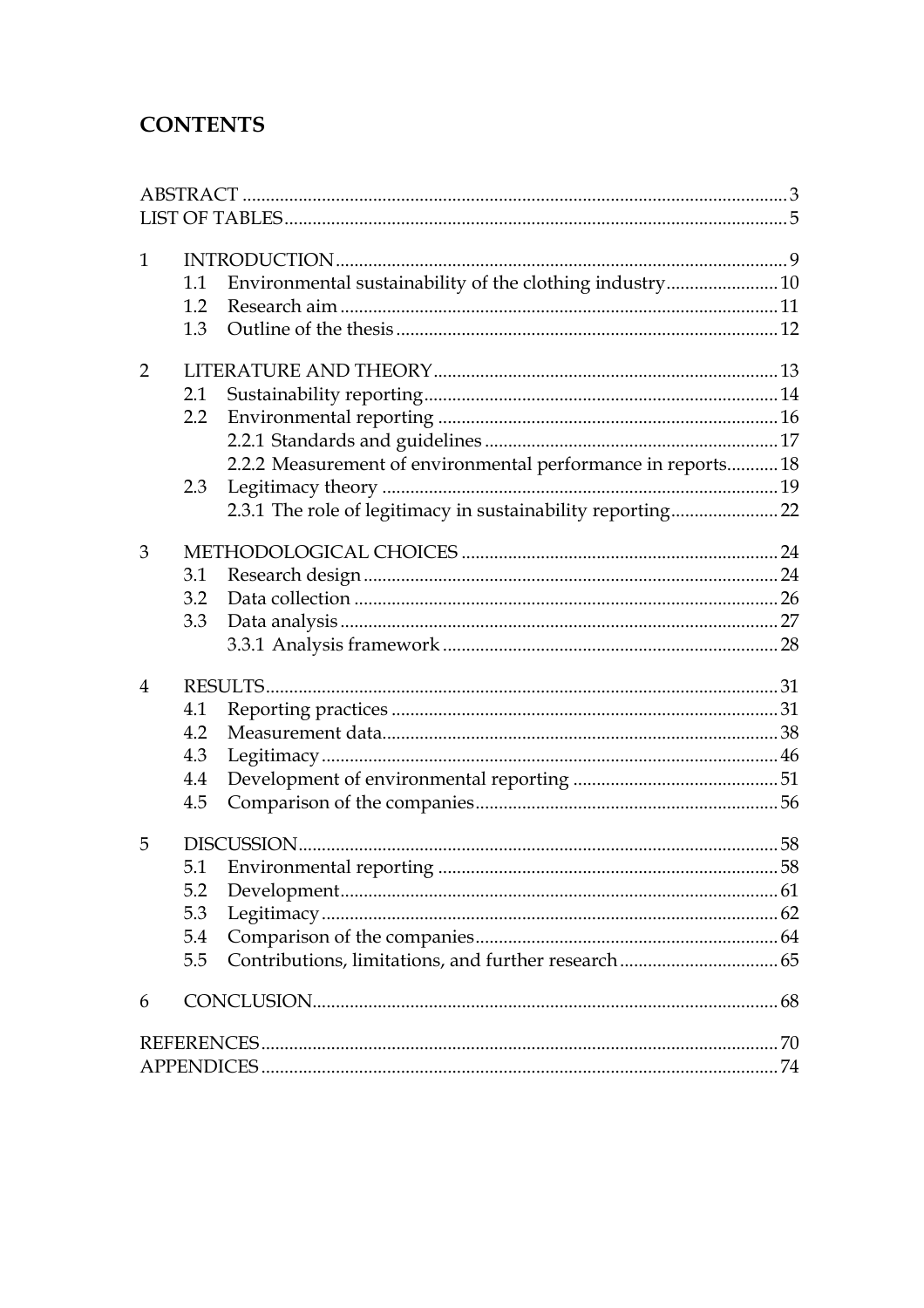# CONTENTS

ABSTRACT .......... 3
LIST OF TABLES .......... 5

1 INTRODUCTION .......... 9
 1.1 Environmental sustainability of the clothing industry .......... 10
 1.2 Research aim .......... 11
 1.3 Outline of the thesis .......... 12

2 LITERATURE AND THEORY .......... 13
 2.1 Sustainability reporting .......... 14
 2.2 Environmental reporting .......... 16
  2.2.1 Standards and guidelines .......... 17
  2.2.2 Measurement of environmental performance in reports .......... 18
 2.3 Legitimacy theory .......... 19
  2.3.1 The role of legitimacy in sustainability reporting .......... 22

3 METHODOLOGICAL CHOICES .......... 24
 3.1 Research design .......... 24
 3.2 Data collection .......... 26
 3.3 Data analysis .......... 27
  3.3.1 Analysis framework .......... 28

4 RESULTS .......... 31
 4.1 Reporting practices .......... 31
 4.2 Measurement data .......... 38
 4.3 Legitimacy .......... 46
 4.4 Development of environmental reporting .......... 51
 4.5 Comparison of the companies .......... 56

5 DISCUSSION .......... 58
 5.1 Environmental reporting .......... 58
 5.2 Development .......... 61
 5.3 Legitimacy .......... 62
 5.4 Comparison of the companies .......... 64
 5.5 Contributions, limitations, and further research .......... 65

6 CONCLUSION .......... 68

REFERENCES .......... 70
APPENDICES .......... 74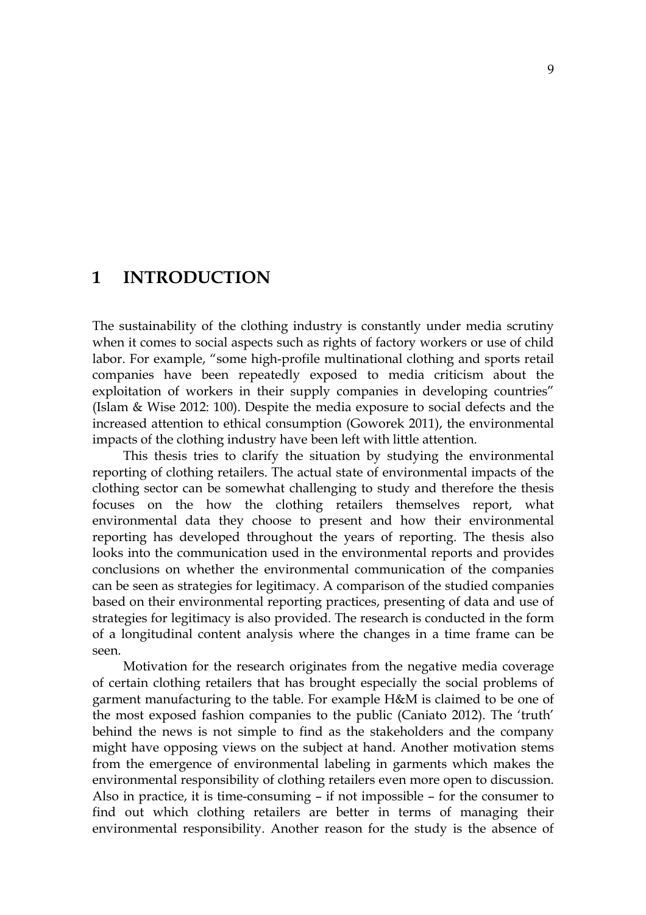# 1 INTRODUCTION

The sustainability of the clothing industry is constantly under media scrutiny when it comes to social aspects such as rights of factory workers or use of child labor. For example, "some high-profile multinational clothing and sports retail companies have been repeatedly exposed to media criticism about the exploitation of workers in their supply companies in developing countries" (Islam & Wise 2012: 100). Despite the media exposure to social defects and the increased attention to ethical consumption (Goworek 2011), the environmental impacts of the clothing industry have been left with little attention.

This thesis tries to clarify the situation by studying the environmental reporting of clothing retailers. The actual state of environmental impacts of the clothing sector can be somewhat challenging to study and therefore the thesis focuses on the how the clothing retailers themselves report, what environmental data they choose to present and how their environmental reporting has developed throughout the years of reporting. The thesis also looks into the communication used in the environmental reports and provides conclusions on whether the environmental communication of the companies can be seen as strategies for legitimacy. A comparison of the studied companies based on their environmental reporting practices, presenting of data and use of strategies for legitimacy is also provided. The research is conducted in the form of a longitudinal content analysis where the changes in a time frame can be seen.

Motivation for the research originates from the negative media coverage of certain clothing retailers that has brought especially the social problems of garment manufacturing to the table. For example H&M is claimed to be one of the most exposed fashion companies to the public (Caniato 2012). The 'truth' behind the news is not simple to find as the stakeholders and the company might have opposing views on the subject at hand. Another motivation stems from the emergence of environmental labeling in garments which makes the environmental responsibility of clothing retailers even more open to discussion. Also in practice, it is time-consuming – if not impossible – for the consumer to find out which clothing retailers are better in terms of managing their environmental responsibility. Another reason for the study is the absence of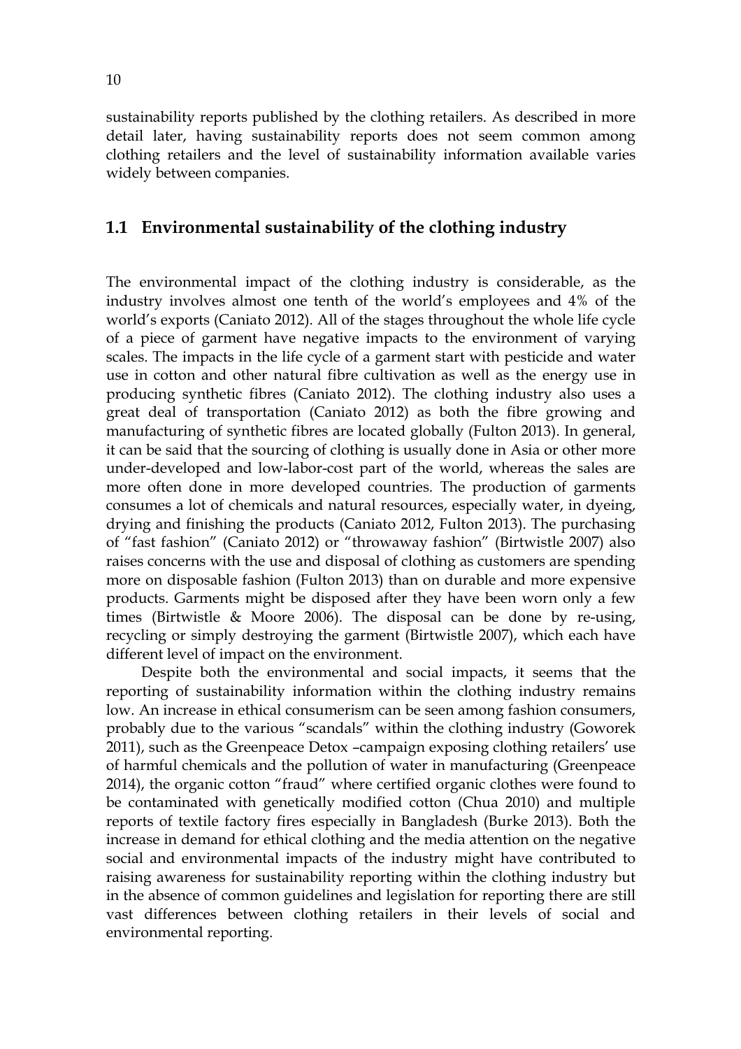sustainability reports published by the clothing retailers. As described in more detail later, having sustainability reports does not seem common among clothing retailers and the level of sustainability information available varies widely between companies.

## 1.1 Environmental sustainability of the clothing industry

The environmental impact of the clothing industry is considerable, as the industry involves almost one tenth of the world's employees and 4% of the world's exports (Caniato 2012). All of the stages throughout the whole life cycle of a piece of garment have negative impacts to the environment of varying scales. The impacts in the life cycle of a garment start with pesticide and water use in cotton and other natural fibre cultivation as well as the energy use in producing synthetic fibres (Caniato 2012). The clothing industry also uses a great deal of transportation (Caniato 2012) as both the fibre growing and manufacturing of synthetic fibres are located globally (Fulton 2013). In general, it can be said that the sourcing of clothing is usually done in Asia or other more under-developed and low-labor-cost part of the world, whereas the sales are more often done in more developed countries. The production of garments consumes a lot of chemicals and natural resources, especially water, in dyeing, drying and finishing the products (Caniato 2012, Fulton 2013). The purchasing of "fast fashion" (Caniato 2012) or "throwaway fashion" (Birtwistle 2007) also raises concerns with the use and disposal of clothing as customers are spending more on disposable fashion (Fulton 2013) than on durable and more expensive products. Garments might be disposed after they have been worn only a few times (Birtwistle & Moore 2006). The disposal can be done by re-using, recycling or simply destroying the garment (Birtwistle 2007), which each have different level of impact on the environment.

Despite both the environmental and social impacts, it seems that the reporting of sustainability information within the clothing industry remains low. An increase in ethical consumerism can be seen among fashion consumers, probably due to the various "scandals" within the clothing industry (Goworek 2011), such as the Greenpeace Detox –campaign exposing clothing retailers' use of harmful chemicals and the pollution of water in manufacturing (Greenpeace 2014), the organic cotton "fraud" where certified organic clothes were found to be contaminated with genetically modified cotton (Chua 2010) and multiple reports of textile factory fires especially in Bangladesh (Burke 2013). Both the increase in demand for ethical clothing and the media attention on the negative social and environmental impacts of the industry might have contributed to raising awareness for sustainability reporting within the clothing industry but in the absence of common guidelines and legislation for reporting there are still vast differences between clothing retailers in their levels of social and environmental reporting.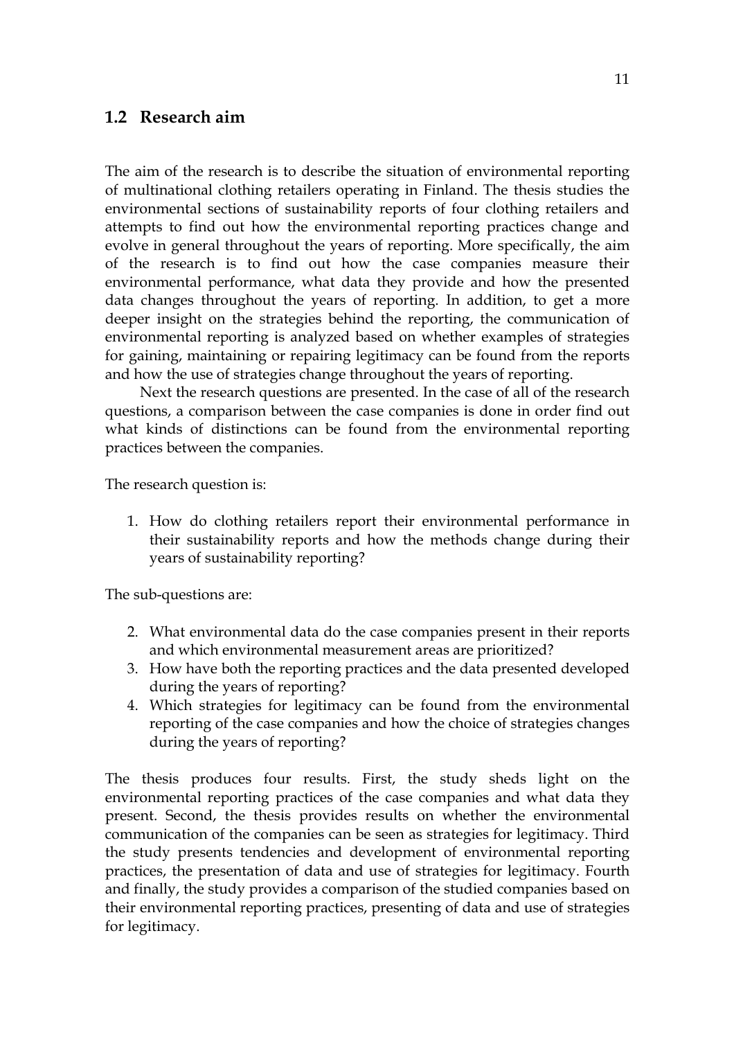## 1.2 Research aim

The aim of the research is to describe the situation of environmental reporting of multinational clothing retailers operating in Finland. The thesis studies the environmental sections of sustainability reports of four clothing retailers and attempts to find out how the environmental reporting practices change and evolve in general throughout the years of reporting. More specifically, the aim of the research is to find out how the case companies measure their environmental performance, what data they provide and how the presented data changes throughout the years of reporting. In addition, to get a more deeper insight on the strategies behind the reporting, the communication of environmental reporting is analyzed based on whether examples of strategies for gaining, maintaining or repairing legitimacy can be found from the reports and how the use of strategies change throughout the years of reporting.

Next the research questions are presented. In the case of all of the research questions, a comparison between the case companies is done in order find out what kinds of distinctions can be found from the environmental reporting practices between the companies.

The research question is:

1. How do clothing retailers report their environmental performance in their sustainability reports and how the methods change during their years of sustainability reporting?

The sub-questions are:

2. What environmental data do the case companies present in their reports and which environmental measurement areas are prioritized?
3. How have both the reporting practices and the data presented developed during the years of reporting?
4. Which strategies for legitimacy can be found from the environmental reporting of the case companies and how the choice of strategies changes during the years of reporting?

The thesis produces four results. First, the study sheds light on the environmental reporting practices of the case companies and what data they present. Second, the thesis provides results on whether the environmental communication of the companies can be seen as strategies for legitimacy. Third the study presents tendencies and development of environmental reporting practices, the presentation of data and use of strategies for legitimacy. Fourth and finally, the study provides a comparison of the studied companies based on their environmental reporting practices, presenting of data and use of strategies for legitimacy.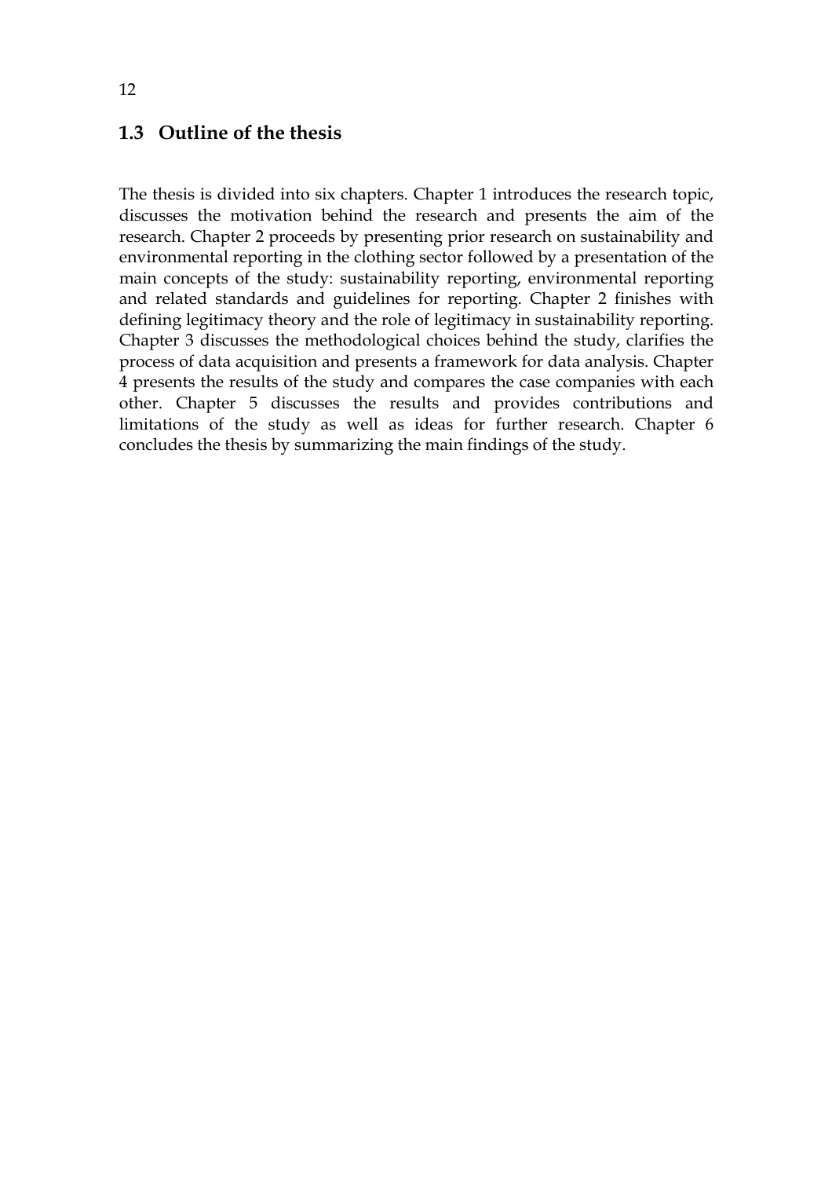## 1.3 Outline of the thesis

The thesis is divided into six chapters. Chapter 1 introduces the research topic, discusses the motivation behind the research and presents the aim of the research. Chapter 2 proceeds by presenting prior research on sustainability and environmental reporting in the clothing sector followed by a presentation of the main concepts of the study: sustainability reporting, environmental reporting and related standards and guidelines for reporting. Chapter 2 finishes with defining legitimacy theory and the role of legitimacy in sustainability reporting. Chapter 3 discusses the methodological choices behind the study, clarifies the process of data acquisition and presents a framework for data analysis. Chapter 4 presents the results of the study and compares the case companies with each other. Chapter 5 discusses the results and provides contributions and limitations of the study as well as ideas for further research. Chapter 6 concludes the thesis by summarizing the main findings of the study.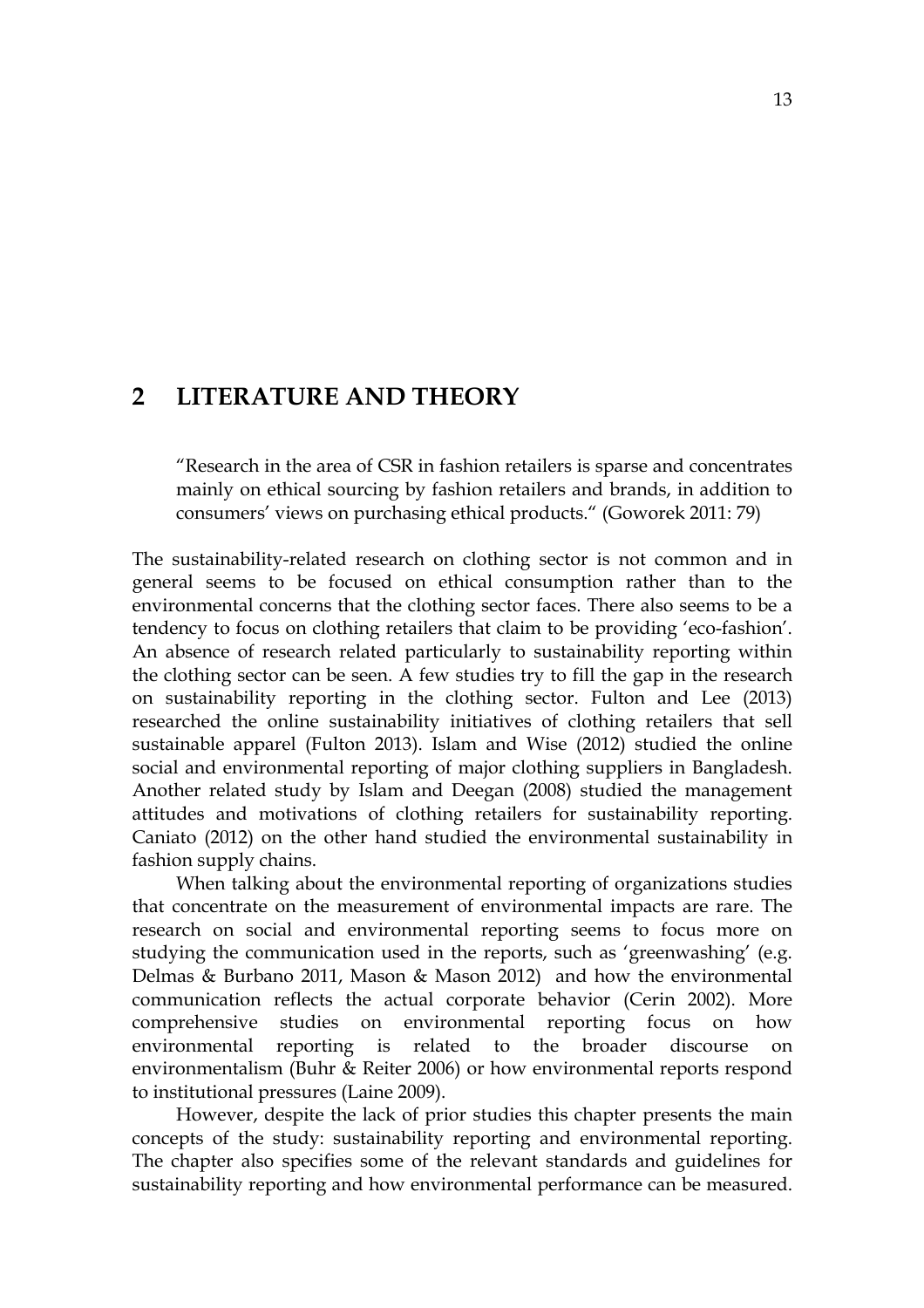# 2 LITERATURE AND THEORY

> "Research in the area of CSR in fashion retailers is sparse and concentrates mainly on ethical sourcing by fashion retailers and brands, in addition to consumers' views on purchasing ethical products." (Goworek 2011: 79)

The sustainability-related research on clothing sector is not common and in general seems to be focused on ethical consumption rather than to the environmental concerns that the clothing sector faces. There also seems to be a tendency to focus on clothing retailers that claim to be providing 'eco-fashion'. An absence of research related particularly to sustainability reporting within the clothing sector can be seen. A few studies try to fill the gap in the research on sustainability reporting in the clothing sector. Fulton and Lee (2013) researched the online sustainability initiatives of clothing retailers that sell sustainable apparel (Fulton 2013). Islam and Wise (2012) studied the online social and environmental reporting of major clothing suppliers in Bangladesh. Another related study by Islam and Deegan (2008) studied the management attitudes and motivations of clothing retailers for sustainability reporting. Caniato (2012) on the other hand studied the environmental sustainability in fashion supply chains.

When talking about the environmental reporting of organizations studies that concentrate on the measurement of environmental impacts are rare. The research on social and environmental reporting seems to focus more on studying the communication used in the reports, such as 'greenwashing' (e.g. Delmas & Burbano 2011, Mason & Mason 2012) and how the environmental communication reflects the actual corporate behavior (Cerin 2002). More comprehensive studies on environmental reporting focus on how environmental reporting is related to the broader discourse on environmentalism (Buhr & Reiter 2006) or how environmental reports respond to institutional pressures (Laine 2009).

However, despite the lack of prior studies this chapter presents the main concepts of the study: sustainability reporting and environmental reporting. The chapter also specifies some of the relevant standards and guidelines for sustainability reporting and how environmental performance can be measured.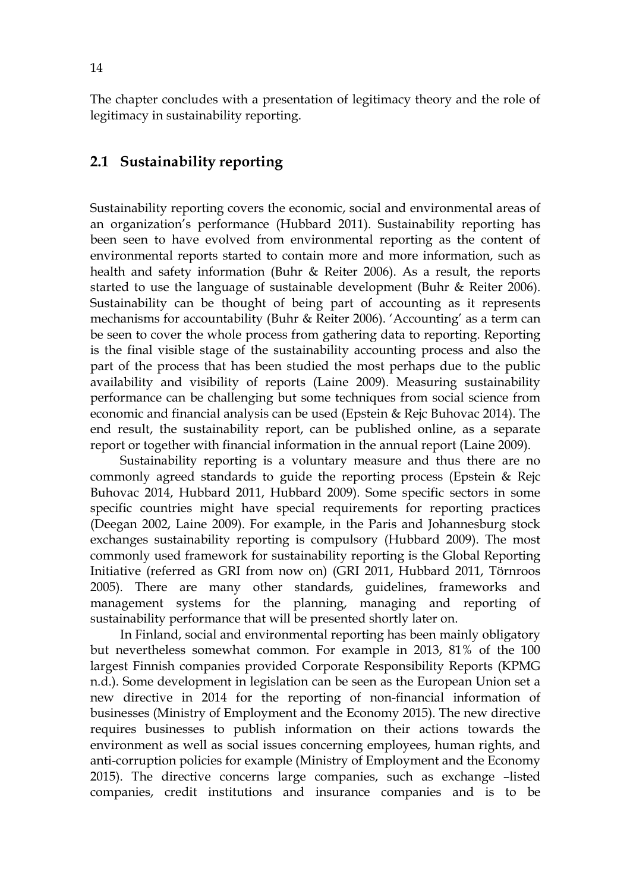The chapter concludes with a presentation of legitimacy theory and the role of legitimacy in sustainability reporting.

## 2.1 Sustainability reporting

Sustainability reporting covers the economic, social and environmental areas of an organization's performance (Hubbard 2011). Sustainability reporting has been seen to have evolved from environmental reporting as the content of environmental reports started to contain more and more information, such as health and safety information (Buhr & Reiter 2006). As a result, the reports started to use the language of sustainable development (Buhr & Reiter 2006). Sustainability can be thought of being part of accounting as it represents mechanisms for accountability (Buhr & Reiter 2006). 'Accounting' as a term can be seen to cover the whole process from gathering data to reporting. Reporting is the final visible stage of the sustainability accounting process and also the part of the process that has been studied the most perhaps due to the public availability and visibility of reports (Laine 2009). Measuring sustainability performance can be challenging but some techniques from social science from economic and financial analysis can be used (Epstein & Rejc Buhovac 2014). The end result, the sustainability report, can be published online, as a separate report or together with financial information in the annual report (Laine 2009).

Sustainability reporting is a voluntary measure and thus there are no commonly agreed standards to guide the reporting process (Epstein & Rejc Buhovac 2014, Hubbard 2011, Hubbard 2009). Some specific sectors in some specific countries might have special requirements for reporting practices (Deegan 2002, Laine 2009). For example, in the Paris and Johannesburg stock exchanges sustainability reporting is compulsory (Hubbard 2009). The most commonly used framework for sustainability reporting is the Global Reporting Initiative (referred as GRI from now on) (GRI 2011, Hubbard 2011, Törnroos 2005). There are many other standards, guidelines, frameworks and management systems for the planning, managing and reporting of sustainability performance that will be presented shortly later on.

In Finland, social and environmental reporting has been mainly obligatory but nevertheless somewhat common. For example in 2013, 81% of the 100 largest Finnish companies provided Corporate Responsibility Reports (KPMG n.d.). Some development in legislation can be seen as the European Union set a new directive in 2014 for the reporting of non-financial information of businesses (Ministry of Employment and the Economy 2015). The new directive requires businesses to publish information on their actions towards the environment as well as social issues concerning employees, human rights, and anti-corruption policies for example (Ministry of Employment and the Economy 2015). The directive concerns large companies, such as exchange –listed companies, credit institutions and insurance companies and is to be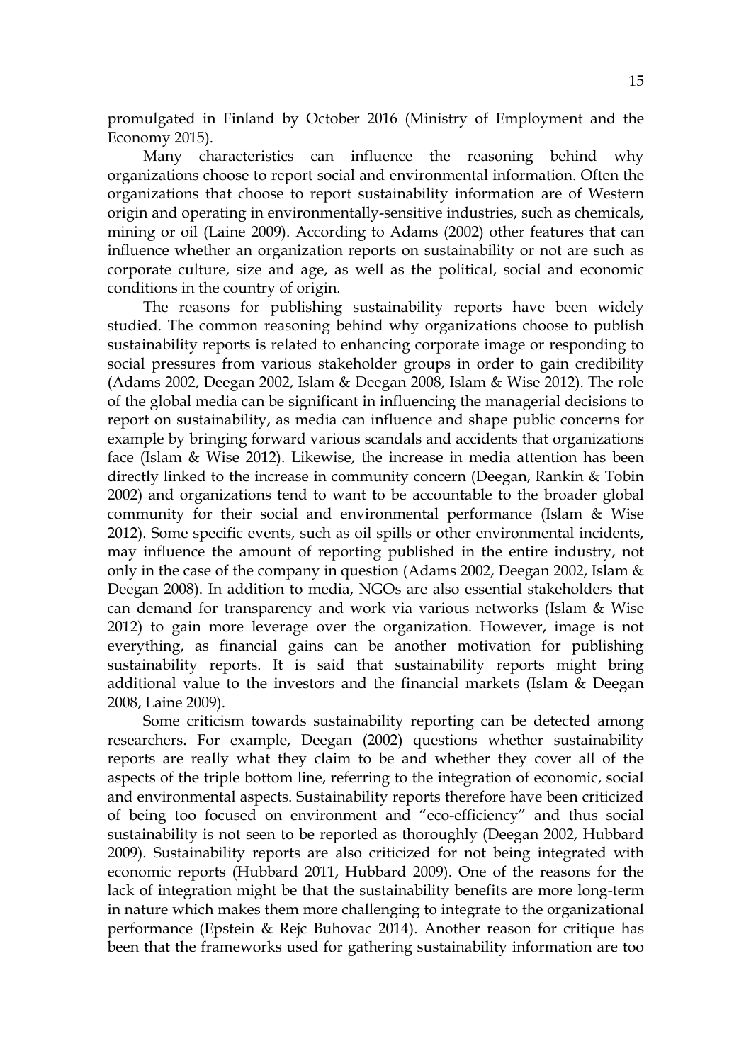promulgated in Finland by October 2016 (Ministry of Employment and the Economy 2015).

Many characteristics can influence the reasoning behind why organizations choose to report social and environmental information. Often the organizations that choose to report sustainability information are of Western origin and operating in environmentally-sensitive industries, such as chemicals, mining or oil (Laine 2009). According to Adams (2002) other features that can influence whether an organization reports on sustainability or not are such as corporate culture, size and age, as well as the political, social and economic conditions in the country of origin.

The reasons for publishing sustainability reports have been widely studied. The common reasoning behind why organizations choose to publish sustainability reports is related to enhancing corporate image or responding to social pressures from various stakeholder groups in order to gain credibility (Adams 2002, Deegan 2002, Islam & Deegan 2008, Islam & Wise 2012). The role of the global media can be significant in influencing the managerial decisions to report on sustainability, as media can influence and shape public concerns for example by bringing forward various scandals and accidents that organizations face (Islam & Wise 2012). Likewise, the increase in media attention has been directly linked to the increase in community concern (Deegan, Rankin & Tobin 2002) and organizations tend to want to be accountable to the broader global community for their social and environmental performance (Islam & Wise 2012). Some specific events, such as oil spills or other environmental incidents, may influence the amount of reporting published in the entire industry, not only in the case of the company in question (Adams 2002, Deegan 2002, Islam & Deegan 2008). In addition to media, NGOs are also essential stakeholders that can demand for transparency and work via various networks (Islam & Wise 2012) to gain more leverage over the organization. However, image is not everything, as financial gains can be another motivation for publishing sustainability reports. It is said that sustainability reports might bring additional value to the investors and the financial markets (Islam & Deegan 2008, Laine 2009).

Some criticism towards sustainability reporting can be detected among researchers. For example, Deegan (2002) questions whether sustainability reports are really what they claim to be and whether they cover all of the aspects of the triple bottom line, referring to the integration of economic, social and environmental aspects. Sustainability reports therefore have been criticized of being too focused on environment and "eco-efficiency" and thus social sustainability is not seen to be reported as thoroughly (Deegan 2002, Hubbard 2009). Sustainability reports are also criticized for not being integrated with economic reports (Hubbard 2011, Hubbard 2009). One of the reasons for the lack of integration might be that the sustainability benefits are more long-term in nature which makes them more challenging to integrate to the organizational performance (Epstein & Rejc Buhovac 2014). Another reason for critique has been that the frameworks used for gathering sustainability information are too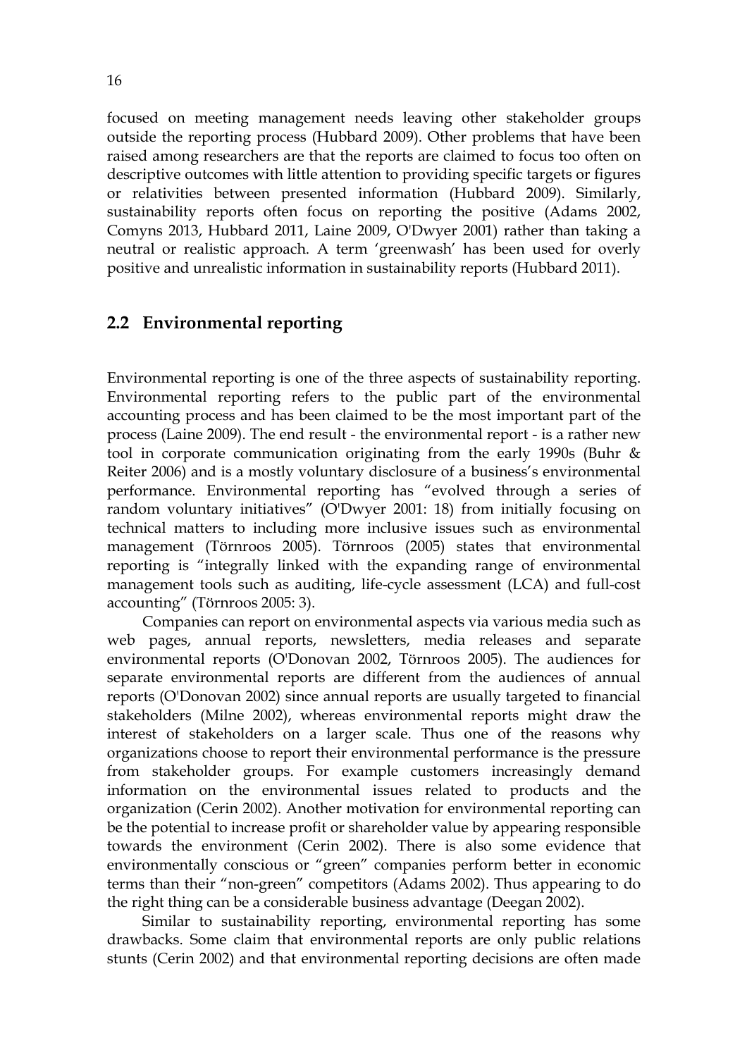focused on meeting management needs leaving other stakeholder groups outside the reporting process (Hubbard 2009). Other problems that have been raised among researchers are that the reports are claimed to focus too often on descriptive outcomes with little attention to providing specific targets or figures or relativities between presented information (Hubbard 2009). Similarly, sustainability reports often focus on reporting the positive (Adams 2002, Comyns 2013, Hubbard 2011, Laine 2009, O'Dwyer 2001) rather than taking a neutral or realistic approach. A term 'greenwash' has been used for overly positive and unrealistic information in sustainability reports (Hubbard 2011).

## 2.2 Environmental reporting

Environmental reporting is one of the three aspects of sustainability reporting. Environmental reporting refers to the public part of the environmental accounting process and has been claimed to be the most important part of the process (Laine 2009). The end result - the environmental report - is a rather new tool in corporate communication originating from the early 1990s (Buhr & Reiter 2006) and is a mostly voluntary disclosure of a business's environmental performance. Environmental reporting has "evolved through a series of random voluntary initiatives" (O'Dwyer 2001: 18) from initially focusing on technical matters to including more inclusive issues such as environmental management (Törnroos 2005). Törnroos (2005) states that environmental reporting is "integrally linked with the expanding range of environmental management tools such as auditing, life-cycle assessment (LCA) and full-cost accounting" (Törnroos 2005: 3).

Companies can report on environmental aspects via various media such as web pages, annual reports, newsletters, media releases and separate environmental reports (O'Donovan 2002, Törnroos 2005). The audiences for separate environmental reports are different from the audiences of annual reports (O'Donovan 2002) since annual reports are usually targeted to financial stakeholders (Milne 2002), whereas environmental reports might draw the interest of stakeholders on a larger scale. Thus one of the reasons why organizations choose to report their environmental performance is the pressure from stakeholder groups. For example customers increasingly demand information on the environmental issues related to products and the organization (Cerin 2002). Another motivation for environmental reporting can be the potential to increase profit or shareholder value by appearing responsible towards the environment (Cerin 2002). There is also some evidence that environmentally conscious or "green" companies perform better in economic terms than their "non-green" competitors (Adams 2002). Thus appearing to do the right thing can be a considerable business advantage (Deegan 2002).

Similar to sustainability reporting, environmental reporting has some drawbacks. Some claim that environmental reports are only public relations stunts (Cerin 2002) and that environmental reporting decisions are often made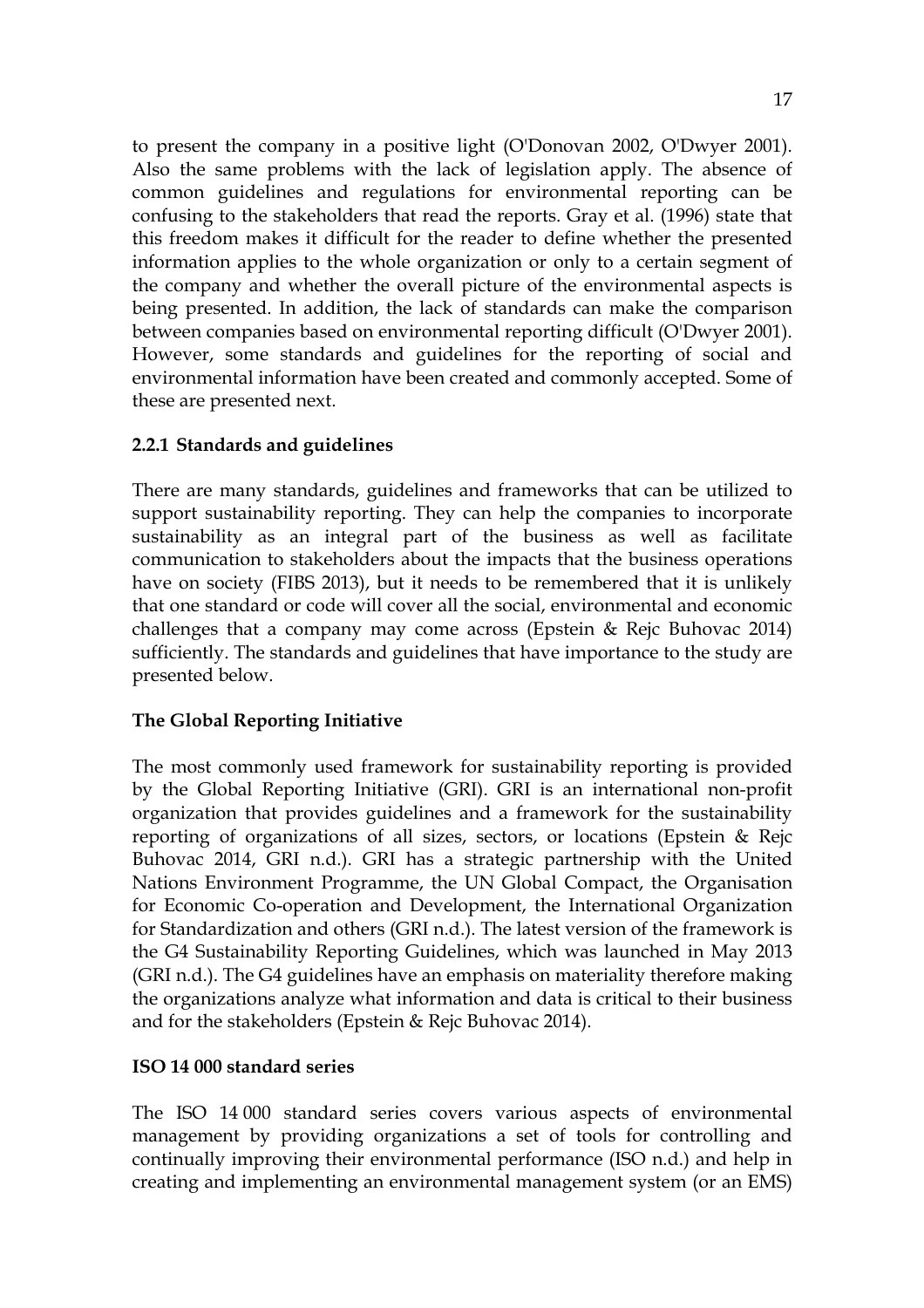to present the company in a positive light (O'Donovan 2002, O'Dwyer 2001). Also the same problems with the lack of legislation apply. The absence of common guidelines and regulations for environmental reporting can be confusing to the stakeholders that read the reports. Gray et al. (1996) state that this freedom makes it difficult for the reader to define whether the presented information applies to the whole organization or only to a certain segment of the company and whether the overall picture of the environmental aspects is being presented. In addition, the lack of standards can make the comparison between companies based on environmental reporting difficult (O'Dwyer 2001). However, some standards and guidelines for the reporting of social and environmental information have been created and commonly accepted. Some of these are presented next.

### 2.2.1 Standards and guidelines

There are many standards, guidelines and frameworks that can be utilized to support sustainability reporting. They can help the companies to incorporate sustainability as an integral part of the business as well as facilitate communication to stakeholders about the impacts that the business operations have on society (FIBS 2013), but it needs to be remembered that it is unlikely that one standard or code will cover all the social, environmental and economic challenges that a company may come across (Epstein & Rejc Buhovac 2014) sufficiently. The standards and guidelines that have importance to the study are presented below.

**The Global Reporting Initiative**

The most commonly used framework for sustainability reporting is provided by the Global Reporting Initiative (GRI). GRI is an international non-profit organization that provides guidelines and a framework for the sustainability reporting of organizations of all sizes, sectors, or locations (Epstein & Rejc Buhovac 2014, GRI n.d.). GRI has a strategic partnership with the United Nations Environment Programme, the UN Global Compact, the Organisation for Economic Co-operation and Development, the International Organization for Standardization and others (GRI n.d.). The latest version of the framework is the G4 Sustainability Reporting Guidelines, which was launched in May 2013 (GRI n.d.). The G4 guidelines have an emphasis on materiality therefore making the organizations analyze what information and data is critical to their business and for the stakeholders (Epstein & Rejc Buhovac 2014).

**ISO 14 000 standard series**

The ISO 14 000 standard series covers various aspects of environmental management by providing organizations a set of tools for controlling and continually improving their environmental performance (ISO n.d.) and help in creating and implementing an environmental management system (or an EMS)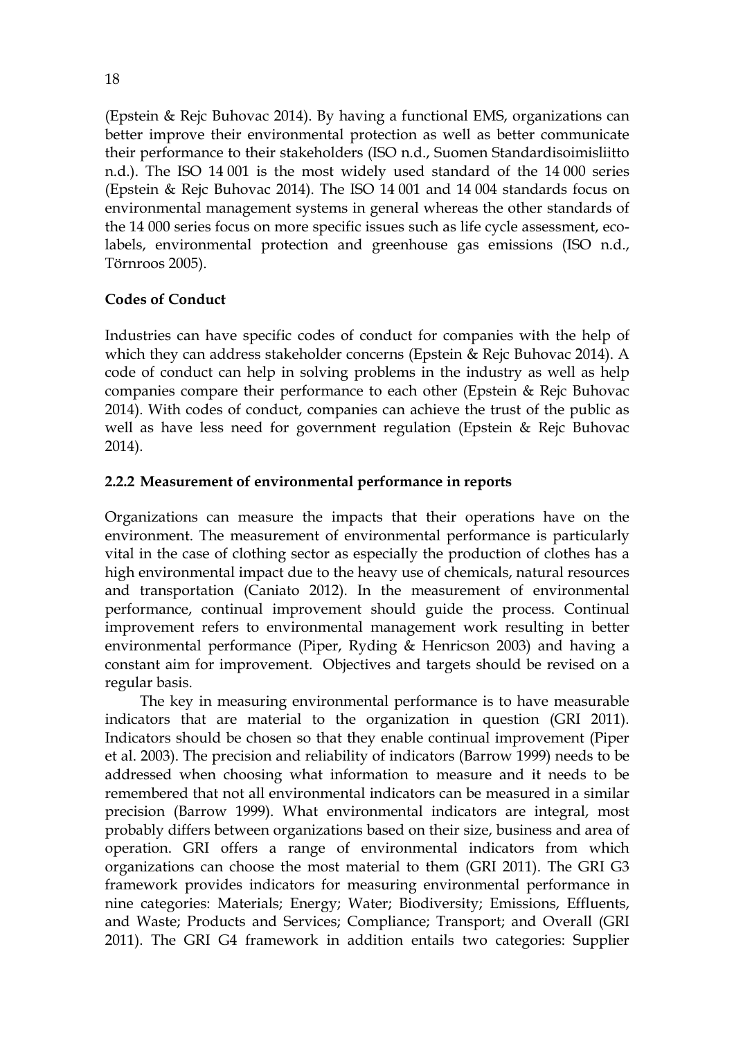(Epstein & Rejc Buhovac 2014). By having a functional EMS, organizations can better improve their environmental protection as well as better communicate their performance to their stakeholders (ISO n.d., Suomen Standardisoimisliitto n.d.). The ISO 14 001 is the most widely used standard of the 14 000 series (Epstein & Rejc Buhovac 2014). The ISO 14 001 and 14 004 standards focus on environmental management systems in general whereas the other standards of the 14 000 series focus on more specific issues such as life cycle assessment, eco-labels, environmental protection and greenhouse gas emissions (ISO n.d., Törnroos 2005).

**Codes of Conduct**

Industries can have specific codes of conduct for companies with the help of which they can address stakeholder concerns (Epstein & Rejc Buhovac 2014). A code of conduct can help in solving problems in the industry as well as help companies compare their performance to each other (Epstein & Rejc Buhovac 2014). With codes of conduct, companies can achieve the trust of the public as well as have less need for government regulation (Epstein & Rejc Buhovac 2014).

### 2.2.2 Measurement of environmental performance in reports

Organizations can measure the impacts that their operations have on the environment. The measurement of environmental performance is particularly vital in the case of clothing sector as especially the production of clothes has a high environmental impact due to the heavy use of chemicals, natural resources and transportation (Caniato 2012). In the measurement of environmental performance, continual improvement should guide the process. Continual improvement refers to environmental management work resulting in better environmental performance (Piper, Ryding & Henricson 2003) and having a constant aim for improvement. Objectives and targets should be revised on a regular basis.

The key in measuring environmental performance is to have measurable indicators that are material to the organization in question (GRI 2011). Indicators should be chosen so that they enable continual improvement (Piper et al. 2003). The precision and reliability of indicators (Barrow 1999) needs to be addressed when choosing what information to measure and it needs to be remembered that not all environmental indicators can be measured in a similar precision (Barrow 1999). What environmental indicators are integral, most probably differs between organizations based on their size, business and area of operation. GRI offers a range of environmental indicators from which organizations can choose the most material to them (GRI 2011). The GRI G3 framework provides indicators for measuring environmental performance in nine categories: Materials; Energy; Water; Biodiversity; Emissions, Effluents, and Waste; Products and Services; Compliance; Transport; and Overall (GRI 2011). The GRI G4 framework in addition entails two categories: Supplier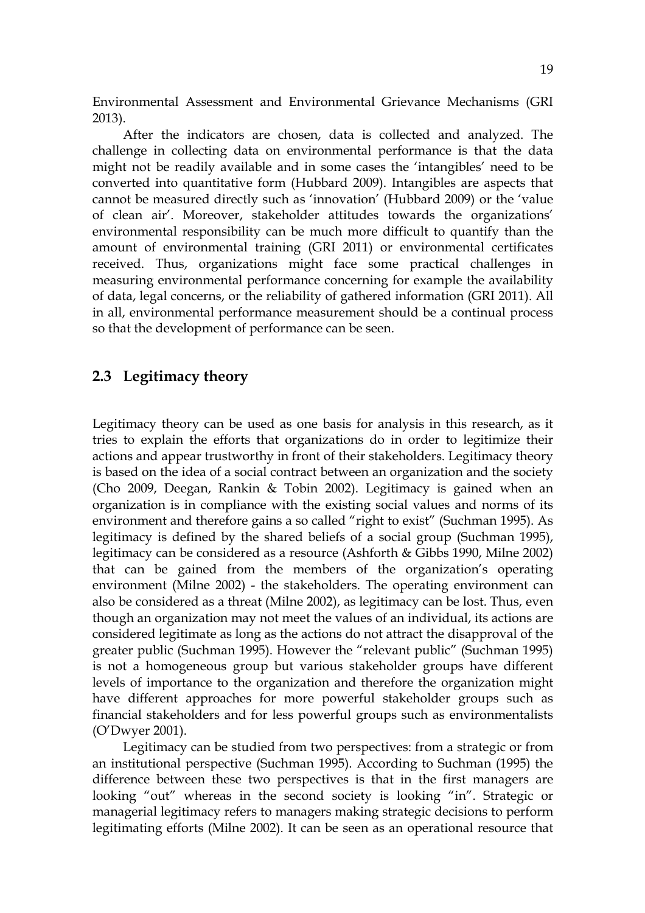Environmental Assessment and Environmental Grievance Mechanisms (GRI 2013).

After the indicators are chosen, data is collected and analyzed. The challenge in collecting data on environmental performance is that the data might not be readily available and in some cases the 'intangibles' need to be converted into quantitative form (Hubbard 2009). Intangibles are aspects that cannot be measured directly such as 'innovation' (Hubbard 2009) or the 'value of clean air'. Moreover, stakeholder attitudes towards the organizations' environmental responsibility can be much more difficult to quantify than the amount of environmental training (GRI 2011) or environmental certificates received. Thus, organizations might face some practical challenges in measuring environmental performance concerning for example the availability of data, legal concerns, or the reliability of gathered information (GRI 2011). All in all, environmental performance measurement should be a continual process so that the development of performance can be seen.

## 2.3 Legitimacy theory

Legitimacy theory can be used as one basis for analysis in this research, as it tries to explain the efforts that organizations do in order to legitimize their actions and appear trustworthy in front of their stakeholders. Legitimacy theory is based on the idea of a social contract between an organization and the society (Cho 2009, Deegan, Rankin & Tobin 2002). Legitimacy is gained when an organization is in compliance with the existing social values and norms of its environment and therefore gains a so called "right to exist" (Suchman 1995). As legitimacy is defined by the shared beliefs of a social group (Suchman 1995), legitimacy can be considered as a resource (Ashforth & Gibbs 1990, Milne 2002) that can be gained from the members of the organization's operating environment (Milne 2002) - the stakeholders. The operating environment can also be considered as a threat (Milne 2002), as legitimacy can be lost. Thus, even though an organization may not meet the values of an individual, its actions are considered legitimate as long as the actions do not attract the disapproval of the greater public (Suchman 1995). However the "relevant public" (Suchman 1995) is not a homogeneous group but various stakeholder groups have different levels of importance to the organization and therefore the organization might have different approaches for more powerful stakeholder groups such as financial stakeholders and for less powerful groups such as environmentalists (O'Dwyer 2001).

Legitimacy can be studied from two perspectives: from a strategic or from an institutional perspective (Suchman 1995). According to Suchman (1995) the difference between these two perspectives is that in the first managers are looking "out" whereas in the second society is looking "in". Strategic or managerial legitimacy refers to managers making strategic decisions to perform legitimating efforts (Milne 2002). It can be seen as an operational resource that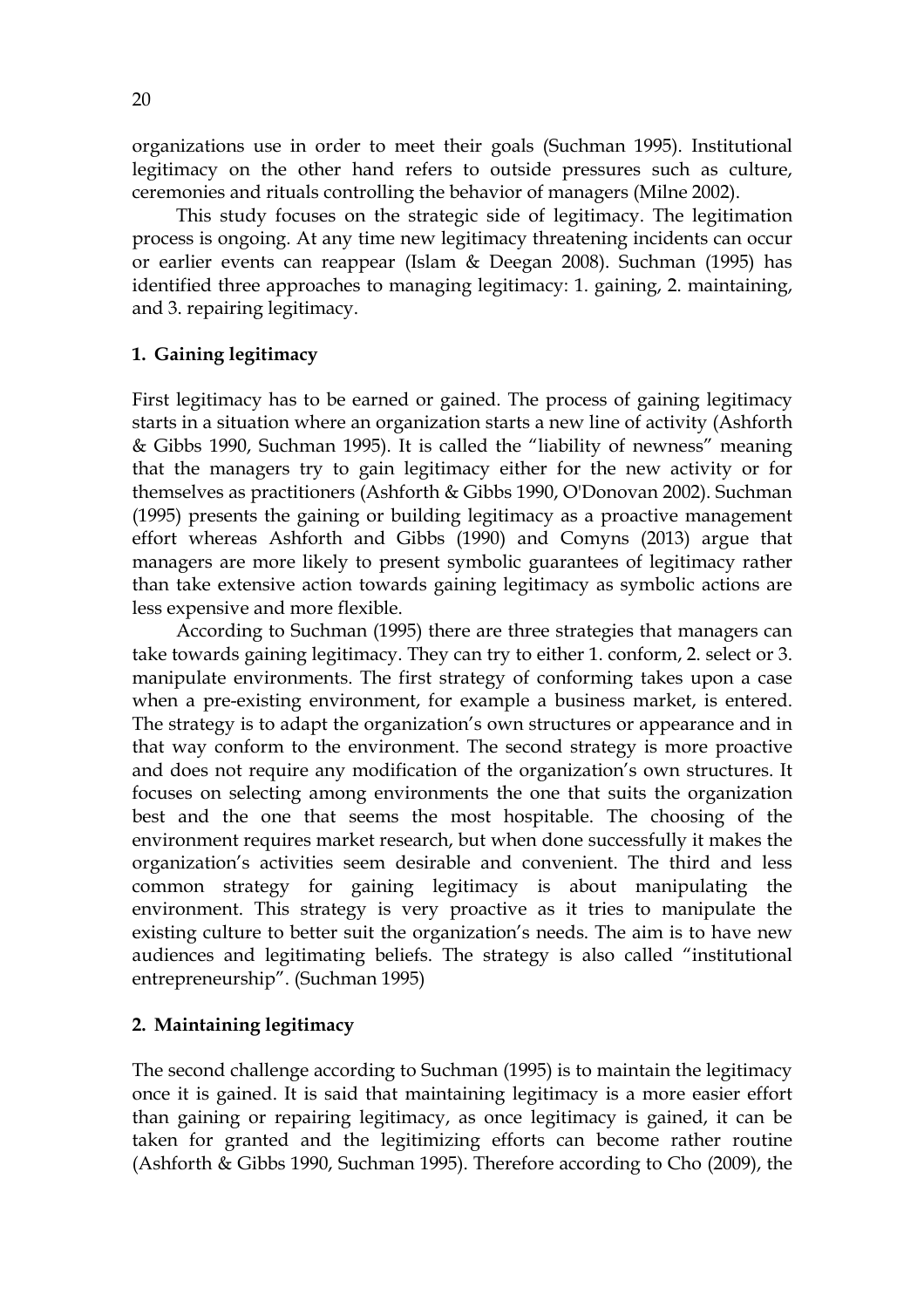organizations use in order to meet their goals (Suchman 1995). Institutional legitimacy on the other hand refers to outside pressures such as culture, ceremonies and rituals controlling the behavior of managers (Milne 2002).

This study focuses on the strategic side of legitimacy. The legitimation process is ongoing. At any time new legitimacy threatening incidents can occur or earlier events can reappear (Islam & Deegan 2008). Suchman (1995) has identified three approaches to managing legitimacy: 1. gaining, 2. maintaining, and 3. repairing legitimacy.

### 1. Gaining legitimacy

First legitimacy has to be earned or gained. The process of gaining legitimacy starts in a situation where an organization starts a new line of activity (Ashforth & Gibbs 1990, Suchman 1995). It is called the "liability of newness" meaning that the managers try to gain legitimacy either for the new activity or for themselves as practitioners (Ashforth & Gibbs 1990, O'Donovan 2002). Suchman (1995) presents the gaining or building legitimacy as a proactive management effort whereas Ashforth and Gibbs (1990) and Comyns (2013) argue that managers are more likely to present symbolic guarantees of legitimacy rather than take extensive action towards gaining legitimacy as symbolic actions are less expensive and more flexible.

According to Suchman (1995) there are three strategies that managers can take towards gaining legitimacy. They can try to either 1. conform, 2. select or 3. manipulate environments. The first strategy of conforming takes upon a case when a pre-existing environment, for example a business market, is entered. The strategy is to adapt the organization's own structures or appearance and in that way conform to the environment. The second strategy is more proactive and does not require any modification of the organization's own structures. It focuses on selecting among environments the one that suits the organization best and the one that seems the most hospitable. The choosing of the environment requires market research, but when done successfully it makes the organization's activities seem desirable and convenient. The third and less common strategy for gaining legitimacy is about manipulating the environment. This strategy is very proactive as it tries to manipulate the existing culture to better suit the organization's needs. The aim is to have new audiences and legitimating beliefs. The strategy is also called "institutional entrepreneurship". (Suchman 1995)

### 2. Maintaining legitimacy

The second challenge according to Suchman (1995) is to maintain the legitimacy once it is gained. It is said that maintaining legitimacy is a more easier effort than gaining or repairing legitimacy, as once legitimacy is gained, it can be taken for granted and the legitimizing efforts can become rather routine (Ashforth & Gibbs 1990, Suchman 1995). Therefore according to Cho (2009), the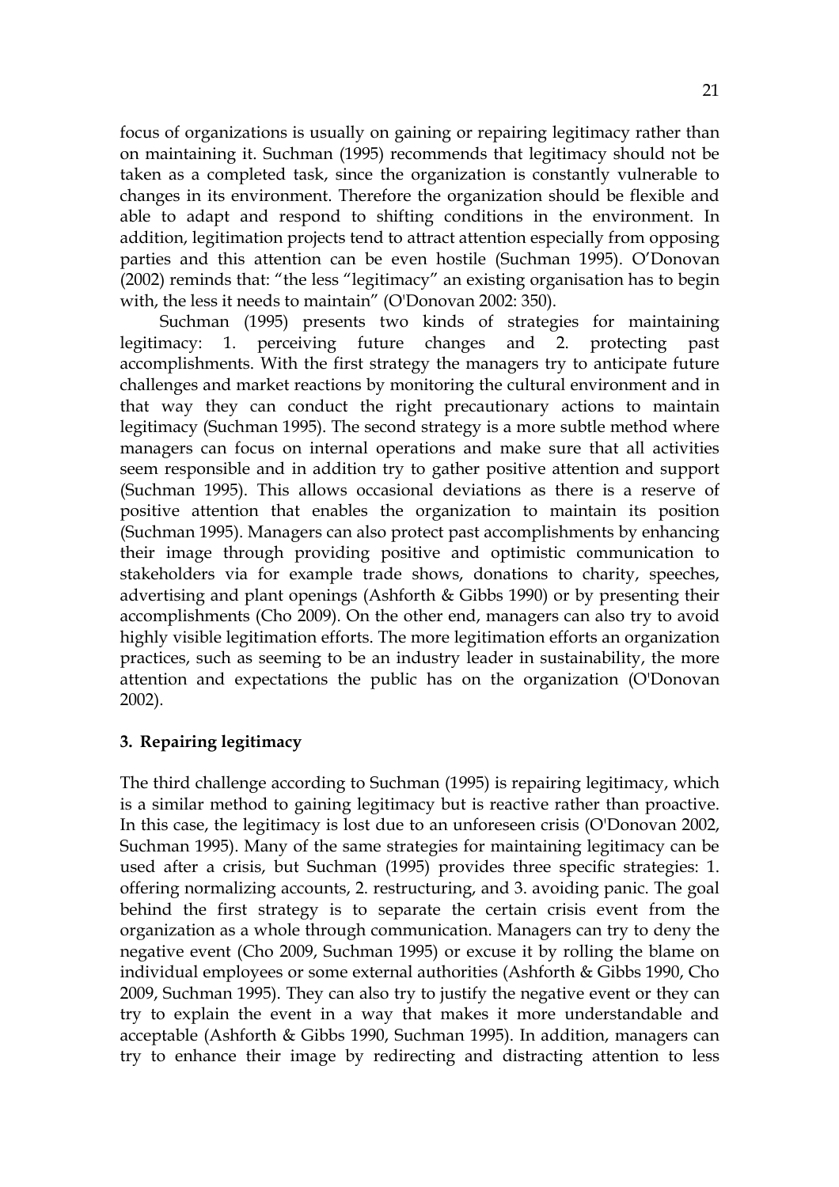focus of organizations is usually on gaining or repairing legitimacy rather than on maintaining it. Suchman (1995) recommends that legitimacy should not be taken as a completed task, since the organization is constantly vulnerable to changes in its environment. Therefore the organization should be flexible and able to adapt and respond to shifting conditions in the environment. In addition, legitimation projects tend to attract attention especially from opposing parties and this attention can be even hostile (Suchman 1995). O'Donovan (2002) reminds that: "the less "legitimacy" an existing organisation has to begin with, the less it needs to maintain" (O'Donovan 2002: 350).

Suchman (1995) presents two kinds of strategies for maintaining legitimacy: 1. perceiving future changes and 2. protecting past accomplishments. With the first strategy the managers try to anticipate future challenges and market reactions by monitoring the cultural environment and in that way they can conduct the right precautionary actions to maintain legitimacy (Suchman 1995). The second strategy is a more subtle method where managers can focus on internal operations and make sure that all activities seem responsible and in addition try to gather positive attention and support (Suchman 1995). This allows occasional deviations as there is a reserve of positive attention that enables the organization to maintain its position (Suchman 1995). Managers can also protect past accomplishments by enhancing their image through providing positive and optimistic communication to stakeholders via for example trade shows, donations to charity, speeches, advertising and plant openings (Ashforth & Gibbs 1990) or by presenting their accomplishments (Cho 2009). On the other end, managers can also try to avoid highly visible legitimation efforts. The more legitimation efforts an organization practices, such as seeming to be an industry leader in sustainability, the more attention and expectations the public has on the organization (O'Donovan 2002).

### 3. Repairing legitimacy

The third challenge according to Suchman (1995) is repairing legitimacy, which is a similar method to gaining legitimacy but is reactive rather than proactive. In this case, the legitimacy is lost due to an unforeseen crisis (O'Donovan 2002, Suchman 1995). Many of the same strategies for maintaining legitimacy can be used after a crisis, but Suchman (1995) provides three specific strategies: 1. offering normalizing accounts, 2. restructuring, and 3. avoiding panic. The goal behind the first strategy is to separate the certain crisis event from the organization as a whole through communication. Managers can try to deny the negative event (Cho 2009, Suchman 1995) or excuse it by rolling the blame on individual employees or some external authorities (Ashforth & Gibbs 1990, Cho 2009, Suchman 1995). They can also try to justify the negative event or they can try to explain the event in a way that makes it more understandable and acceptable (Ashforth & Gibbs 1990, Suchman 1995). In addition, managers can try to enhance their image by redirecting and distracting attention to less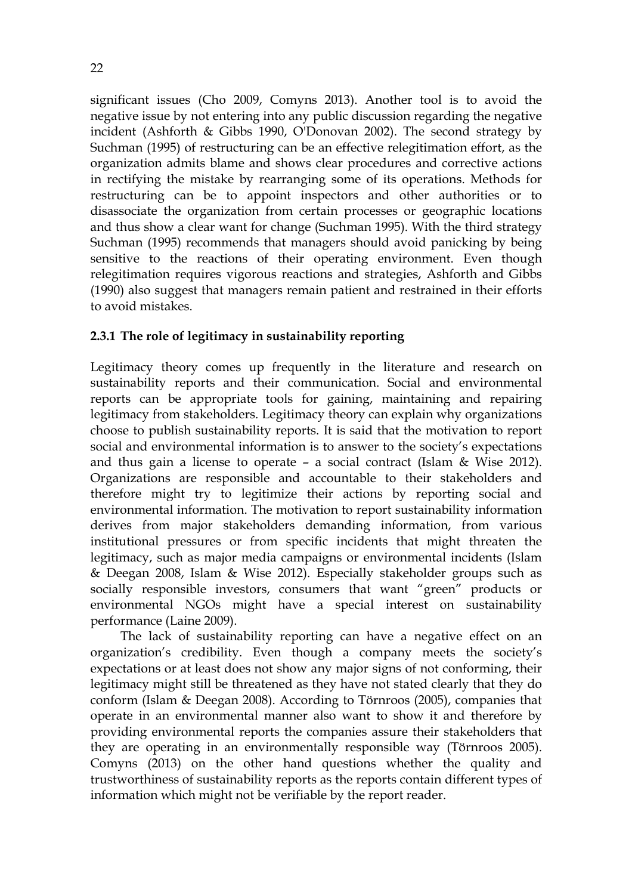significant issues (Cho 2009, Comyns 2013). Another tool is to avoid the negative issue by not entering into any public discussion regarding the negative incident (Ashforth & Gibbs 1990, O'Donovan 2002). The second strategy by Suchman (1995) of restructuring can be an effective relegitimation effort, as the organization admits blame and shows clear procedures and corrective actions in rectifying the mistake by rearranging some of its operations. Methods for restructuring can be to appoint inspectors and other authorities or to disassociate the organization from certain processes or geographic locations and thus show a clear want for change (Suchman 1995). With the third strategy Suchman (1995) recommends that managers should avoid panicking by being sensitive to the reactions of their operating environment. Even though relegitimation requires vigorous reactions and strategies, Ashforth and Gibbs (1990) also suggest that managers remain patient and restrained in their efforts to avoid mistakes.

### 2.3.1 The role of legitimacy in sustainability reporting

Legitimacy theory comes up frequently in the literature and research on sustainability reports and their communication. Social and environmental reports can be appropriate tools for gaining, maintaining and repairing legitimacy from stakeholders. Legitimacy theory can explain why organizations choose to publish sustainability reports. It is said that the motivation to report social and environmental information is to answer to the society's expectations and thus gain a license to operate – a social contract (Islam & Wise 2012). Organizations are responsible and accountable to their stakeholders and therefore might try to legitimize their actions by reporting social and environmental information. The motivation to report sustainability information derives from major stakeholders demanding information, from various institutional pressures or from specific incidents that might threaten the legitimacy, such as major media campaigns or environmental incidents (Islam & Deegan 2008, Islam & Wise 2012). Especially stakeholder groups such as socially responsible investors, consumers that want "green" products or environmental NGOs might have a special interest on sustainability performance (Laine 2009).

The lack of sustainability reporting can have a negative effect on an organization's credibility. Even though a company meets the society's expectations or at least does not show any major signs of not conforming, their legitimacy might still be threatened as they have not stated clearly that they do conform (Islam & Deegan 2008). According to Törnroos (2005), companies that operate in an environmental manner also want to show it and therefore by providing environmental reports the companies assure their stakeholders that they are operating in an environmentally responsible way (Törnroos 2005). Comyns (2013) on the other hand questions whether the quality and trustworthiness of sustainability reports as the reports contain different types of information which might not be verifiable by the report reader.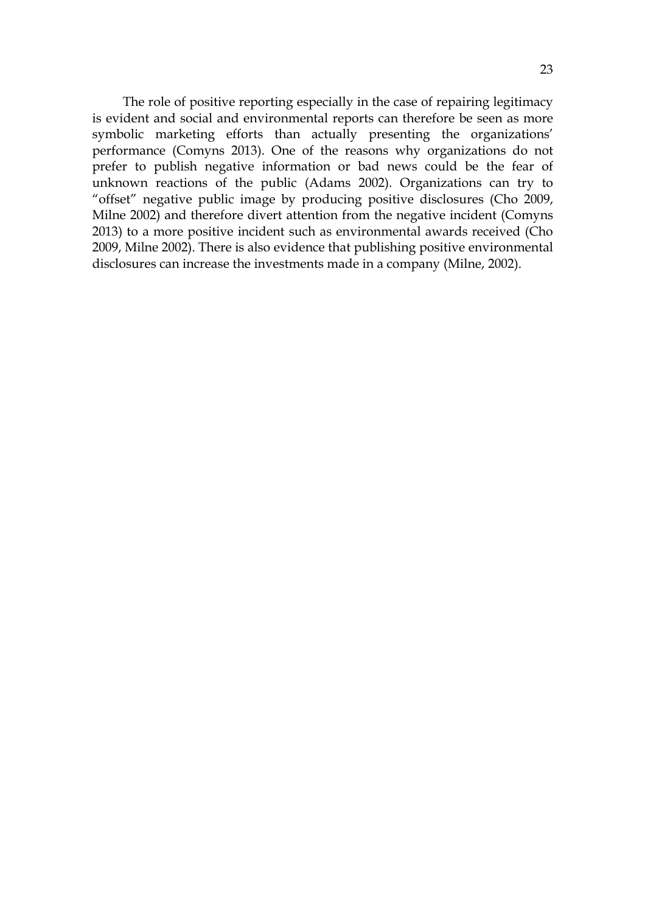The role of positive reporting especially in the case of repairing legitimacy is evident and social and environmental reports can therefore be seen as more symbolic marketing efforts than actually presenting the organizations' performance (Comyns 2013). One of the reasons why organizations do not prefer to publish negative information or bad news could be the fear of unknown reactions of the public (Adams 2002). Organizations can try to "offset" negative public image by producing positive disclosures (Cho 2009, Milne 2002) and therefore divert attention from the negative incident (Comyns 2013) to a more positive incident such as environmental awards received (Cho 2009, Milne 2002). There is also evidence that publishing positive environmental disclosures can increase the investments made in a company (Milne, 2002).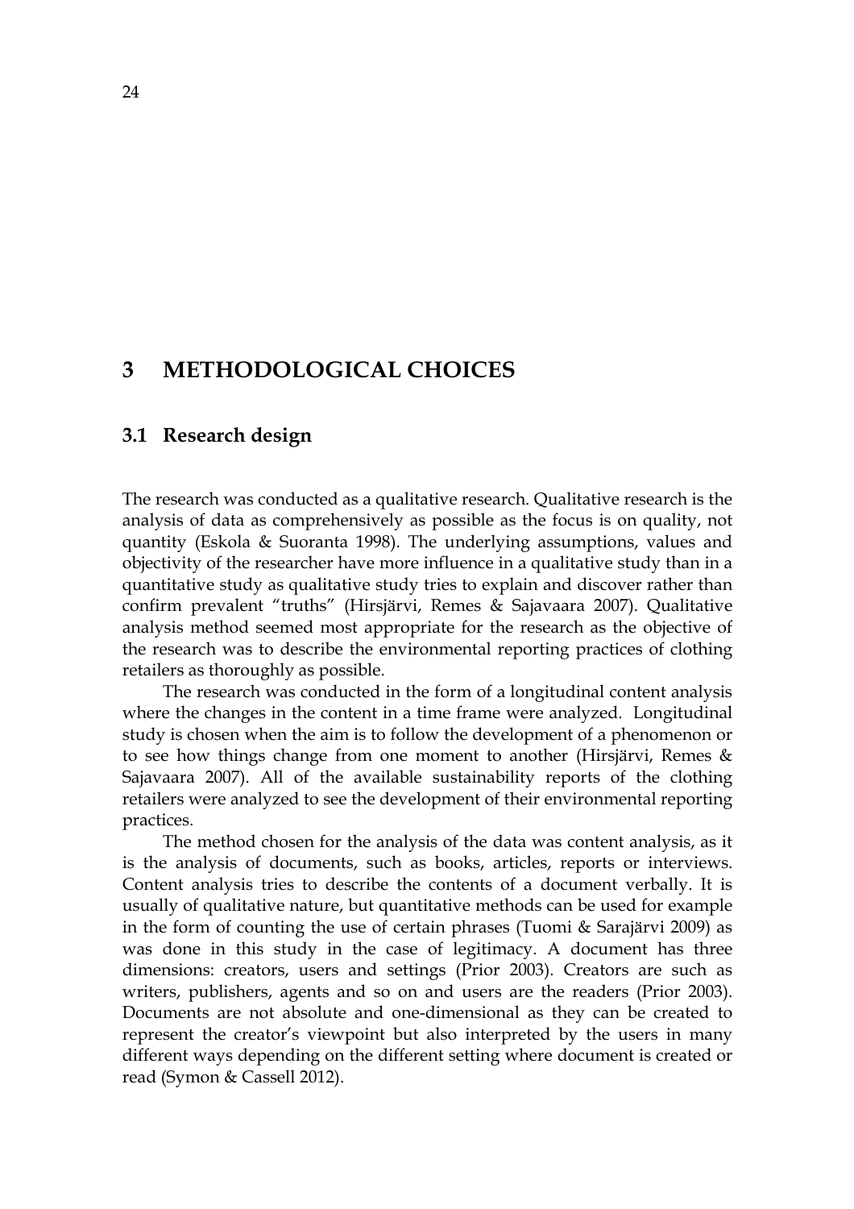# 3 METHODOLOGICAL CHOICES

## 3.1 Research design

The research was conducted as a qualitative research. Qualitative research is the analysis of data as comprehensively as possible as the focus is on quality, not quantity (Eskola & Suoranta 1998). The underlying assumptions, values and objectivity of the researcher have more influence in a qualitative study than in a quantitative study as qualitative study tries to explain and discover rather than confirm prevalent "truths" (Hirsjärvi, Remes & Sajavaara 2007). Qualitative analysis method seemed most appropriate for the research as the objective of the research was to describe the environmental reporting practices of clothing retailers as thoroughly as possible.

The research was conducted in the form of a longitudinal content analysis where the changes in the content in a time frame were analyzed. Longitudinal study is chosen when the aim is to follow the development of a phenomenon or to see how things change from one moment to another (Hirsjärvi, Remes & Sajavaara 2007). All of the available sustainability reports of the clothing retailers were analyzed to see the development of their environmental reporting practices.

The method chosen for the analysis of the data was content analysis, as it is the analysis of documents, such as books, articles, reports or interviews. Content analysis tries to describe the contents of a document verbally. It is usually of qualitative nature, but quantitative methods can be used for example in the form of counting the use of certain phrases (Tuomi & Sarajärvi 2009) as was done in this study in the case of legitimacy. A document has three dimensions: creators, users and settings (Prior 2003). Creators are such as writers, publishers, agents and so on and users are the readers (Prior 2003). Documents are not absolute and one-dimensional as they can be created to represent the creator's viewpoint but also interpreted by the users in many different ways depending on the different setting where document is created or read (Symon & Cassell 2012).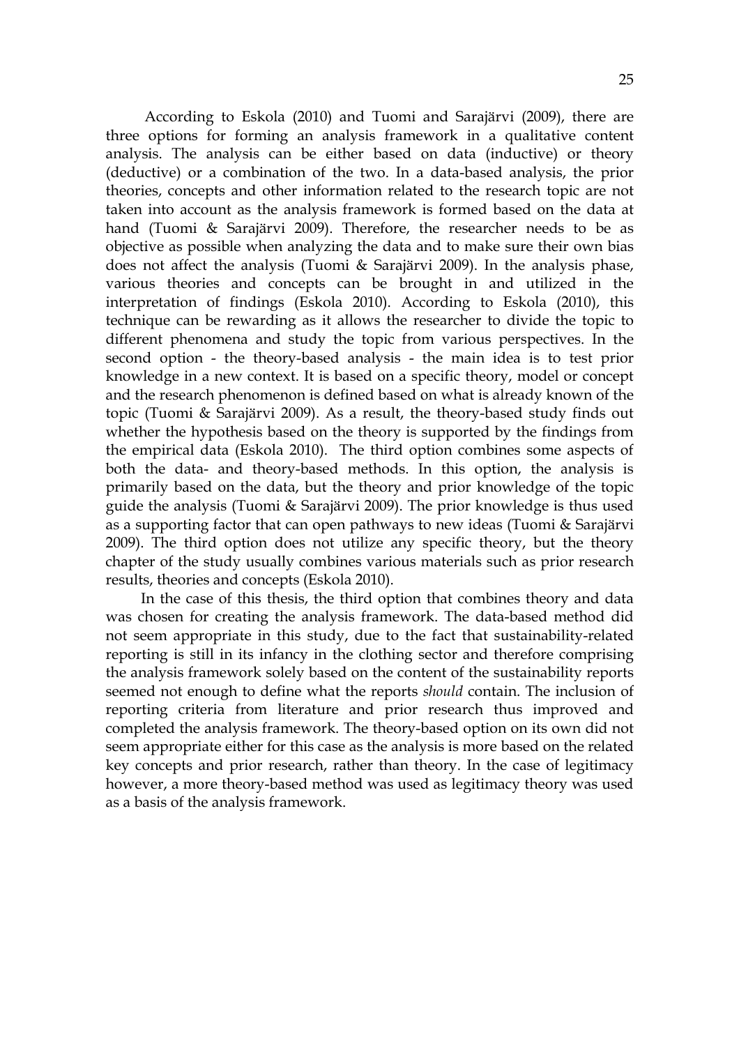According to Eskola (2010) and Tuomi and Sarajärvi (2009), there are three options for forming an analysis framework in a qualitative content analysis. The analysis can be either based on data (inductive) or theory (deductive) or a combination of the two. In a data-based analysis, the prior theories, concepts and other information related to the research topic are not taken into account as the analysis framework is formed based on the data at hand (Tuomi & Sarajärvi 2009). Therefore, the researcher needs to be as objective as possible when analyzing the data and to make sure their own bias does not affect the analysis (Tuomi & Sarajärvi 2009). In the analysis phase, various theories and concepts can be brought in and utilized in the interpretation of findings (Eskola 2010). According to Eskola (2010), this technique can be rewarding as it allows the researcher to divide the topic to different phenomena and study the topic from various perspectives. In the second option - the theory-based analysis - the main idea is to test prior knowledge in a new context. It is based on a specific theory, model or concept and the research phenomenon is defined based on what is already known of the topic (Tuomi & Sarajärvi 2009). As a result, the theory-based study finds out whether the hypothesis based on the theory is supported by the findings from the empirical data (Eskola 2010). The third option combines some aspects of both the data- and theory-based methods. In this option, the analysis is primarily based on the data, but the theory and prior knowledge of the topic guide the analysis (Tuomi & Sarajärvi 2009). The prior knowledge is thus used as a supporting factor that can open pathways to new ideas (Tuomi & Sarajärvi 2009). The third option does not utilize any specific theory, but the theory chapter of the study usually combines various materials such as prior research results, theories and concepts (Eskola 2010).

In the case of this thesis, the third option that combines theory and data was chosen for creating the analysis framework. The data-based method did not seem appropriate in this study, due to the fact that sustainability-related reporting is still in its infancy in the clothing sector and therefore comprising the analysis framework solely based on the content of the sustainability reports seemed not enough to define what the reports *should* contain. The inclusion of reporting criteria from literature and prior research thus improved and completed the analysis framework. The theory-based option on its own did not seem appropriate either for this case as the analysis is more based on the related key concepts and prior research, rather than theory. In the case of legitimacy however, a more theory-based method was used as legitimacy theory was used as a basis of the analysis framework.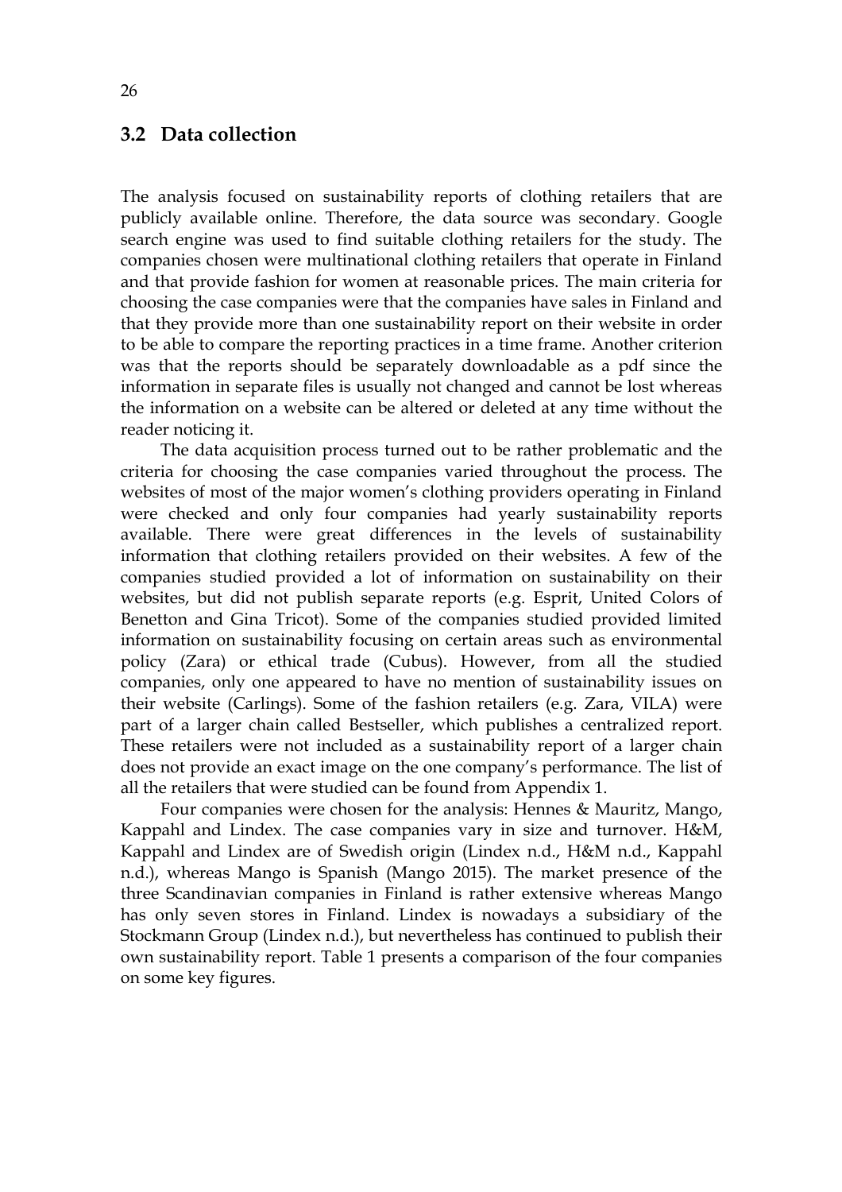## 3.2 Data collection

The analysis focused on sustainability reports of clothing retailers that are publicly available online. Therefore, the data source was secondary. Google search engine was used to find suitable clothing retailers for the study. The companies chosen were multinational clothing retailers that operate in Finland and that provide fashion for women at reasonable prices. The main criteria for choosing the case companies were that the companies have sales in Finland and that they provide more than one sustainability report on their website in order to be able to compare the reporting practices in a time frame. Another criterion was that the reports should be separately downloadable as a pdf since the information in separate files is usually not changed and cannot be lost whereas the information on a website can be altered or deleted at any time without the reader noticing it.

The data acquisition process turned out to be rather problematic and the criteria for choosing the case companies varied throughout the process. The websites of most of the major women's clothing providers operating in Finland were checked and only four companies had yearly sustainability reports available. There were great differences in the levels of sustainability information that clothing retailers provided on their websites. A few of the companies studied provided a lot of information on sustainability on their websites, but did not publish separate reports (e.g. Esprit, United Colors of Benetton and Gina Tricot). Some of the companies studied provided limited information on sustainability focusing on certain areas such as environmental policy (Zara) or ethical trade (Cubus). However, from all the studied companies, only one appeared to have no mention of sustainability issues on their website (Carlings). Some of the fashion retailers (e.g. Zara, VILA) were part of a larger chain called Bestseller, which publishes a centralized report. These retailers were not included as a sustainability report of a larger chain does not provide an exact image on the one company's performance. The list of all the retailers that were studied can be found from Appendix 1.

Four companies were chosen for the analysis: Hennes & Mauritz, Mango, Kappahl and Lindex. The case companies vary in size and turnover. H&M, Kappahl and Lindex are of Swedish origin (Lindex n.d., H&M n.d., Kappahl n.d.), whereas Mango is Spanish (Mango 2015). The market presence of the three Scandinavian companies in Finland is rather extensive whereas Mango has only seven stores in Finland. Lindex is nowadays a subsidiary of the Stockmann Group (Lindex n.d.), but nevertheless has continued to publish their own sustainability report. Table 1 presents a comparison of the four companies on some key figures.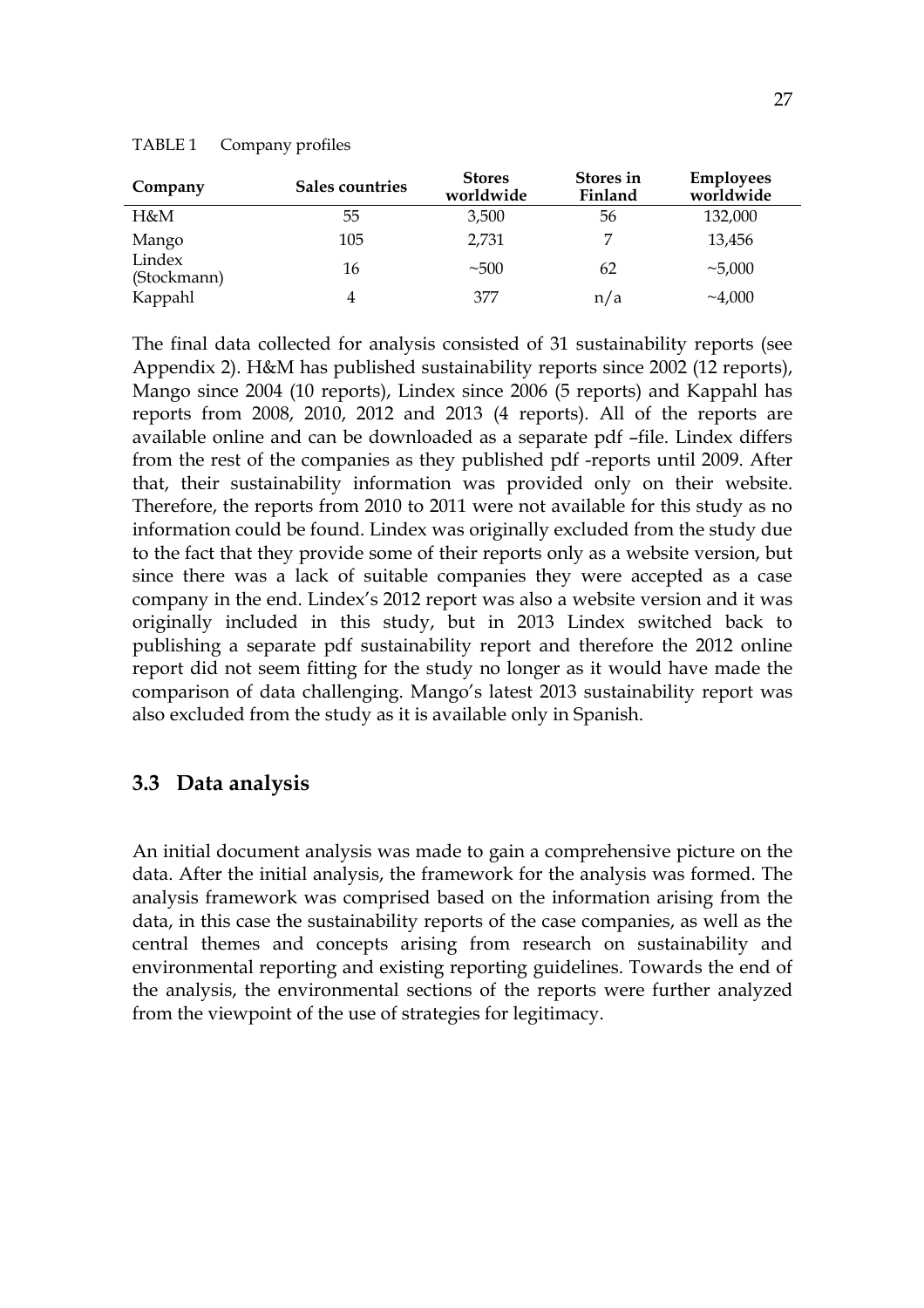TABLE 1 Company profiles

| Company | Sales countries | Stores worldwide | Stores in Finland | Employees worldwide |
|---|---|---|---|---|
| H&M | 55 | 3,500 | 56 | 132,000 |
| Mango | 105 | 2,731 | 7 | 13,456 |
| Lindex (Stockmann) | 16 | ~500 | 62 | ~5,000 |
| Kappahl | 4 | 377 | n/a | ~4,000 |

The final data collected for analysis consisted of 31 sustainability reports (see Appendix 2). H&M has published sustainability reports since 2002 (12 reports), Mango since 2004 (10 reports), Lindex since 2006 (5 reports) and Kappahl has reports from 2008, 2010, 2012 and 2013 (4 reports). All of the reports are available online and can be downloaded as a separate pdf –file. Lindex differs from the rest of the companies as they published pdf -reports until 2009. After that, their sustainability information was provided only on their website. Therefore, the reports from 2010 to 2011 were not available for this study as no information could be found. Lindex was originally excluded from the study due to the fact that they provide some of their reports only as a website version, but since there was a lack of suitable companies they were accepted as a case company in the end. Lindex's 2012 report was also a website version and it was originally included in this study, but in 2013 Lindex switched back to publishing a separate pdf sustainability report and therefore the 2012 online report did not seem fitting for the study no longer as it would have made the comparison of data challenging. Mango's latest 2013 sustainability report was also excluded from the study as it is available only in Spanish.

## 3.3 Data analysis

An initial document analysis was made to gain a comprehensive picture on the data. After the initial analysis, the framework for the analysis was formed. The analysis framework was comprised based on the information arising from the data, in this case the sustainability reports of the case companies, as well as the central themes and concepts arising from research on sustainability and environmental reporting and existing reporting guidelines. Towards the end of the analysis, the environmental sections of the reports were further analyzed from the viewpoint of the use of strategies for legitimacy.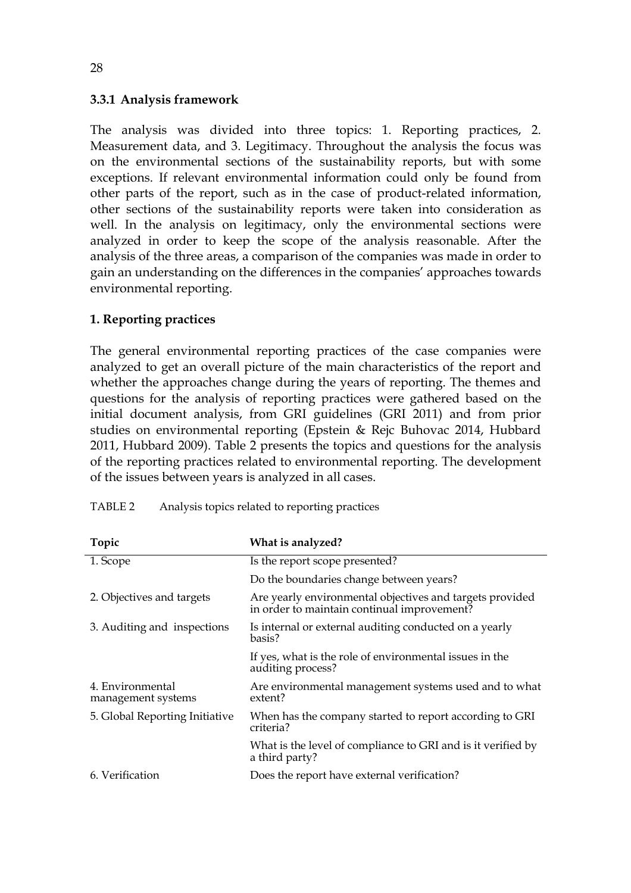### 3.3.1 Analysis framework

The analysis was divided into three topics: 1. Reporting practices, 2. Measurement data, and 3. Legitimacy. Throughout the analysis the focus was on the environmental sections of the sustainability reports, but with some exceptions. If relevant environmental information could only be found from other parts of the report, such as in the case of product-related information, other sections of the sustainability reports were taken into consideration as well. In the analysis on legitimacy, only the environmental sections were analyzed in order to keep the scope of the analysis reasonable. After the analysis of the three areas, a comparison of the companies was made in order to gain an understanding on the differences in the companies' approaches towards environmental reporting.

**1. Reporting practices**

The general environmental reporting practices of the case companies were analyzed to get an overall picture of the main characteristics of the report and whether the approaches change during the years of reporting. The themes and questions for the analysis of reporting practices were gathered based on the initial document analysis, from GRI guidelines (GRI 2011) and from prior studies on environmental reporting (Epstein & Rejc Buhovac 2014, Hubbard 2011, Hubbard 2009). Table 2 presents the topics and questions for the analysis of the reporting practices related to environmental reporting. The development of the issues between years is analyzed in all cases.

TABLE 2 Analysis topics related to reporting practices

| Topic | What is analyzed? |
|---|---|
| 1. Scope | Is the report scope presented? |
| | Do the boundaries change between years? |
| 2. Objectives and targets | Are yearly environmental objectives and targets provided in order to maintain continual improvement? |
| 3. Auditing and inspections | Is internal or external auditing conducted on a yearly basis? |
| | If yes, what is the role of environmental issues in the auditing process? |
| 4. Environmental management systems | Are environmental management systems used and to what extent? |
| 5. Global Reporting Initiative | When has the company started to report according to GRI criteria? |
| | What is the level of compliance to GRI and is it verified by a third party? |
| 6. Verification | Does the report have external verification? |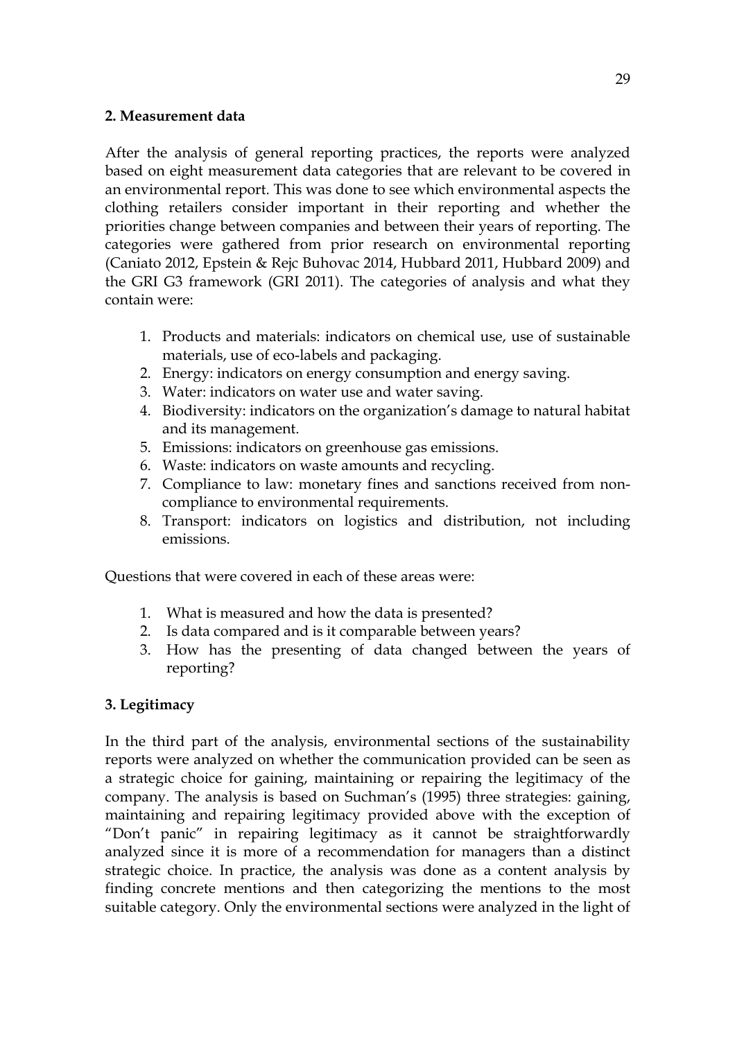**2. Measurement data**

After the analysis of general reporting practices, the reports were analyzed based on eight measurement data categories that are relevant to be covered in an environmental report. This was done to see which environmental aspects the clothing retailers consider important in their reporting and whether the priorities change between companies and between their years of reporting. The categories were gathered from prior research on environmental reporting (Caniato 2012, Epstein & Rejc Buhovac 2014, Hubbard 2011, Hubbard 2009) and the GRI G3 framework (GRI 2011). The categories of analysis and what they contain were:

1. Products and materials: indicators on chemical use, use of sustainable materials, use of eco-labels and packaging.
2. Energy: indicators on energy consumption and energy saving.
3. Water: indicators on water use and water saving.
4. Biodiversity: indicators on the organization's damage to natural habitat and its management.
5. Emissions: indicators on greenhouse gas emissions.
6. Waste: indicators on waste amounts and recycling.
7. Compliance to law: monetary fines and sanctions received from non-compliance to environmental requirements.
8. Transport: indicators on logistics and distribution, not including emissions.

Questions that were covered in each of these areas were:

1. What is measured and how the data is presented?
2. Is data compared and is it comparable between years?
3. How has the presenting of data changed between the years of reporting?

**3. Legitimacy**

In the third part of the analysis, environmental sections of the sustainability reports were analyzed on whether the communication provided can be seen as a strategic choice for gaining, maintaining or repairing the legitimacy of the company. The analysis is based on Suchman's (1995) three strategies: gaining, maintaining and repairing legitimacy provided above with the exception of "Don't panic" in repairing legitimacy as it cannot be straightforwardly analyzed since it is more of a recommendation for managers than a distinct strategic choice. In practice, the analysis was done as a content analysis by finding concrete mentions and then categorizing the mentions to the most suitable category. Only the environmental sections were analyzed in the light of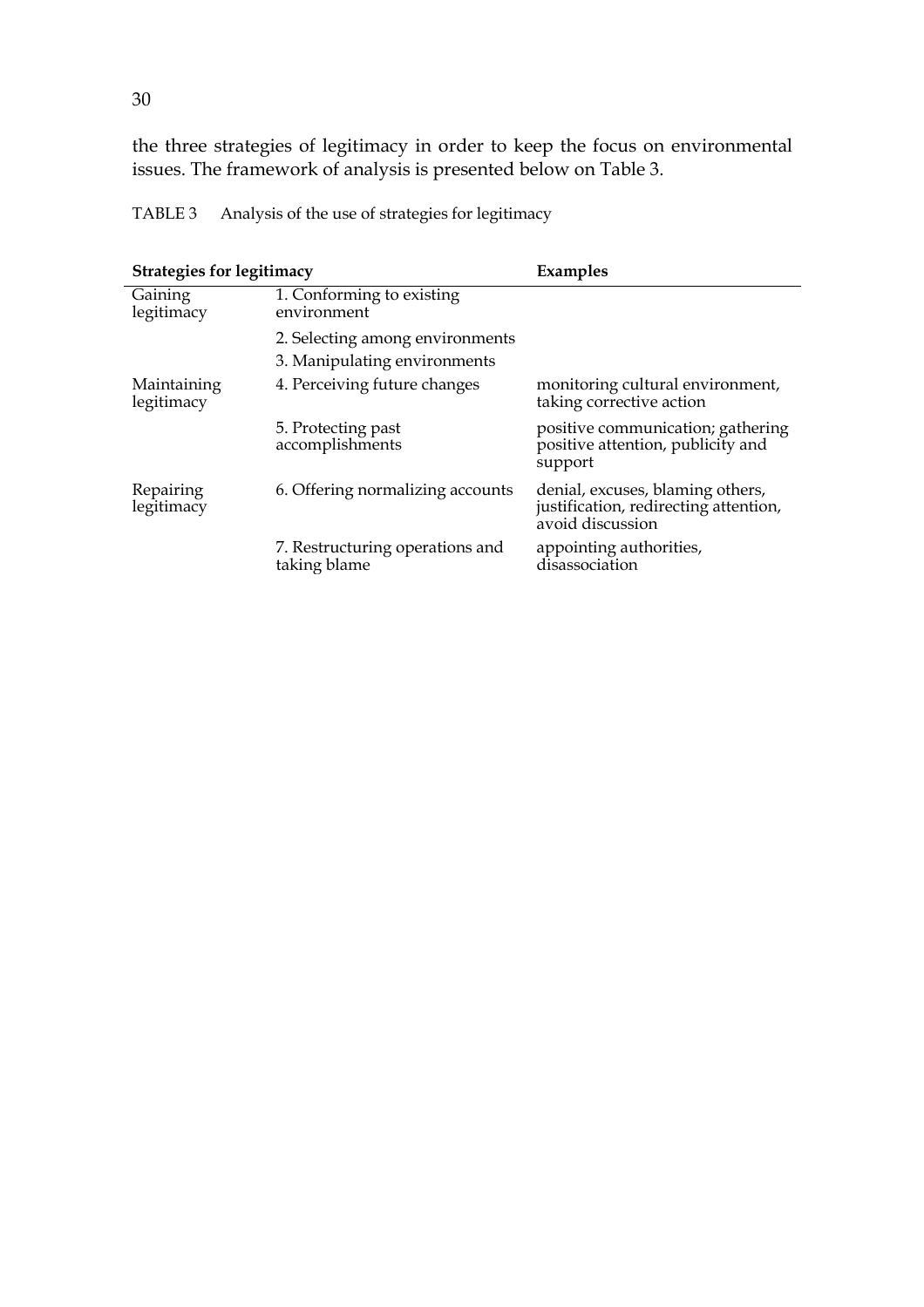the three strategies of legitimacy in order to keep the focus on environmental issues. The framework of analysis is presented below on Table 3.

TABLE 3 Analysis of the use of strategies for legitimacy

| Strategies for legitimacy | | Examples |
|---|---|---|
| Gaining legitimacy | 1. Conforming to existing environment | |
| | 2. Selecting among environments | |
| | 3. Manipulating environments | |
| Maintaining legitimacy | 4. Perceiving future changes | monitoring cultural environment, taking corrective action |
| | 5. Protecting past accomplishments | positive communication; gathering positive attention, publicity and support |
| Repairing legitimacy | 6. Offering normalizing accounts | denial, excuses, blaming others, justification, redirecting attention, avoid discussion |
| | 7. Restructuring operations and taking blame | appointing authorities, disassociation |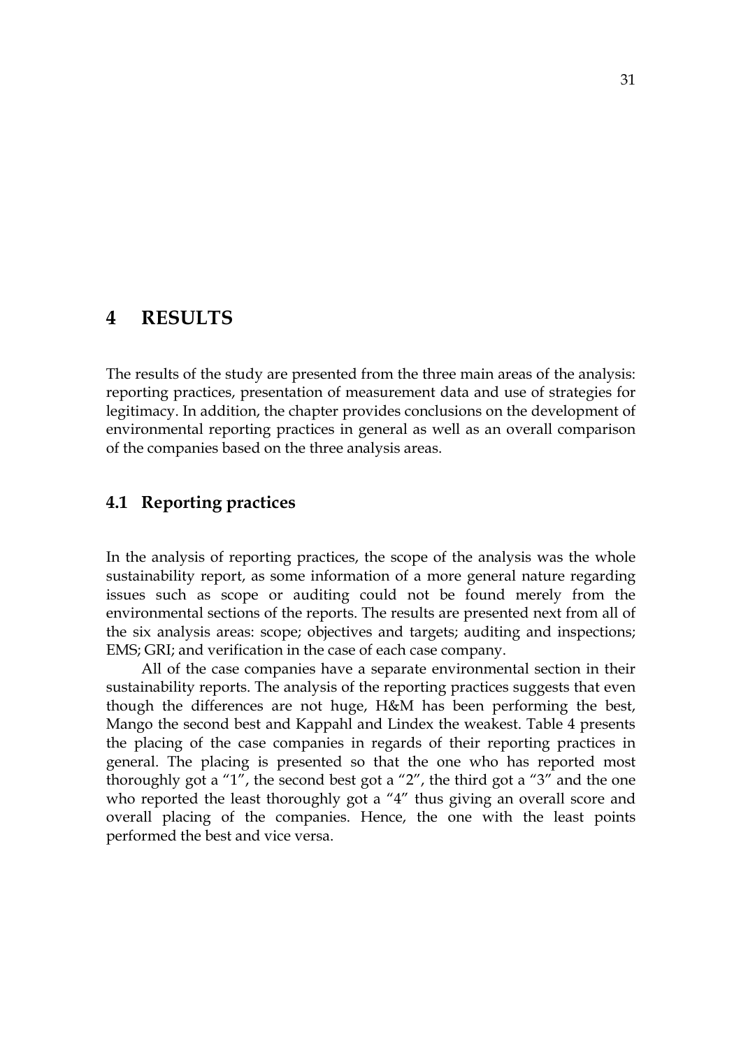# 4 RESULTS

The results of the study are presented from the three main areas of the analysis: reporting practices, presentation of measurement data and use of strategies for legitimacy. In addition, the chapter provides conclusions on the development of environmental reporting practices in general as well as an overall comparison of the companies based on the three analysis areas.

## 4.1 Reporting practices

In the analysis of reporting practices, the scope of the analysis was the whole sustainability report, as some information of a more general nature regarding issues such as scope or auditing could not be found merely from the environmental sections of the reports. The results are presented next from all of the six analysis areas: scope; objectives and targets; auditing and inspections; EMS; GRI; and verification in the case of each case company.

All of the case companies have a separate environmental section in their sustainability reports. The analysis of the reporting practices suggests that even though the differences are not huge, H&M has been performing the best, Mango the second best and Kappahl and Lindex the weakest. Table 4 presents the placing of the case companies in regards of their reporting practices in general. The placing is presented so that the one who has reported most thoroughly got a "1", the second best got a "2", the third got a "3" and the one who reported the least thoroughly got a "4" thus giving an overall score and overall placing of the companies. Hence, the one with the least points performed the best and vice versa.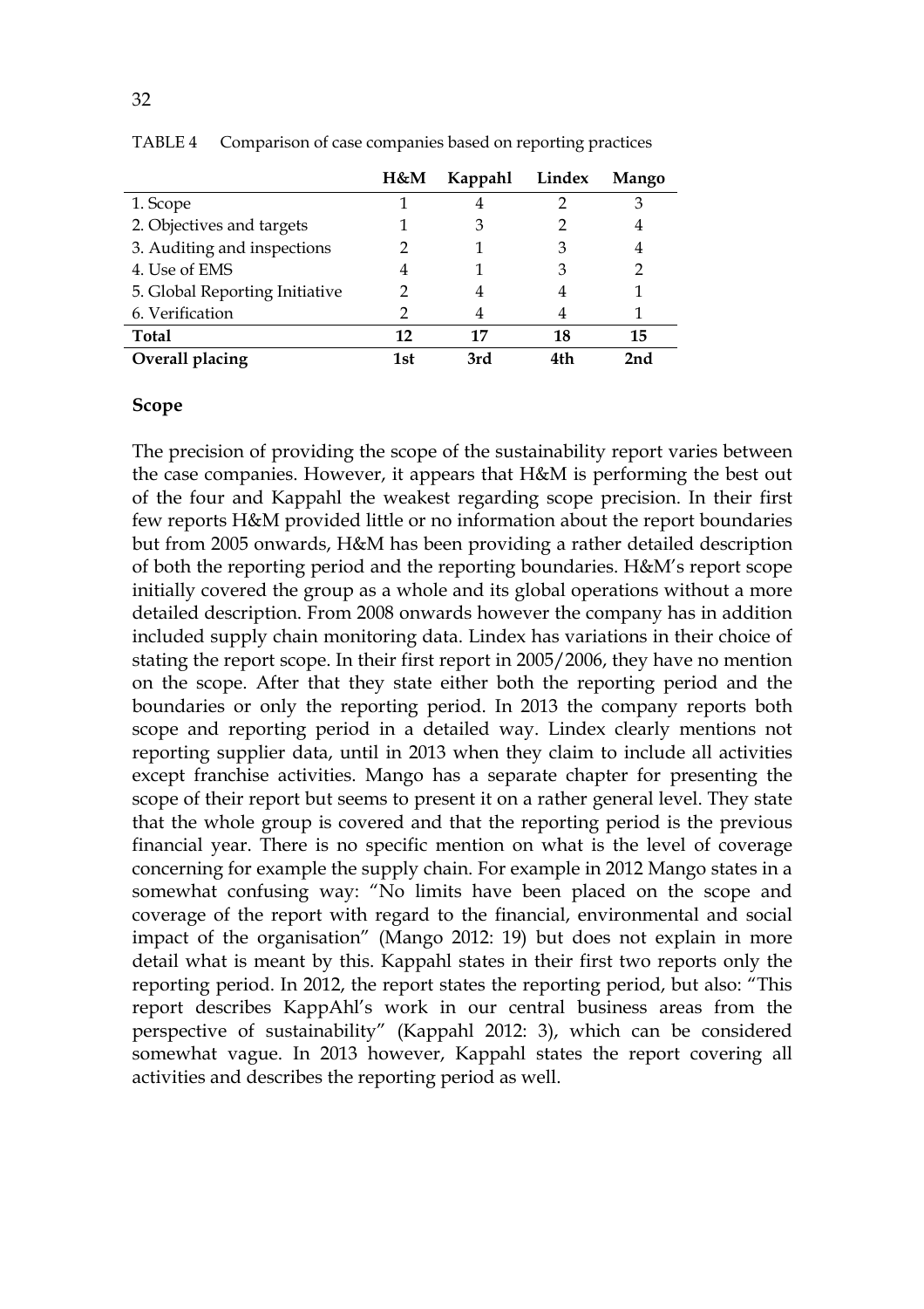TABLE 4 Comparison of case companies based on reporting practices

| | H&M | Kappahl | Lindex | Mango |
|---|---|---|---|---|
| 1. Scope | 1 | 4 | 2 | 3 |
| 2. Objectives and targets | 1 | 3 | 2 | 4 |
| 3. Auditing and inspections | 2 | 1 | 3 | 4 |
| 4. Use of EMS | 4 | 1 | 3 | 2 |
| 5. Global Reporting Initiative | 2 | 4 | 4 | 1 |
| 6. Verification | 2 | 4 | 4 | 1 |
| **Total** | **12** | **17** | **18** | **15** |
| **Overall placing** | **1st** | **3rd** | **4th** | **2nd** |

### Scope

The precision of providing the scope of the sustainability report varies between the case companies. However, it appears that H&M is performing the best out of the four and Kappahl the weakest regarding scope precision. In their first few reports H&M provided little or no information about the report boundaries but from 2005 onwards, H&M has been providing a rather detailed description of both the reporting period and the reporting boundaries. H&M's report scope initially covered the group as a whole and its global operations without a more detailed description. From 2008 onwards however the company has in addition included supply chain monitoring data. Lindex has variations in their choice of stating the report scope. In their first report in 2005/2006, they have no mention on the scope. After that they state either both the reporting period and the boundaries or only the reporting period. In 2013 the company reports both scope and reporting period in a detailed way. Lindex clearly mentions not reporting supplier data, until in 2013 when they claim to include all activities except franchise activities. Mango has a separate chapter for presenting the scope of their report but seems to present it on a rather general level. They state that the whole group is covered and that the reporting period is the previous financial year. There is no specific mention on what is the level of coverage concerning for example the supply chain. For example in 2012 Mango states in a somewhat confusing way: "No limits have been placed on the scope and coverage of the report with regard to the financial, environmental and social impact of the organisation" (Mango 2012: 19) but does not explain in more detail what is meant by this. Kappahl states in their first two reports only the reporting period. In 2012, the report states the reporting period, but also: "This report describes KappAhl's work in our central business areas from the perspective of sustainability" (Kappahl 2012: 3), which can be considered somewhat vague. In 2013 however, Kappahl states the report covering all activities and describes the reporting period as well.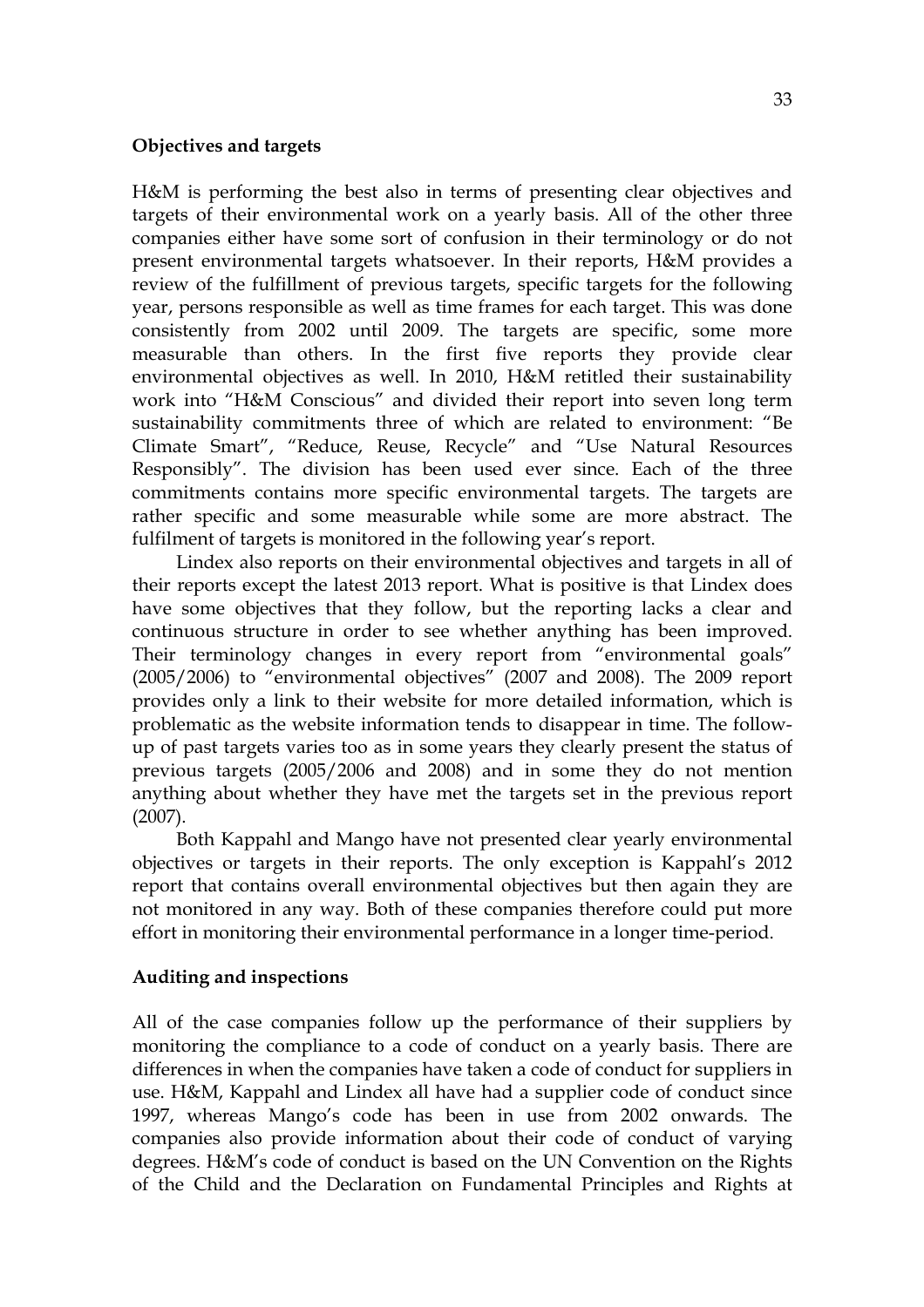**Objectives and targets**

H&M is performing the best also in terms of presenting clear objectives and targets of their environmental work on a yearly basis. All of the other three companies either have some sort of confusion in their terminology or do not present environmental targets whatsoever. In their reports, H&M provides a review of the fulfillment of previous targets, specific targets for the following year, persons responsible as well as time frames for each target. This was done consistently from 2002 until 2009. The targets are specific, some more measurable than others. In the first five reports they provide clear environmental objectives as well. In 2010, H&M retitled their sustainability work into "H&M Conscious" and divided their report into seven long term sustainability commitments three of which are related to environment: "Be Climate Smart", "Reduce, Reuse, Recycle" and "Use Natural Resources Responsibly". The division has been used ever since. Each of the three commitments contains more specific environmental targets. The targets are rather specific and some measurable while some are more abstract. The fulfilment of targets is monitored in the following year's report.

Lindex also reports on their environmental objectives and targets in all of their reports except the latest 2013 report. What is positive is that Lindex does have some objectives that they follow, but the reporting lacks a clear and continuous structure in order to see whether anything has been improved. Their terminology changes in every report from "environmental goals" (2005/2006) to "environmental objectives" (2007 and 2008). The 2009 report provides only a link to their website for more detailed information, which is problematic as the website information tends to disappear in time. The follow-up of past targets varies too as in some years they clearly present the status of previous targets (2005/2006 and 2008) and in some they do not mention anything about whether they have met the targets set in the previous report (2007).

Both Kappahl and Mango have not presented clear yearly environmental objectives or targets in their reports. The only exception is Kappahl's 2012 report that contains overall environmental objectives but then again they are not monitored in any way. Both of these companies therefore could put more effort in monitoring their environmental performance in a longer time-period.

**Auditing and inspections**

All of the case companies follow up the performance of their suppliers by monitoring the compliance to a code of conduct on a yearly basis. There are differences in when the companies have taken a code of conduct for suppliers in use. H&M, Kappahl and Lindex all have had a supplier code of conduct since 1997, whereas Mango's code has been in use from 2002 onwards. The companies also provide information about their code of conduct of varying degrees. H&M's code of conduct is based on the UN Convention on the Rights of the Child and the Declaration on Fundamental Principles and Rights at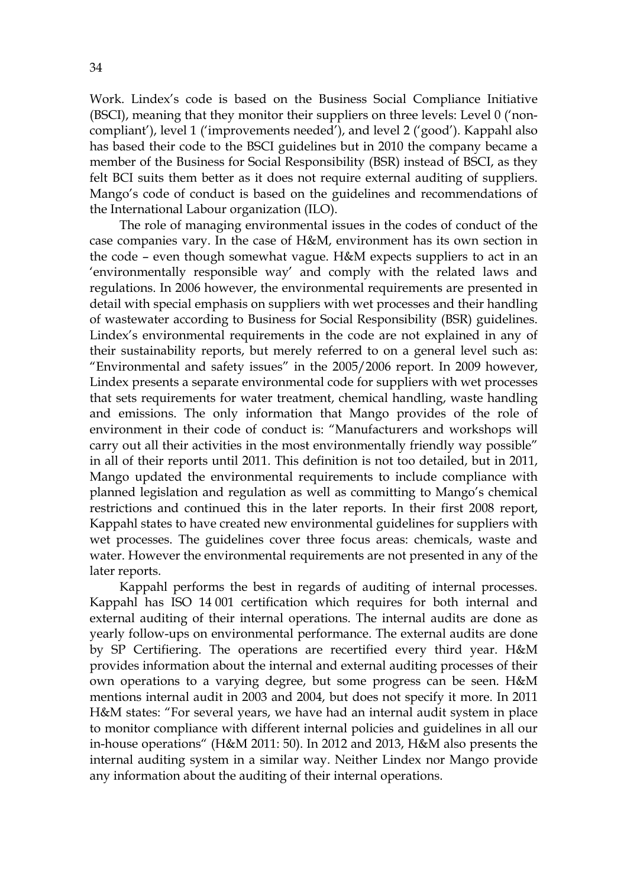Work. Lindex's code is based on the Business Social Compliance Initiative (BSCI), meaning that they monitor their suppliers on three levels: Level 0 ('non-compliant'), level 1 ('improvements needed'), and level 2 ('good'). Kappahl also has based their code to the BSCI guidelines but in 2010 the company became a member of the Business for Social Responsibility (BSR) instead of BSCI, as they felt BCI suits them better as it does not require external auditing of suppliers. Mango's code of conduct is based on the guidelines and recommendations of the International Labour organization (ILO).

The role of managing environmental issues in the codes of conduct of the case companies vary. In the case of H&M, environment has its own section in the code – even though somewhat vague. H&M expects suppliers to act in an 'environmentally responsible way' and comply with the related laws and regulations. In 2006 however, the environmental requirements are presented in detail with special emphasis on suppliers with wet processes and their handling of wastewater according to Business for Social Responsibility (BSR) guidelines. Lindex's environmental requirements in the code are not explained in any of their sustainability reports, but merely referred to on a general level such as: "Environmental and safety issues" in the 2005/2006 report. In 2009 however, Lindex presents a separate environmental code for suppliers with wet processes that sets requirements for water treatment, chemical handling, waste handling and emissions. The only information that Mango provides of the role of environment in their code of conduct is: "Manufacturers and workshops will carry out all their activities in the most environmentally friendly way possible" in all of their reports until 2011. This definition is not too detailed, but in 2011, Mango updated the environmental requirements to include compliance with planned legislation and regulation as well as committing to Mango's chemical restrictions and continued this in the later reports. In their first 2008 report, Kappahl states to have created new environmental guidelines for suppliers with wet processes. The guidelines cover three focus areas: chemicals, waste and water. However the environmental requirements are not presented in any of the later reports.

Kappahl performs the best in regards of auditing of internal processes. Kappahl has ISO 14 001 certification which requires for both internal and external auditing of their internal operations. The internal audits are done as yearly follow-ups on environmental performance. The external audits are done by SP Certifiering. The operations are recertified every third year. H&M provides information about the internal and external auditing processes of their own operations to a varying degree, but some progress can be seen. H&M mentions internal audit in 2003 and 2004, but does not specify it more. In 2011 H&M states: "For several years, we have had an internal audit system in place to monitor compliance with different internal policies and guidelines in all our in-house operations" (H&M 2011: 50). In 2012 and 2013, H&M also presents the internal auditing system in a similar way. Neither Lindex nor Mango provide any information about the auditing of their internal operations.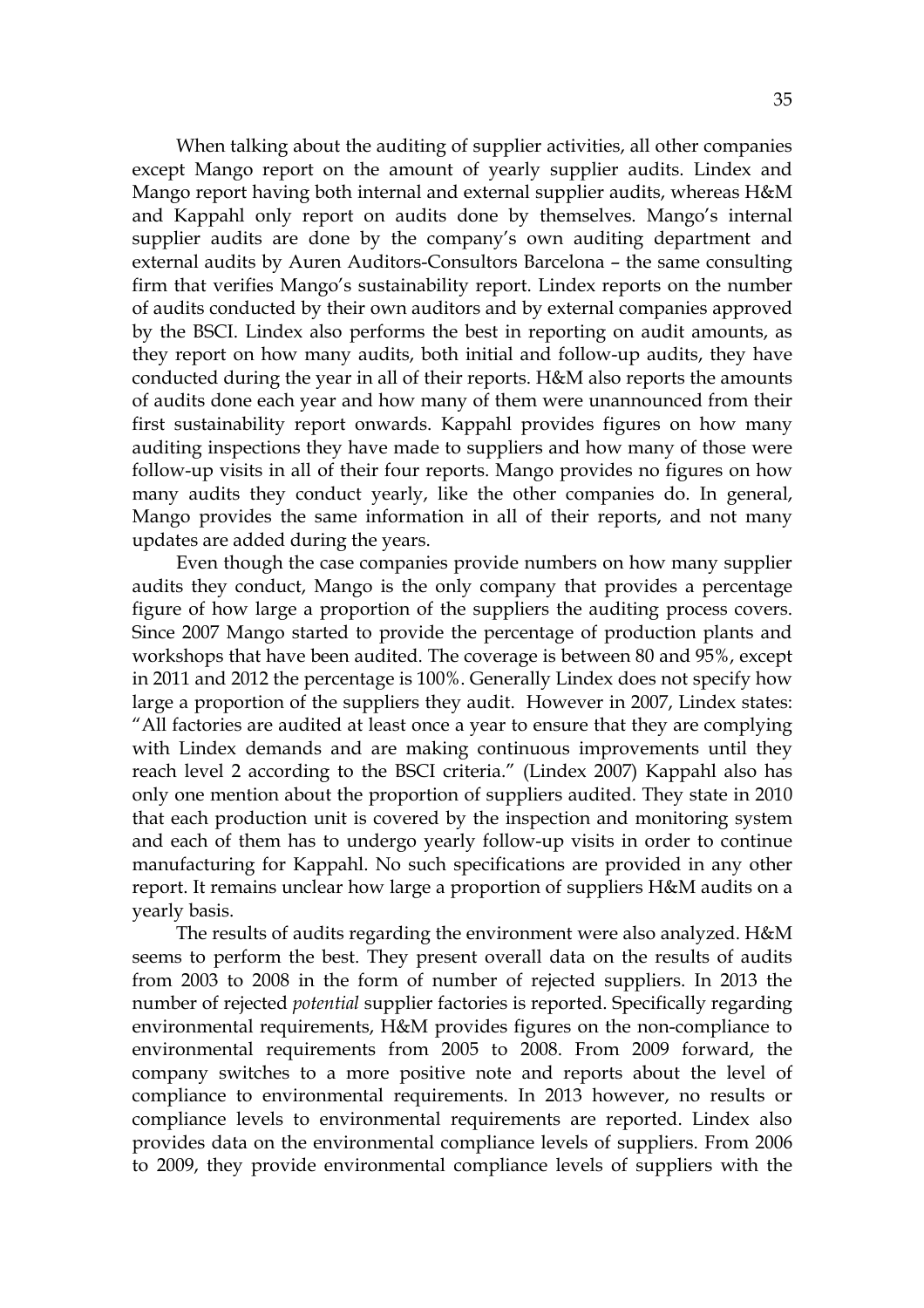When talking about the auditing of supplier activities, all other companies except Mango report on the amount of yearly supplier audits. Lindex and Mango report having both internal and external supplier audits, whereas H&M and Kappahl only report on audits done by themselves. Mango's internal supplier audits are done by the company's own auditing department and external audits by Auren Auditors-Consultors Barcelona – the same consulting firm that verifies Mango's sustainability report. Lindex reports on the number of audits conducted by their own auditors and by external companies approved by the BSCI. Lindex also performs the best in reporting on audit amounts, as they report on how many audits, both initial and follow-up audits, they have conducted during the year in all of their reports. H&M also reports the amounts of audits done each year and how many of them were unannounced from their first sustainability report onwards. Kappahl provides figures on how many auditing inspections they have made to suppliers and how many of those were follow-up visits in all of their four reports. Mango provides no figures on how many audits they conduct yearly, like the other companies do. In general, Mango provides the same information in all of their reports, and not many updates are added during the years.

Even though the case companies provide numbers on how many supplier audits they conduct, Mango is the only company that provides a percentage figure of how large a proportion of the suppliers the auditing process covers. Since 2007 Mango started to provide the percentage of production plants and workshops that have been audited. The coverage is between 80 and 95%, except in 2011 and 2012 the percentage is 100%. Generally Lindex does not specify how large a proportion of the suppliers they audit. However in 2007, Lindex states: "All factories are audited at least once a year to ensure that they are complying with Lindex demands and are making continuous improvements until they reach level 2 according to the BSCI criteria." (Lindex 2007) Kappahl also has only one mention about the proportion of suppliers audited. They state in 2010 that each production unit is covered by the inspection and monitoring system and each of them has to undergo yearly follow-up visits in order to continue manufacturing for Kappahl. No such specifications are provided in any other report. It remains unclear how large a proportion of suppliers H&M audits on a yearly basis.

The results of audits regarding the environment were also analyzed. H&M seems to perform the best. They present overall data on the results of audits from 2003 to 2008 in the form of number of rejected suppliers. In 2013 the number of rejected *potential* supplier factories is reported. Specifically regarding environmental requirements, H&M provides figures on the non-compliance to environmental requirements from 2005 to 2008. From 2009 forward, the company switches to a more positive note and reports about the level of compliance to environmental requirements. In 2013 however, no results or compliance levels to environmental requirements are reported. Lindex also provides data on the environmental compliance levels of suppliers. From 2006 to 2009, they provide environmental compliance levels of suppliers with the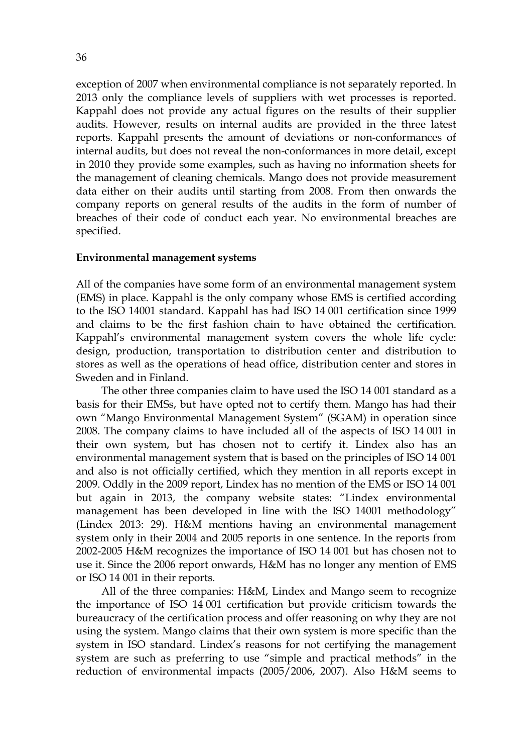exception of 2007 when environmental compliance is not separately reported. In 2013 only the compliance levels of suppliers with wet processes is reported. Kappahl does not provide any actual figures on the results of their supplier audits. However, results on internal audits are provided in the three latest reports. Kappahl presents the amount of deviations or non-conformances of internal audits, but does not reveal the non-conformances in more detail, except in 2010 they provide some examples, such as having no information sheets for the management of cleaning chemicals. Mango does not provide measurement data either on their audits until starting from 2008. From then onwards the company reports on general results of the audits in the form of number of breaches of their code of conduct each year. No environmental breaches are specified.

**Environmental management systems**

All of the companies have some form of an environmental management system (EMS) in place. Kappahl is the only company whose EMS is certified according to the ISO 14001 standard. Kappahl has had ISO 14 001 certification since 1999 and claims to be the first fashion chain to have obtained the certification. Kappahl's environmental management system covers the whole life cycle: design, production, transportation to distribution center and distribution to stores as well as the operations of head office, distribution center and stores in Sweden and in Finland.

The other three companies claim to have used the ISO 14 001 standard as a basis for their EMSs, but have opted not to certify them. Mango has had their own "Mango Environmental Management System" (SGAM) in operation since 2008. The company claims to have included all of the aspects of ISO 14 001 in their own system, but has chosen not to certify it. Lindex also has an environmental management system that is based on the principles of ISO 14 001 and also is not officially certified, which they mention in all reports except in 2009. Oddly in the 2009 report, Lindex has no mention of the EMS or ISO 14 001 but again in 2013, the company website states: "Lindex environmental management has been developed in line with the ISO 14001 methodology" (Lindex 2013: 29). H&M mentions having an environmental management system only in their 2004 and 2005 reports in one sentence. In the reports from 2002-2005 H&M recognizes the importance of ISO 14 001 but has chosen not to use it. Since the 2006 report onwards, H&M has no longer any mention of EMS or ISO 14 001 in their reports.

All of the three companies: H&M, Lindex and Mango seem to recognize the importance of ISO 14 001 certification but provide criticism towards the bureaucracy of the certification process and offer reasoning on why they are not using the system. Mango claims that their own system is more specific than the system in ISO standard. Lindex's reasons for not certifying the management system are such as preferring to use "simple and practical methods" in the reduction of environmental impacts (2005/2006, 2007). Also H&M seems to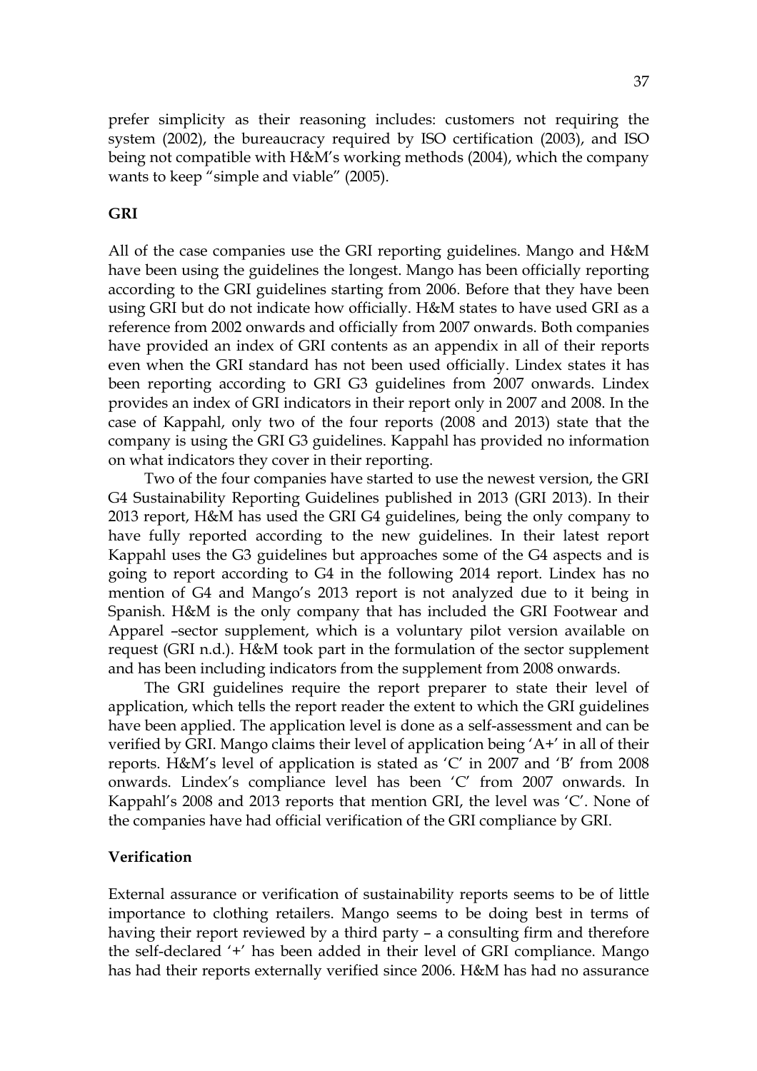prefer simplicity as their reasoning includes: customers not requiring the system (2002), the bureaucracy required by ISO certification (2003), and ISO being not compatible with H&M's working methods (2004), which the company wants to keep "simple and viable" (2005).

**GRI**

All of the case companies use the GRI reporting guidelines. Mango and H&M have been using the guidelines the longest. Mango has been officially reporting according to the GRI guidelines starting from 2006. Before that they have been using GRI but do not indicate how officially. H&M states to have used GRI as a reference from 2002 onwards and officially from 2007 onwards. Both companies have provided an index of GRI contents as an appendix in all of their reports even when the GRI standard has not been used officially. Lindex states it has been reporting according to GRI G3 guidelines from 2007 onwards. Lindex provides an index of GRI indicators in their report only in 2007 and 2008. In the case of Kappahl, only two of the four reports (2008 and 2013) state that the company is using the GRI G3 guidelines. Kappahl has provided no information on what indicators they cover in their reporting.

Two of the four companies have started to use the newest version, the GRI G4 Sustainability Reporting Guidelines published in 2013 (GRI 2013). In their 2013 report, H&M has used the GRI G4 guidelines, being the only company to have fully reported according to the new guidelines. In their latest report Kappahl uses the G3 guidelines but approaches some of the G4 aspects and is going to report according to G4 in the following 2014 report. Lindex has no mention of G4 and Mango's 2013 report is not analyzed due to it being in Spanish. H&M is the only company that has included the GRI Footwear and Apparel –sector supplement, which is a voluntary pilot version available on request (GRI n.d.). H&M took part in the formulation of the sector supplement and has been including indicators from the supplement from 2008 onwards.

The GRI guidelines require the report preparer to state their level of application, which tells the report reader the extent to which the GRI guidelines have been applied. The application level is done as a self-assessment and can be verified by GRI. Mango claims their level of application being 'A+' in all of their reports. H&M's level of application is stated as 'C' in 2007 and 'B' from 2008 onwards. Lindex's compliance level has been 'C' from 2007 onwards. In Kappahl's 2008 and 2013 reports that mention GRI, the level was 'C'. None of the companies have had official verification of the GRI compliance by GRI.

**Verification**

External assurance or verification of sustainability reports seems to be of little importance to clothing retailers. Mango seems to be doing best in terms of having their report reviewed by a third party – a consulting firm and therefore the self-declared '+' has been added in their level of GRI compliance. Mango has had their reports externally verified since 2006. H&M has had no assurance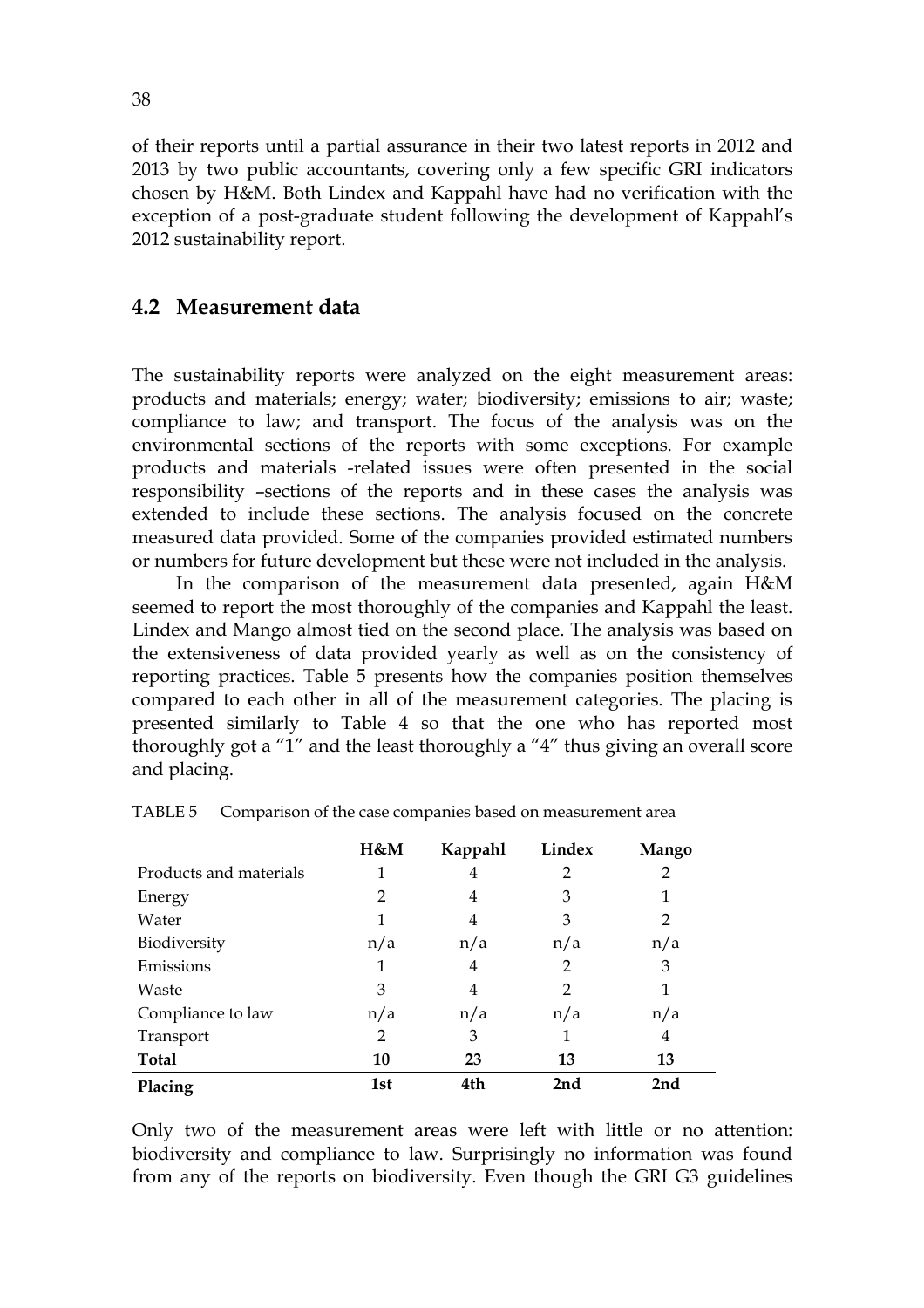of their reports until a partial assurance in their two latest reports in 2012 and 2013 by two public accountants, covering only a few specific GRI indicators chosen by H&M. Both Lindex and Kappahl have had no verification with the exception of a post-graduate student following the development of Kappahl's 2012 sustainability report.

## 4.2 Measurement data

The sustainability reports were analyzed on the eight measurement areas: products and materials; energy; water; biodiversity; emissions to air; waste; compliance to law; and transport. The focus of the analysis was on the environmental sections of the reports with some exceptions. For example products and materials -related issues were often presented in the social responsibility –sections of the reports and in these cases the analysis was extended to include these sections. The analysis focused on the concrete measured data provided. Some of the companies provided estimated numbers or numbers for future development but these were not included in the analysis.

In the comparison of the measurement data presented, again H&M seemed to report the most thoroughly of the companies and Kappahl the least. Lindex and Mango almost tied on the second place. The analysis was based on the extensiveness of data provided yearly as well as on the consistency of reporting practices. Table 5 presents how the companies position themselves compared to each other in all of the measurement categories. The placing is presented similarly to Table 4 so that the one who has reported most thoroughly got a "1" and the least thoroughly a "4" thus giving an overall score and placing.

TABLE 5 Comparison of the case companies based on measurement area

| | H&M | Kappahl | Lindex | Mango |
|---|---|---|---|---|
| Products and materials | 1 | 4 | 2 | 2 |
| Energy | 2 | 4 | 3 | 1 |
| Water | 1 | 4 | 3 | 2 |
| Biodiversity | n/a | n/a | n/a | n/a |
| Emissions | 1 | 4 | 2 | 3 |
| Waste | 3 | 4 | 2 | 1 |
| Compliance to law | n/a | n/a | n/a | n/a |
| Transport | 2 | 3 | 1 | 4 |
| **Total** | **10** | **23** | **13** | **13** |
| **Placing** | **1st** | **4th** | **2nd** | **2nd** |

Only two of the measurement areas were left with little or no attention: biodiversity and compliance to law. Surprisingly no information was found from any of the reports on biodiversity. Even though the GRI G3 guidelines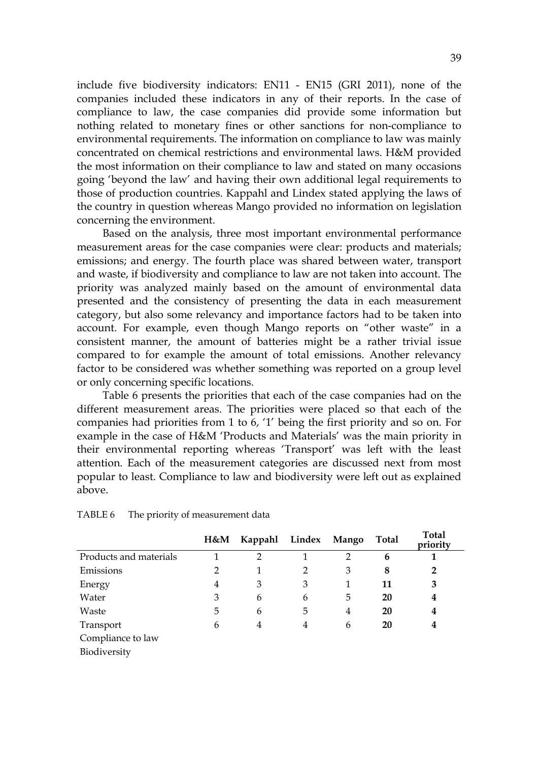include five biodiversity indicators: EN11 - EN15 (GRI 2011), none of the companies included these indicators in any of their reports. In the case of compliance to law, the case companies did provide some information but nothing related to monetary fines or other sanctions for non-compliance to environmental requirements. The information on compliance to law was mainly concentrated on chemical restrictions and environmental laws. H&M provided the most information on their compliance to law and stated on many occasions going 'beyond the law' and having their own additional legal requirements to those of production countries. Kappahl and Lindex stated applying the laws of the country in question whereas Mango provided no information on legislation concerning the environment.

Based on the analysis, three most important environmental performance measurement areas for the case companies were clear: products and materials; emissions; and energy. The fourth place was shared between water, transport and waste, if biodiversity and compliance to law are not taken into account. The priority was analyzed mainly based on the amount of environmental data presented and the consistency of presenting the data in each measurement category, but also some relevancy and importance factors had to be taken into account. For example, even though Mango reports on "other waste" in a consistent manner, the amount of batteries might be a rather trivial issue compared to for example the amount of total emissions. Another relevancy factor to be considered was whether something was reported on a group level or only concerning specific locations.

Table 6 presents the priorities that each of the case companies had on the different measurement areas. The priorities were placed so that each of the companies had priorities from 1 to 6, '1' being the first priority and so on. For example in the case of H&M 'Products and Materials' was the main priority in their environmental reporting whereas 'Transport' was left with the least attention. Each of the measurement categories are discussed next from most popular to least. Compliance to law and biodiversity were left out as explained above.

TABLE 6 The priority of measurement data

| | H&M | Kappahl | Lindex | Mango | Total | Total priority |
|---|---|---|---|---|---|---|
| Products and materials | 1 | 2 | 1 | 2 | **6** | **1** |
| Emissions | 2 | 1 | 2 | 3 | **8** | **2** |
| Energy | 4 | 3 | 3 | 1 | **11** | **3** |
| Water | 3 | 6 | 6 | 5 | **20** | **4** |
| Waste | 5 | 6 | 5 | 4 | **20** | **4** |
| Transport | 6 | 4 | 4 | 6 | **20** | **4** |
| Compliance to law | | | | | | |
| Biodiversity | | | | | | |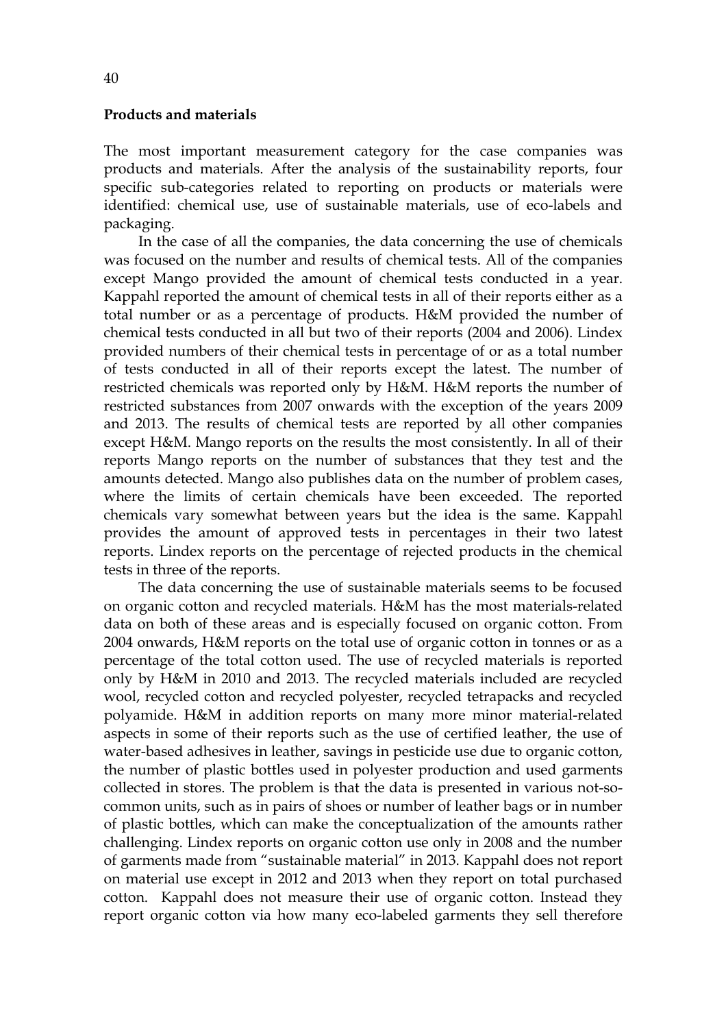**Products and materials**

The most important measurement category for the case companies was products and materials. After the analysis of the sustainability reports, four specific sub-categories related to reporting on products or materials were identified: chemical use, use of sustainable materials, use of eco-labels and packaging.

In the case of all the companies, the data concerning the use of chemicals was focused on the number and results of chemical tests. All of the companies except Mango provided the amount of chemical tests conducted in a year. Kappahl reported the amount of chemical tests in all of their reports either as a total number or as a percentage of products. H&M provided the number of chemical tests conducted in all but two of their reports (2004 and 2006). Lindex provided numbers of their chemical tests in percentage of or as a total number of tests conducted in all of their reports except the latest. The number of restricted chemicals was reported only by H&M. H&M reports the number of restricted substances from 2007 onwards with the exception of the years 2009 and 2013. The results of chemical tests are reported by all other companies except H&M. Mango reports on the results the most consistently. In all of their reports Mango reports on the number of substances that they test and the amounts detected. Mango also publishes data on the number of problem cases, where the limits of certain chemicals have been exceeded. The reported chemicals vary somewhat between years but the idea is the same. Kappahl provides the amount of approved tests in percentages in their two latest reports. Lindex reports on the percentage of rejected products in the chemical tests in three of the reports.

The data concerning the use of sustainable materials seems to be focused on organic cotton and recycled materials. H&M has the most materials-related data on both of these areas and is especially focused on organic cotton. From 2004 onwards, H&M reports on the total use of organic cotton in tonnes or as a percentage of the total cotton used. The use of recycled materials is reported only by H&M in 2010 and 2013. The recycled materials included are recycled wool, recycled cotton and recycled polyester, recycled tetrapacks and recycled polyamide. H&M in addition reports on many more minor material-related aspects in some of their reports such as the use of certified leather, the use of water-based adhesives in leather, savings in pesticide use due to organic cotton, the number of plastic bottles used in polyester production and used garments collected in stores. The problem is that the data is presented in various not-so-common units, such as in pairs of shoes or number of leather bags or in number of plastic bottles, which can make the conceptualization of the amounts rather challenging. Lindex reports on organic cotton use only in 2008 and the number of garments made from "sustainable material" in 2013. Kappahl does not report on material use except in 2012 and 2013 when they report on total purchased cotton. Kappahl does not measure their use of organic cotton. Instead they report organic cotton via how many eco-labeled garments they sell therefore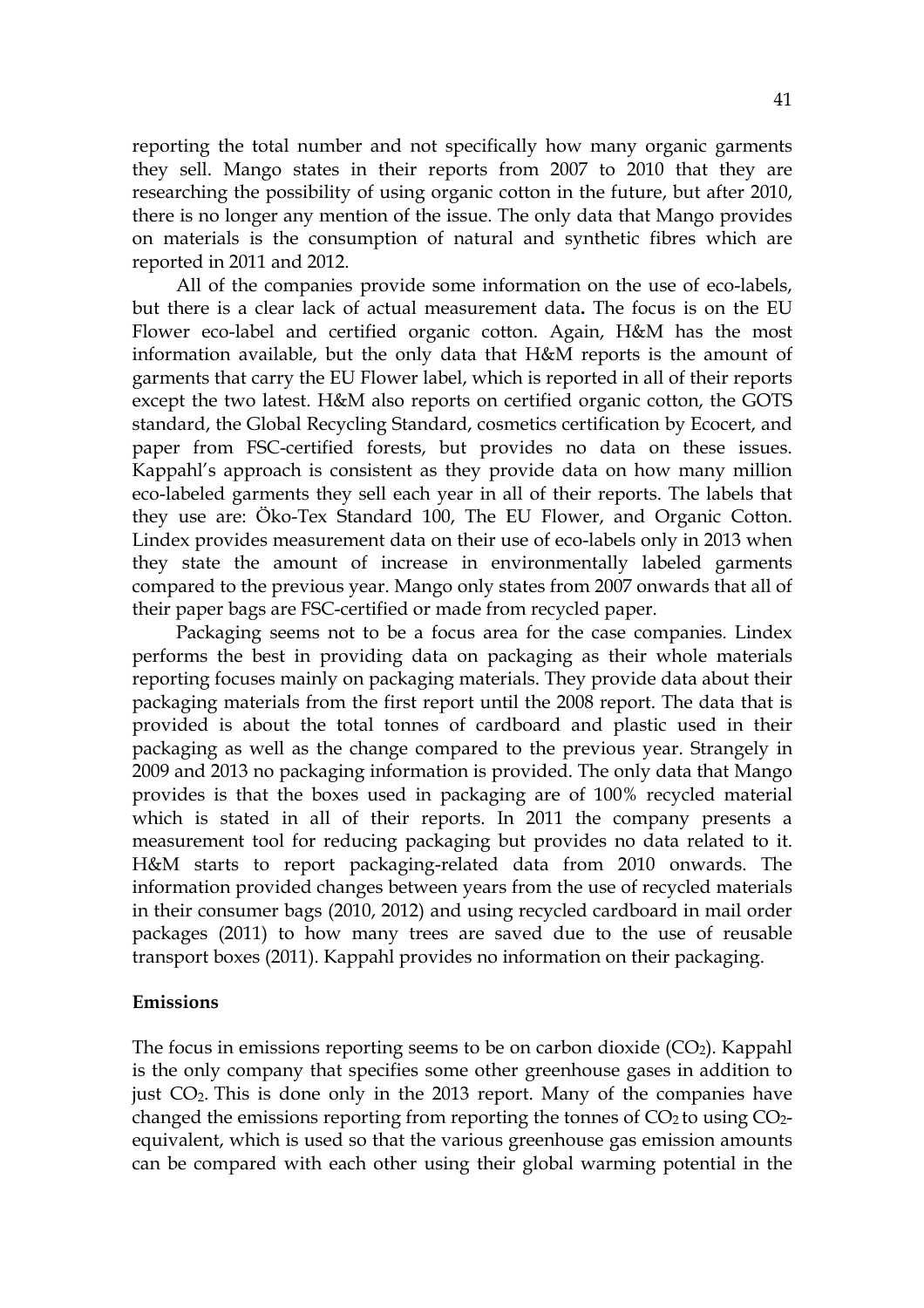reporting the total number and not specifically how many organic garments they sell. Mango states in their reports from 2007 to 2010 that they are researching the possibility of using organic cotton in the future, but after 2010, there is no longer any mention of the issue. The only data that Mango provides on materials is the consumption of natural and synthetic fibres which are reported in 2011 and 2012.

All of the companies provide some information on the use of eco-labels, but there is a clear lack of actual measurement data**.** The focus is on the EU Flower eco-label and certified organic cotton. Again, H&M has the most information available, but the only data that H&M reports is the amount of garments that carry the EU Flower label, which is reported in all of their reports except the two latest. H&M also reports on certified organic cotton, the GOTS standard, the Global Recycling Standard, cosmetics certification by Ecocert, and paper from FSC-certified forests, but provides no data on these issues. Kappahl's approach is consistent as they provide data on how many million eco-labeled garments they sell each year in all of their reports. The labels that they use are: Öko-Tex Standard 100, The EU Flower, and Organic Cotton. Lindex provides measurement data on their use of eco-labels only in 2013 when they state the amount of increase in environmentally labeled garments compared to the previous year. Mango only states from 2007 onwards that all of their paper bags are FSC-certified or made from recycled paper.

Packaging seems not to be a focus area for the case companies. Lindex performs the best in providing data on packaging as their whole materials reporting focuses mainly on packaging materials. They provide data about their packaging materials from the first report until the 2008 report. The data that is provided is about the total tonnes of cardboard and plastic used in their packaging as well as the change compared to the previous year. Strangely in 2009 and 2013 no packaging information is provided. The only data that Mango provides is that the boxes used in packaging are of 100% recycled material which is stated in all of their reports. In 2011 the company presents a measurement tool for reducing packaging but provides no data related to it. H&M starts to report packaging-related data from 2010 onwards. The information provided changes between years from the use of recycled materials in their consumer bags (2010, 2012) and using recycled cardboard in mail order packages (2011) to how many trees are saved due to the use of reusable transport boxes (2011). Kappahl provides no information on their packaging.

**Emissions**

The focus in emissions reporting seems to be on carbon dioxide ($CO_2$). Kappahl is the only company that specifies some other greenhouse gases in addition to just $CO_2$. This is done only in the 2013 report. Many of the companies have changed the emissions reporting from reporting the tonnes of $CO_2$ to using $CO_2$-equivalent, which is used so that the various greenhouse gas emission amounts can be compared with each other using their global warming potential in the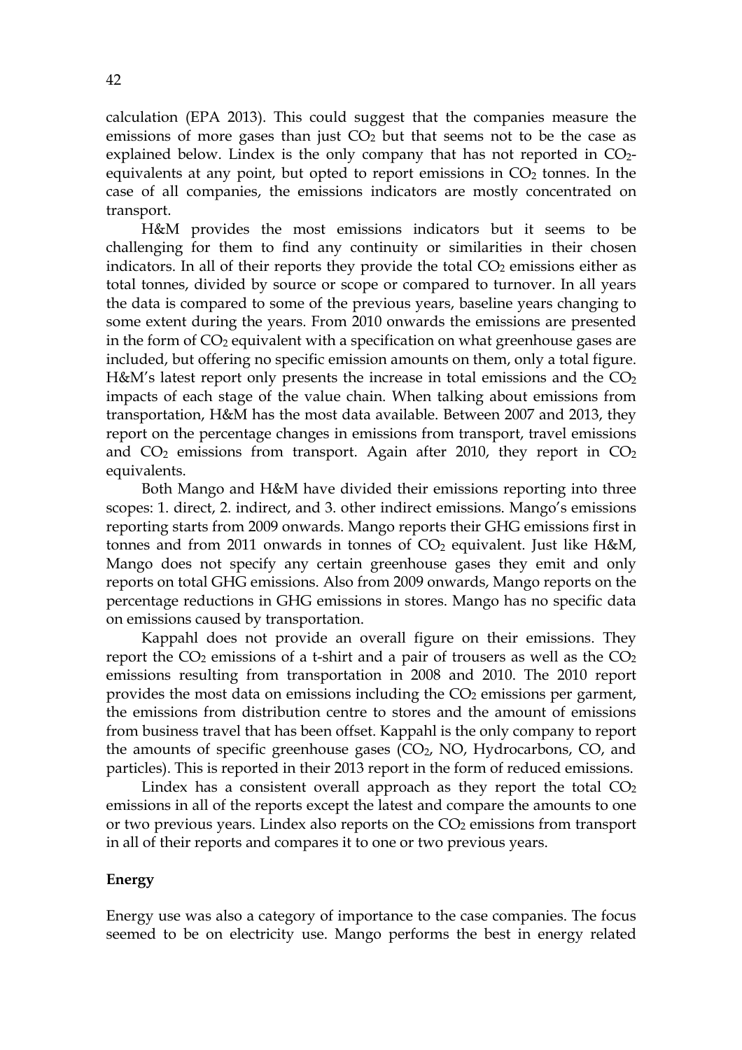calculation (EPA 2013). This could suggest that the companies measure the emissions of more gases than just $CO_2$ but that seems not to be the case as explained below. Lindex is the only company that has not reported in $CO_2$-equivalents at any point, but opted to report emissions in $CO_2$ tonnes. In the case of all companies, the emissions indicators are mostly concentrated on transport.

H&M provides the most emissions indicators but it seems to be challenging for them to find any continuity or similarities in their chosen indicators. In all of their reports they provide the total $CO_2$ emissions either as total tonnes, divided by source or scope or compared to turnover. In all years the data is compared to some of the previous years, baseline years changing to some extent during the years. From 2010 onwards the emissions are presented in the form of $CO_2$ equivalent with a specification on what greenhouse gases are included, but offering no specific emission amounts on them, only a total figure. H&M's latest report only presents the increase in total emissions and the $CO_2$ impacts of each stage of the value chain. When talking about emissions from transportation, H&M has the most data available. Between 2007 and 2013, they report on the percentage changes in emissions from transport, travel emissions and $CO_2$ emissions from transport. Again after 2010, they report in $CO_2$ equivalents.

Both Mango and H&M have divided their emissions reporting into three scopes: 1. direct, 2. indirect, and 3. other indirect emissions. Mango's emissions reporting starts from 2009 onwards. Mango reports their GHG emissions first in tonnes and from 2011 onwards in tonnes of $CO_2$ equivalent. Just like H&M, Mango does not specify any certain greenhouse gases they emit and only reports on total GHG emissions. Also from 2009 onwards, Mango reports on the percentage reductions in GHG emissions in stores. Mango has no specific data on emissions caused by transportation.

Kappahl does not provide an overall figure on their emissions. They report the $CO_2$ emissions of a t-shirt and a pair of trousers as well as the $CO_2$ emissions resulting from transportation in 2008 and 2010. The 2010 report provides the most data on emissions including the $CO_2$ emissions per garment, the emissions from distribution centre to stores and the amount of emissions from business travel that has been offset. Kappahl is the only company to report the amounts of specific greenhouse gases ($CO_2$, NO, Hydrocarbons, CO, and particles). This is reported in their 2013 report in the form of reduced emissions.

Lindex has a consistent overall approach as they report the total $CO_2$ emissions in all of the reports except the latest and compare the amounts to one or two previous years. Lindex also reports on the $CO_2$ emissions from transport in all of their reports and compares it to one or two previous years.

**Energy**

Energy use was also a category of importance to the case companies. The focus seemed to be on electricity use. Mango performs the best in energy related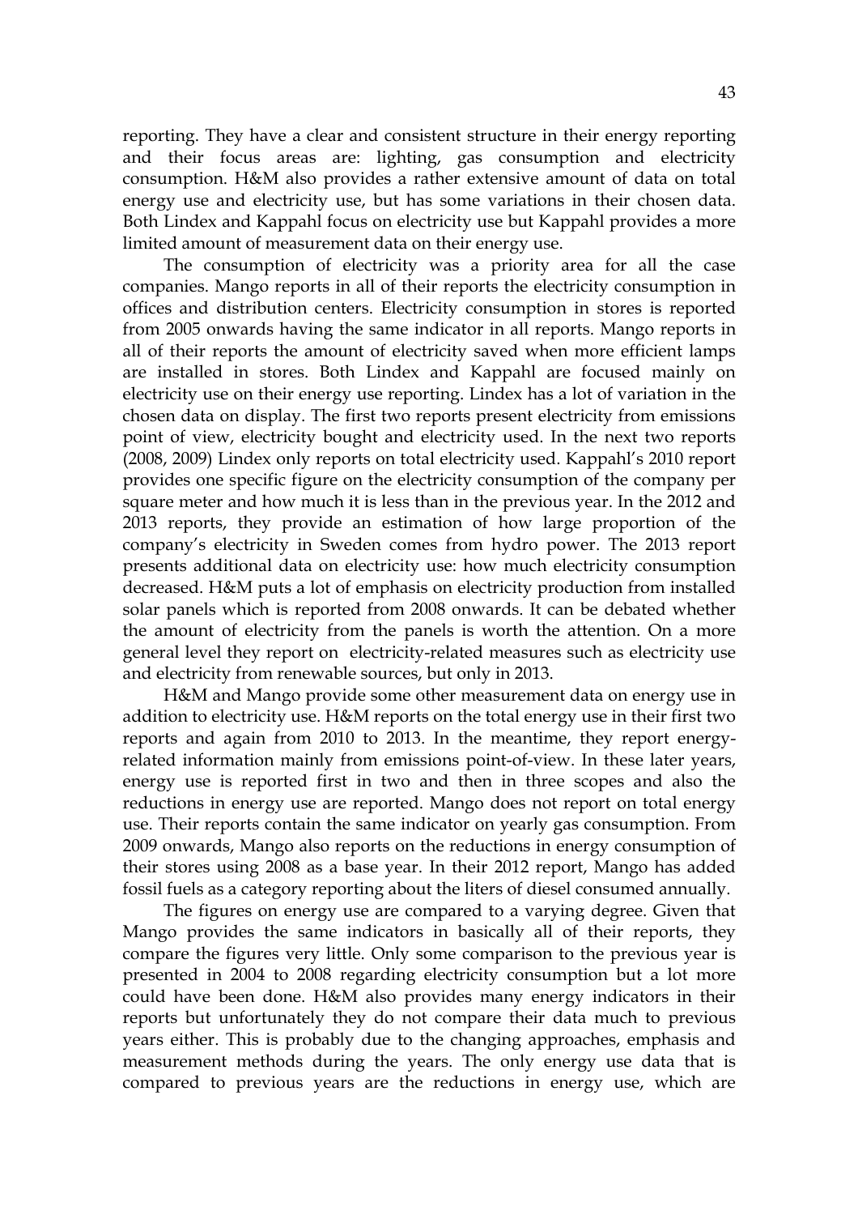reporting. They have a clear and consistent structure in their energy reporting and their focus areas are: lighting, gas consumption and electricity consumption. H&M also provides a rather extensive amount of data on total energy use and electricity use, but has some variations in their chosen data. Both Lindex and Kappahl focus on electricity use but Kappahl provides a more limited amount of measurement data on their energy use.

The consumption of electricity was a priority area for all the case companies. Mango reports in all of their reports the electricity consumption in offices and distribution centers. Electricity consumption in stores is reported from 2005 onwards having the same indicator in all reports. Mango reports in all of their reports the amount of electricity saved when more efficient lamps are installed in stores. Both Lindex and Kappahl are focused mainly on electricity use on their energy use reporting. Lindex has a lot of variation in the chosen data on display. The first two reports present electricity from emissions point of view, electricity bought and electricity used. In the next two reports (2008, 2009) Lindex only reports on total electricity used. Kappahl's 2010 report provides one specific figure on the electricity consumption of the company per square meter and how much it is less than in the previous year. In the 2012 and 2013 reports, they provide an estimation of how large proportion of the company's electricity in Sweden comes from hydro power. The 2013 report presents additional data on electricity use: how much electricity consumption decreased. H&M puts a lot of emphasis on electricity production from installed solar panels which is reported from 2008 onwards. It can be debated whether the amount of electricity from the panels is worth the attention. On a more general level they report on electricity-related measures such as electricity use and electricity from renewable sources, but only in 2013.

H&M and Mango provide some other measurement data on energy use in addition to electricity use. H&M reports on the total energy use in their first two reports and again from 2010 to 2013. In the meantime, they report energy-related information mainly from emissions point-of-view. In these later years, energy use is reported first in two and then in three scopes and also the reductions in energy use are reported. Mango does not report on total energy use. Their reports contain the same indicator on yearly gas consumption. From 2009 onwards, Mango also reports on the reductions in energy consumption of their stores using 2008 as a base year. In their 2012 report, Mango has added fossil fuels as a category reporting about the liters of diesel consumed annually.

The figures on energy use are compared to a varying degree. Given that Mango provides the same indicators in basically all of their reports, they compare the figures very little. Only some comparison to the previous year is presented in 2004 to 2008 regarding electricity consumption but a lot more could have been done. H&M also provides many energy indicators in their reports but unfortunately they do not compare their data much to previous years either. This is probably due to the changing approaches, emphasis and measurement methods during the years. The only energy use data that is compared to previous years are the reductions in energy use, which are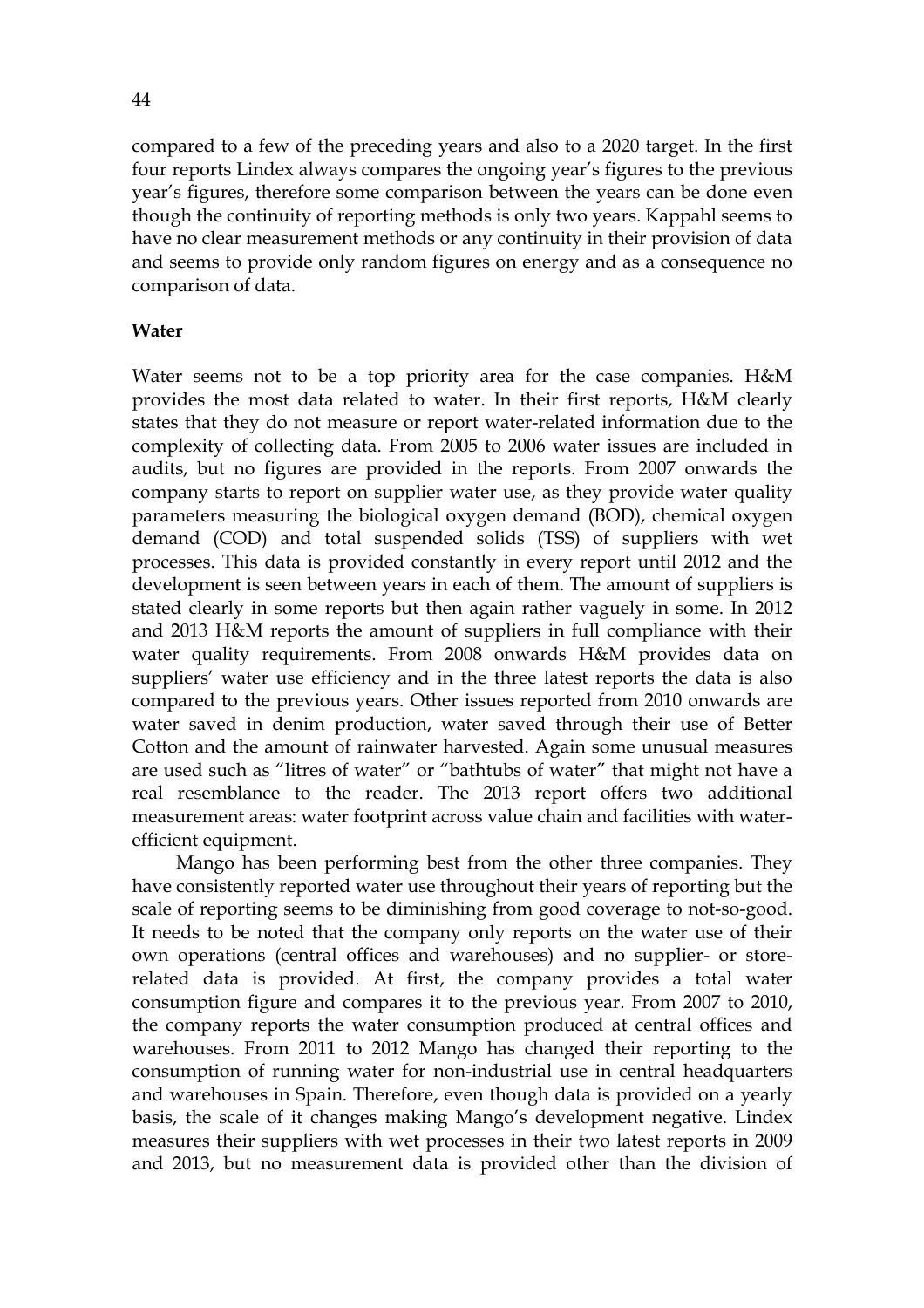compared to a few of the preceding years and also to a 2020 target. In the first four reports Lindex always compares the ongoing year's figures to the previous year's figures, therefore some comparison between the years can be done even though the continuity of reporting methods is only two years. Kappahl seems to have no clear measurement methods or any continuity in their provision of data and seems to provide only random figures on energy and as a consequence no comparison of data.

**Water**

Water seems not to be a top priority area for the case companies. H&M provides the most data related to water. In their first reports, H&M clearly states that they do not measure or report water-related information due to the complexity of collecting data. From 2005 to 2006 water issues are included in audits, but no figures are provided in the reports. From 2007 onwards the company starts to report on supplier water use, as they provide water quality parameters measuring the biological oxygen demand (BOD), chemical oxygen demand (COD) and total suspended solids (TSS) of suppliers with wet processes. This data is provided constantly in every report until 2012 and the development is seen between years in each of them. The amount of suppliers is stated clearly in some reports but then again rather vaguely in some. In 2012 and 2013 H&M reports the amount of suppliers in full compliance with their water quality requirements. From 2008 onwards H&M provides data on suppliers' water use efficiency and in the three latest reports the data is also compared to the previous years. Other issues reported from 2010 onwards are water saved in denim production, water saved through their use of Better Cotton and the amount of rainwater harvested. Again some unusual measures are used such as "litres of water" or "bathtubs of water" that might not have a real resemblance to the reader. The 2013 report offers two additional measurement areas: water footprint across value chain and facilities with water-efficient equipment.

Mango has been performing best from the other three companies. They have consistently reported water use throughout their years of reporting but the scale of reporting seems to be diminishing from good coverage to not-so-good. It needs to be noted that the company only reports on the water use of their own operations (central offices and warehouses) and no supplier- or store-related data is provided. At first, the company provides a total water consumption figure and compares it to the previous year. From 2007 to 2010, the company reports the water consumption produced at central offices and warehouses. From 2011 to 2012 Mango has changed their reporting to the consumption of running water for non-industrial use in central headquarters and warehouses in Spain. Therefore, even though data is provided on a yearly basis, the scale of it changes making Mango's development negative. Lindex measures their suppliers with wet processes in their two latest reports in 2009 and 2013, but no measurement data is provided other than the division of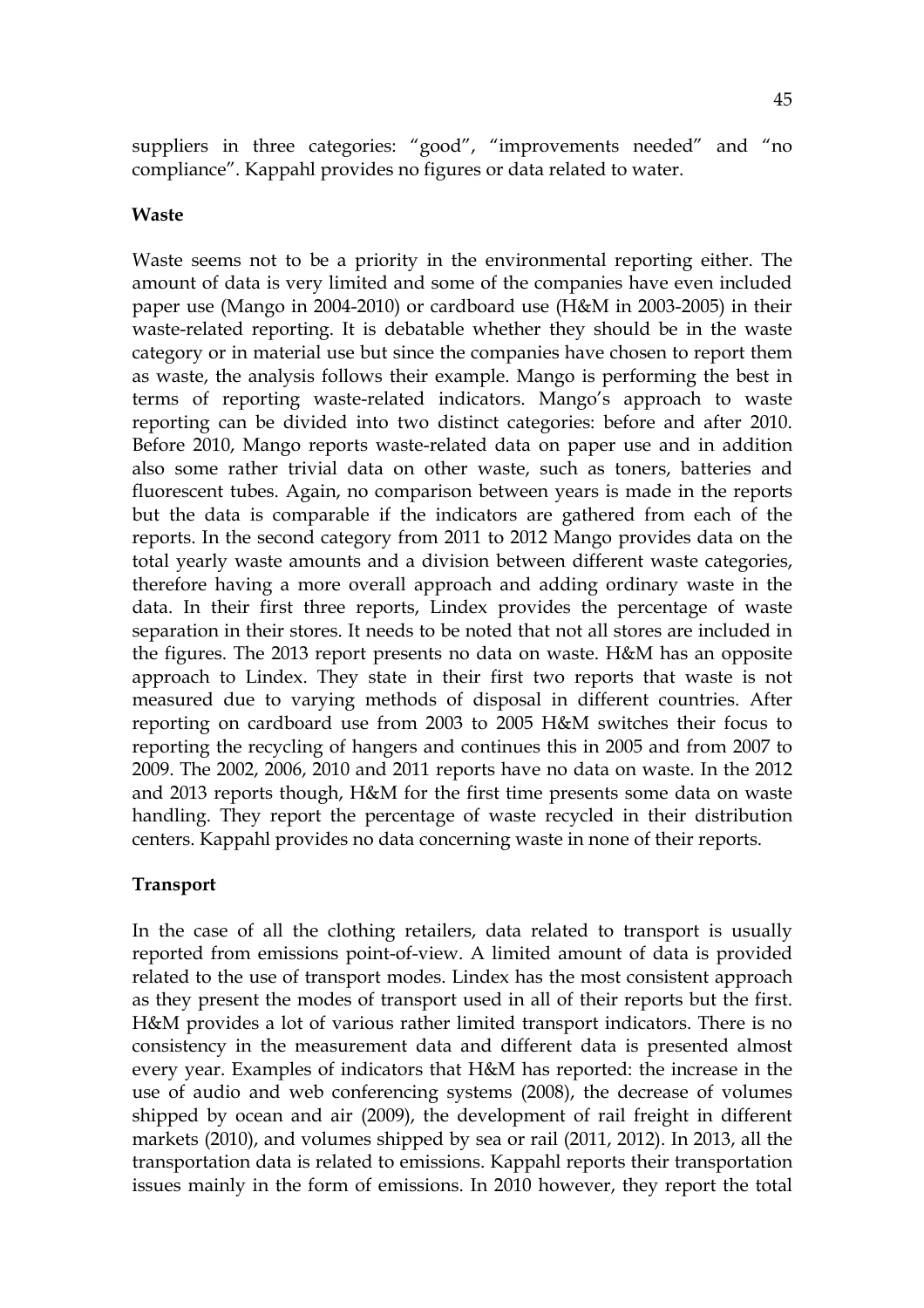suppliers in three categories: “good”, “improvements needed” and “no compliance”. Kappahl provides no figures or data related to water.

**Waste**

Waste seems not to be a priority in the environmental reporting either. The amount of data is very limited and some of the companies have even included paper use (Mango in 2004-2010) or cardboard use (H&M in 2003-2005) in their waste-related reporting. It is debatable whether they should be in the waste category or in material use but since the companies have chosen to report them as waste, the analysis follows their example. Mango is performing the best in terms of reporting waste-related indicators. Mango’s approach to waste reporting can be divided into two distinct categories: before and after 2010. Before 2010, Mango reports waste-related data on paper use and in addition also some rather trivial data on other waste, such as toners, batteries and fluorescent tubes. Again, no comparison between years is made in the reports but the data is comparable if the indicators are gathered from each of the reports. In the second category from 2011 to 2012 Mango provides data on the total yearly waste amounts and a division between different waste categories, therefore having a more overall approach and adding ordinary waste in the data. In their first three reports, Lindex provides the percentage of waste separation in their stores. It needs to be noted that not all stores are included in the figures. The 2013 report presents no data on waste. H&M has an opposite approach to Lindex. They state in their first two reports that waste is not measured due to varying methods of disposal in different countries. After reporting on cardboard use from 2003 to 2005 H&M switches their focus to reporting the recycling of hangers and continues this in 2005 and from 2007 to 2009. The 2002, 2006, 2010 and 2011 reports have no data on waste. In the 2012 and 2013 reports though, H&M for the first time presents some data on waste handling. They report the percentage of waste recycled in their distribution centers. Kappahl provides no data concerning waste in none of their reports.

**Transport**

In the case of all the clothing retailers, data related to transport is usually reported from emissions point-of-view. A limited amount of data is provided related to the use of transport modes. Lindex has the most consistent approach as they present the modes of transport used in all of their reports but the first. H&M provides a lot of various rather limited transport indicators. There is no consistency in the measurement data and different data is presented almost every year. Examples of indicators that H&M has reported: the increase in the use of audio and web conferencing systems (2008), the decrease of volumes shipped by ocean and air (2009), the development of rail freight in different markets (2010), and volumes shipped by sea or rail (2011, 2012). In 2013, all the transportation data is related to emissions. Kappahl reports their transportation issues mainly in the form of emissions. In 2010 however, they report the total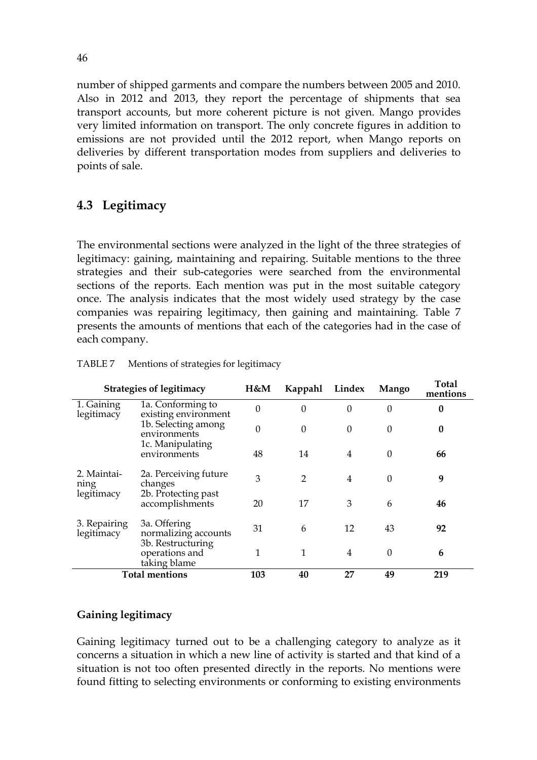number of shipped garments and compare the numbers between 2005 and 2010. Also in 2012 and 2013, they report the percentage of shipments that sea transport accounts, but more coherent picture is not given. Mango provides very limited information on transport. The only concrete figures in addition to emissions are not provided until the 2012 report, when Mango reports on deliveries by different transportation modes from suppliers and deliveries to points of sale.

## 4.3 Legitimacy

The environmental sections were analyzed in the light of the three strategies of legitimacy: gaining, maintaining and repairing. Suitable mentions to the three strategies and their sub-categories were searched from the environmental sections of the reports. Each mention was put in the most suitable category once. The analysis indicates that the most widely used strategy by the case companies was repairing legitimacy, then gaining and maintaining. Table 7 presents the amounts of mentions that each of the categories had in the case of each company.

TABLE 7 Mentions of strategies for legitimacy

| Strategies of legitimacy | | H&M | Kappahl | Lindex | Mango | Total mentions |
|---|---|---|---|---|---|---|
| 1. Gaining legitimacy | 1a. Conforming to existing environment | 0 | 0 | 0 | 0 | **0** |
| | 1b. Selecting among environments | 0 | 0 | 0 | 0 | **0** |
| | 1c. Manipulating environments | 48 | 14 | 4 | 0 | **66** |
| 2. Maintaining legitimacy | 2a. Perceiving future changes | 3 | 2 | 4 | 0 | **9** |
| | 2b. Protecting past accomplishments | 20 | 17 | 3 | 6 | **46** |
| 3. Repairing legitimacy | 3a. Offering normalizing accounts | 31 | 6 | 12 | 43 | **92** |
| | 3b. Restructuring operations and taking blame | 1 | 1 | 4 | 0 | **6** |
| **Total mentions** | | **103** | **40** | **27** | **49** | **219** |

### Gaining legitimacy

Gaining legitimacy turned out to be a challenging category to analyze as it concerns a situation in which a new line of activity is started and that kind of a situation is not too often presented directly in the reports. No mentions were found fitting to selecting environments or conforming to existing environments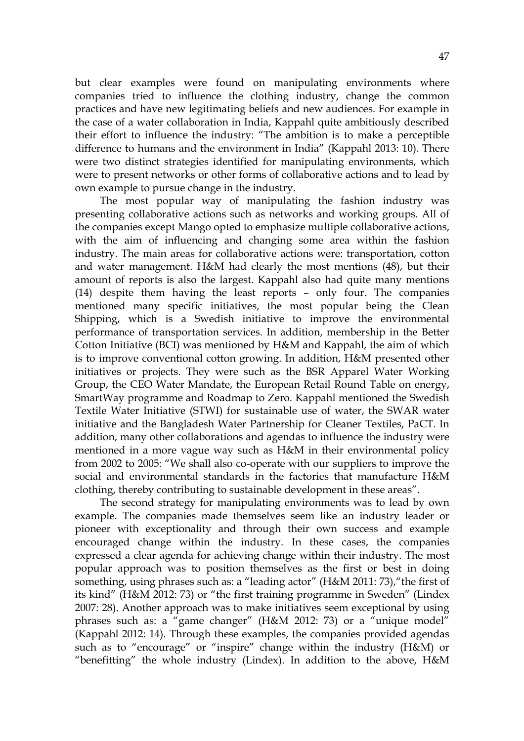but clear examples were found on manipulating environments where companies tried to influence the clothing industry, change the common practices and have new legitimating beliefs and new audiences. For example in the case of a water collaboration in India, Kappahl quite ambitiously described their effort to influence the industry: "The ambition is to make a perceptible difference to humans and the environment in India" (Kappahl 2013: 10). There were two distinct strategies identified for manipulating environments, which were to present networks or other forms of collaborative actions and to lead by own example to pursue change in the industry.

The most popular way of manipulating the fashion industry was presenting collaborative actions such as networks and working groups. All of the companies except Mango opted to emphasize multiple collaborative actions, with the aim of influencing and changing some area within the fashion industry. The main areas for collaborative actions were: transportation, cotton and water management. H&M had clearly the most mentions (48), but their amount of reports is also the largest. Kappahl also had quite many mentions (14) despite them having the least reports – only four. The companies mentioned many specific initiatives, the most popular being the Clean Shipping, which is a Swedish initiative to improve the environmental performance of transportation services. In addition, membership in the Better Cotton Initiative (BCI) was mentioned by H&M and Kappahl, the aim of which is to improve conventional cotton growing. In addition, H&M presented other initiatives or projects. They were such as the BSR Apparel Water Working Group, the CEO Water Mandate, the European Retail Round Table on energy, SmartWay programme and Roadmap to Zero. Kappahl mentioned the Swedish Textile Water Initiative (STWI) for sustainable use of water, the SWAR water initiative and the Bangladesh Water Partnership for Cleaner Textiles, PaCT. In addition, many other collaborations and agendas to influence the industry were mentioned in a more vague way such as H&M in their environmental policy from 2002 to 2005: "We shall also co-operate with our suppliers to improve the social and environmental standards in the factories that manufacture H&M clothing, thereby contributing to sustainable development in these areas".

The second strategy for manipulating environments was to lead by own example. The companies made themselves seem like an industry leader or pioneer with exceptionality and through their own success and example encouraged change within the industry. In these cases, the companies expressed a clear agenda for achieving change within their industry. The most popular approach was to position themselves as the first or best in doing something, using phrases such as: a "leading actor" (H&M 2011: 73),"the first of its kind" (H&M 2012: 73) or "the first training programme in Sweden" (Lindex 2007: 28). Another approach was to make initiatives seem exceptional by using phrases such as: a "game changer" (H&M 2012: 73) or a "unique model" (Kappahl 2012: 14). Through these examples, the companies provided agendas such as to "encourage" or "inspire" change within the industry (H&M) or "benefitting" the whole industry (Lindex). In addition to the above, H&M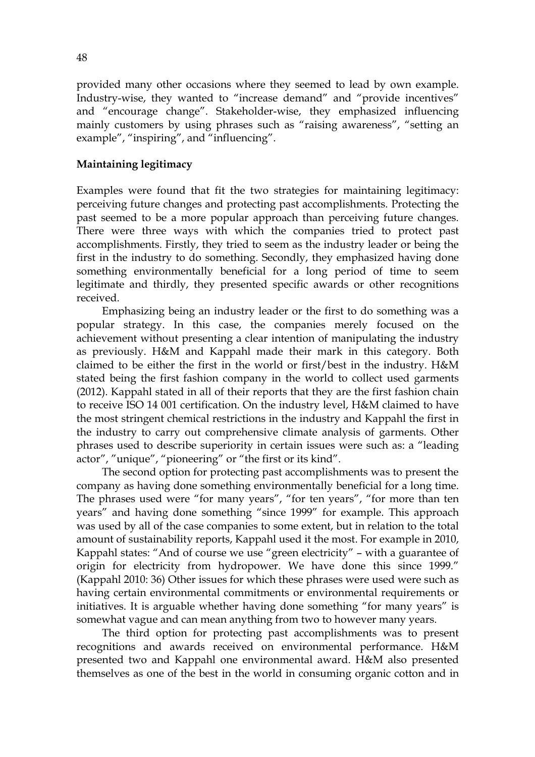provided many other occasions where they seemed to lead by own example. Industry-wise, they wanted to "increase demand" and "provide incentives" and "encourage change". Stakeholder-wise, they emphasized influencing mainly customers by using phrases such as "raising awareness", "setting an example", "inspiring", and "influencing".

**Maintaining legitimacy**

Examples were found that fit the two strategies for maintaining legitimacy: perceiving future changes and protecting past accomplishments. Protecting the past seemed to be a more popular approach than perceiving future changes. There were three ways with which the companies tried to protect past accomplishments. Firstly, they tried to seem as the industry leader or being the first in the industry to do something. Secondly, they emphasized having done something environmentally beneficial for a long period of time to seem legitimate and thirdly, they presented specific awards or other recognitions received.

Emphasizing being an industry leader or the first to do something was a popular strategy. In this case, the companies merely focused on the achievement without presenting a clear intention of manipulating the industry as previously. H&M and Kappahl made their mark in this category. Both claimed to be either the first in the world or first/best in the industry. H&M stated being the first fashion company in the world to collect used garments (2012). Kappahl stated in all of their reports that they are the first fashion chain to receive ISO 14 001 certification. On the industry level, H&M claimed to have the most stringent chemical restrictions in the industry and Kappahl the first in the industry to carry out comprehensive climate analysis of garments. Other phrases used to describe superiority in certain issues were such as: a "leading actor", "unique", "pioneering" or "the first or its kind".

The second option for protecting past accomplishments was to present the company as having done something environmentally beneficial for a long time. The phrases used were "for many years", "for ten years", "for more than ten years" and having done something "since 1999" for example. This approach was used by all of the case companies to some extent, but in relation to the total amount of sustainability reports, Kappahl used it the most. For example in 2010, Kappahl states: "And of course we use "green electricity" – with a guarantee of origin for electricity from hydropower. We have done this since 1999." (Kappahl 2010: 36) Other issues for which these phrases were used were such as having certain environmental commitments or environmental requirements or initiatives. It is arguable whether having done something "for many years" is somewhat vague and can mean anything from two to however many years.

The third option for protecting past accomplishments was to present recognitions and awards received on environmental performance. H&M presented two and Kappahl one environmental award. H&M also presented themselves as one of the best in the world in consuming organic cotton and in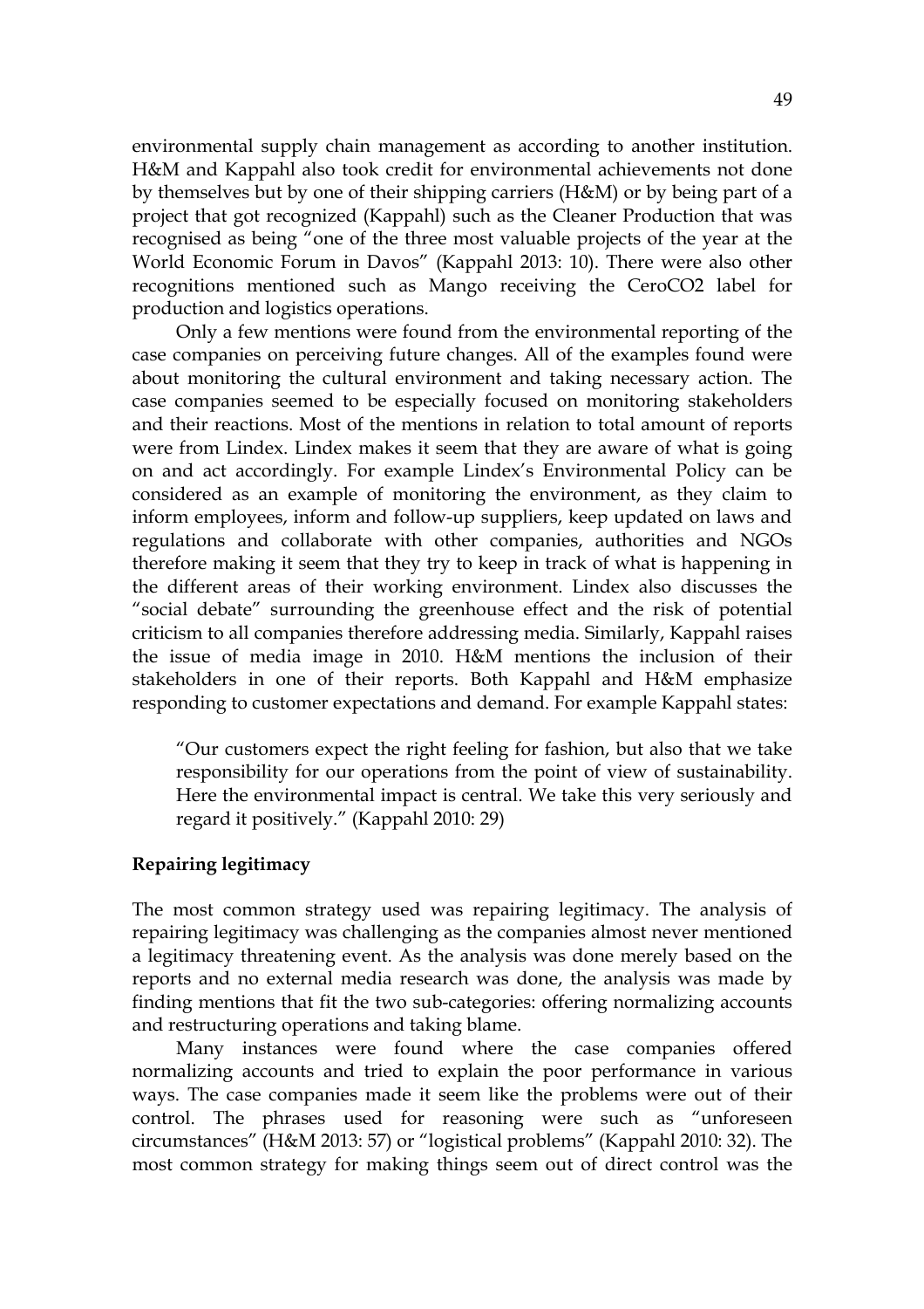environmental supply chain management as according to another institution. H&M and Kappahl also took credit for environmental achievements not done by themselves but by one of their shipping carriers (H&M) or by being part of a project that got recognized (Kappahl) such as the Cleaner Production that was recognised as being "one of the three most valuable projects of the year at the World Economic Forum in Davos" (Kappahl 2013: 10). There were also other recognitions mentioned such as Mango receiving the CeroCO2 label for production and logistics operations.

Only a few mentions were found from the environmental reporting of the case companies on perceiving future changes. All of the examples found were about monitoring the cultural environment and taking necessary action. The case companies seemed to be especially focused on monitoring stakeholders and their reactions. Most of the mentions in relation to total amount of reports were from Lindex. Lindex makes it seem that they are aware of what is going on and act accordingly. For example Lindex's Environmental Policy can be considered as an example of monitoring the environment, as they claim to inform employees, inform and follow-up suppliers, keep updated on laws and regulations and collaborate with other companies, authorities and NGOs therefore making it seem that they try to keep in track of what is happening in the different areas of their working environment. Lindex also discusses the "social debate" surrounding the greenhouse effect and the risk of potential criticism to all companies therefore addressing media. Similarly, Kappahl raises the issue of media image in 2010. H&M mentions the inclusion of their stakeholders in one of their reports. Both Kappahl and H&M emphasize responding to customer expectations and demand. For example Kappahl states:

> "Our customers expect the right feeling for fashion, but also that we take responsibility for our operations from the point of view of sustainability. Here the environmental impact is central. We take this very seriously and regard it positively." (Kappahl 2010: 29)

**Repairing legitimacy**

The most common strategy used was repairing legitimacy. The analysis of repairing legitimacy was challenging as the companies almost never mentioned a legitimacy threatening event. As the analysis was done merely based on the reports and no external media research was done, the analysis was made by finding mentions that fit the two sub-categories: offering normalizing accounts and restructuring operations and taking blame.

Many instances were found where the case companies offered normalizing accounts and tried to explain the poor performance in various ways. The case companies made it seem like the problems were out of their control. The phrases used for reasoning were such as "unforeseen circumstances" (H&M 2013: 57) or "logistical problems" (Kappahl 2010: 32). The most common strategy for making things seem out of direct control was the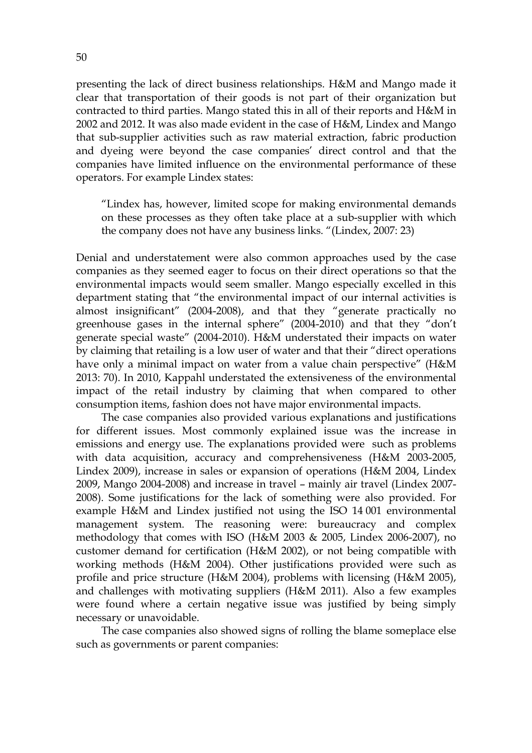presenting the lack of direct business relationships. H&M and Mango made it clear that transportation of their goods is not part of their organization but contracted to third parties. Mango stated this in all of their reports and H&M in 2002 and 2012. It was also made evident in the case of H&M, Lindex and Mango that sub-supplier activities such as raw material extraction, fabric production and dyeing were beyond the case companies' direct control and that the companies have limited influence on the environmental performance of these operators. For example Lindex states:

> "Lindex has, however, limited scope for making environmental demands on these processes as they often take place at a sub-supplier with which the company does not have any business links. "(Lindex, 2007: 23)

Denial and understatement were also common approaches used by the case companies as they seemed eager to focus on their direct operations so that the environmental impacts would seem smaller. Mango especially excelled in this department stating that "the environmental impact of our internal activities is almost insignificant" (2004-2008), and that they "generate practically no greenhouse gases in the internal sphere" (2004-2010) and that they "don't generate special waste" (2004-2010). H&M understated their impacts on water by claiming that retailing is a low user of water and that their "direct operations have only a minimal impact on water from a value chain perspective" (H&M 2013: 70). In 2010, Kappahl understated the extensiveness of the environmental impact of the retail industry by claiming that when compared to other consumption items, fashion does not have major environmental impacts.

The case companies also provided various explanations and justifications for different issues. Most commonly explained issue was the increase in emissions and energy use. The explanations provided were such as problems with data acquisition, accuracy and comprehensiveness (H&M 2003-2005, Lindex 2009), increase in sales or expansion of operations (H&M 2004, Lindex 2009, Mango 2004-2008) and increase in travel – mainly air travel (Lindex 2007-2008). Some justifications for the lack of something were also provided. For example H&M and Lindex justified not using the ISO 14 001 environmental management system. The reasoning were: bureaucracy and complex methodology that comes with ISO (H&M 2003 & 2005, Lindex 2006-2007), no customer demand for certification (H&M 2002), or not being compatible with working methods (H&M 2004). Other justifications provided were such as profile and price structure (H&M 2004), problems with licensing (H&M 2005), and challenges with motivating suppliers (H&M 2011). Also a few examples were found where a certain negative issue was justified by being simply necessary or unavoidable.

The case companies also showed signs of rolling the blame someplace else such as governments or parent companies: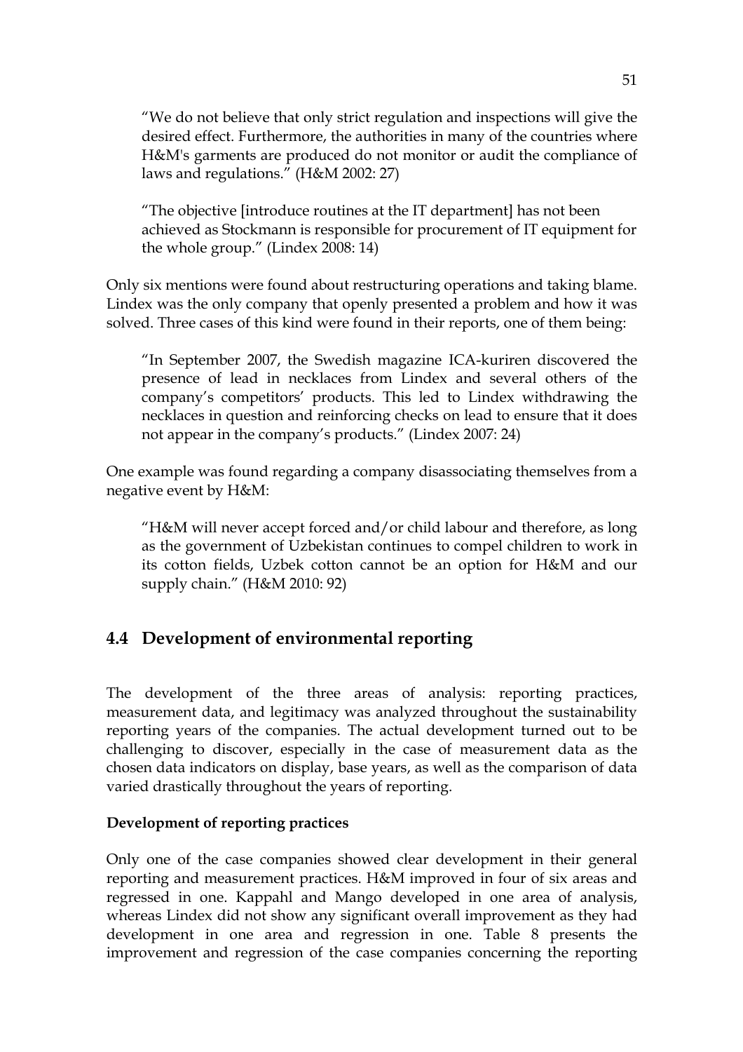> “We do not believe that only strict regulation and inspections will give the desired effect. Furthermore, the authorities in many of the countries where H&M's garments are produced do not monitor or audit the compliance of laws and regulations.” (H&M 2002: 27)

> “The objective [introduce routines at the IT department] has not been achieved as Stockmann is responsible for procurement of IT equipment for the whole group.” (Lindex 2008: 14)

Only six mentions were found about restructuring operations and taking blame. Lindex was the only company that openly presented a problem and how it was solved. Three cases of this kind were found in their reports, one of them being:

> “In September 2007, the Swedish magazine ICA-kuriren discovered the presence of lead in necklaces from Lindex and several others of the company’s competitors’ products. This led to Lindex withdrawing the necklaces in question and reinforcing checks on lead to ensure that it does not appear in the company’s products.” (Lindex 2007: 24)

One example was found regarding a company disassociating themselves from a negative event by H&M:

> “H&M will never accept forced and/or child labour and therefore, as long as the government of Uzbekistan continues to compel children to work in its cotton fields, Uzbek cotton cannot be an option for H&M and our supply chain.” (H&M 2010: 92)

## 4.4 Development of environmental reporting

The development of the three areas of analysis: reporting practices, measurement data, and legitimacy was analyzed throughout the sustainability reporting years of the companies. The actual development turned out to be challenging to discover, especially in the case of measurement data as the chosen data indicators on display, base years, as well as the comparison of data varied drastically throughout the years of reporting.

**Development of reporting practices**

Only one of the case companies showed clear development in their general reporting and measurement practices. H&M improved in four of six areas and regressed in one. Kappahl and Mango developed in one area of analysis, whereas Lindex did not show any significant overall improvement as they had development in one area and regression in one. Table 8 presents the improvement and regression of the case companies concerning the reporting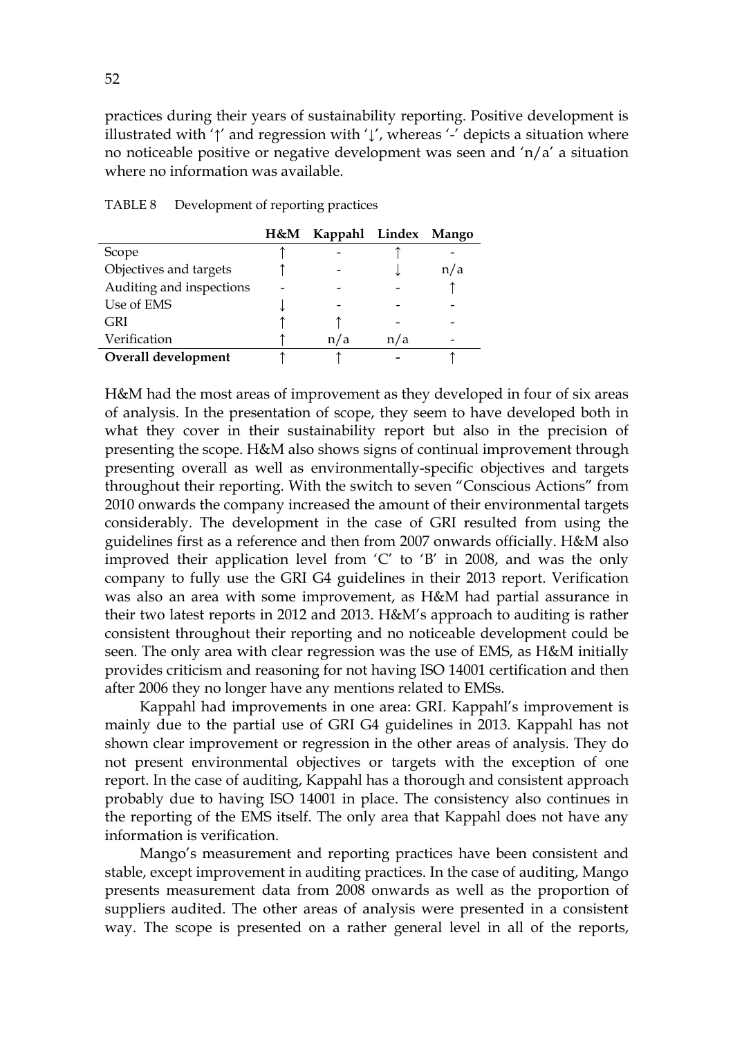practices during their years of sustainability reporting. Positive development is illustrated with '↑' and regression with '↓', whereas '-' depicts a situation where no noticeable positive or negative development was seen and 'n/a' a situation where no information was available.

TABLE 8 Development of reporting practices

| | H&M | Kappahl | Lindex | Mango |
|---|---|---|---|---|
| Scope | ↑ | - | ↑ | - |
| Objectives and targets | ↑ | - | ↓ | n/a |
| Auditing and inspections | - | - | - | ↑ |
| Use of EMS | ↓ | - | - | - |
| GRI | ↑ | ↑ | - | - |
| Verification | ↑ | n/a | n/a | - |
| **Overall development** | ↑ | ↑ | - | ↑ |

H&M had the most areas of improvement as they developed in four of six areas of analysis. In the presentation of scope, they seem to have developed both in what they cover in their sustainability report but also in the precision of presenting the scope. H&M also shows signs of continual improvement through presenting overall as well as environmentally-specific objectives and targets throughout their reporting. With the switch to seven "Conscious Actions" from 2010 onwards the company increased the amount of their environmental targets considerably. The development in the case of GRI resulted from using the guidelines first as a reference and then from 2007 onwards officially. H&M also improved their application level from 'C' to 'B' in 2008, and was the only company to fully use the GRI G4 guidelines in their 2013 report. Verification was also an area with some improvement, as H&M had partial assurance in their two latest reports in 2012 and 2013. H&M's approach to auditing is rather consistent throughout their reporting and no noticeable development could be seen. The only area with clear regression was the use of EMS, as H&M initially provides criticism and reasoning for not having ISO 14001 certification and then after 2006 they no longer have any mentions related to EMSs.

Kappahl had improvements in one area: GRI. Kappahl's improvement is mainly due to the partial use of GRI G4 guidelines in 2013. Kappahl has not shown clear improvement or regression in the other areas of analysis. They do not present environmental objectives or targets with the exception of one report. In the case of auditing, Kappahl has a thorough and consistent approach probably due to having ISO 14001 in place. The consistency also continues in the reporting of the EMS itself. The only area that Kappahl does not have any information is verification.

Mango's measurement and reporting practices have been consistent and stable, except improvement in auditing practices. In the case of auditing, Mango presents measurement data from 2008 onwards as well as the proportion of suppliers audited. The other areas of analysis were presented in a consistent way. The scope is presented on a rather general level in all of the reports,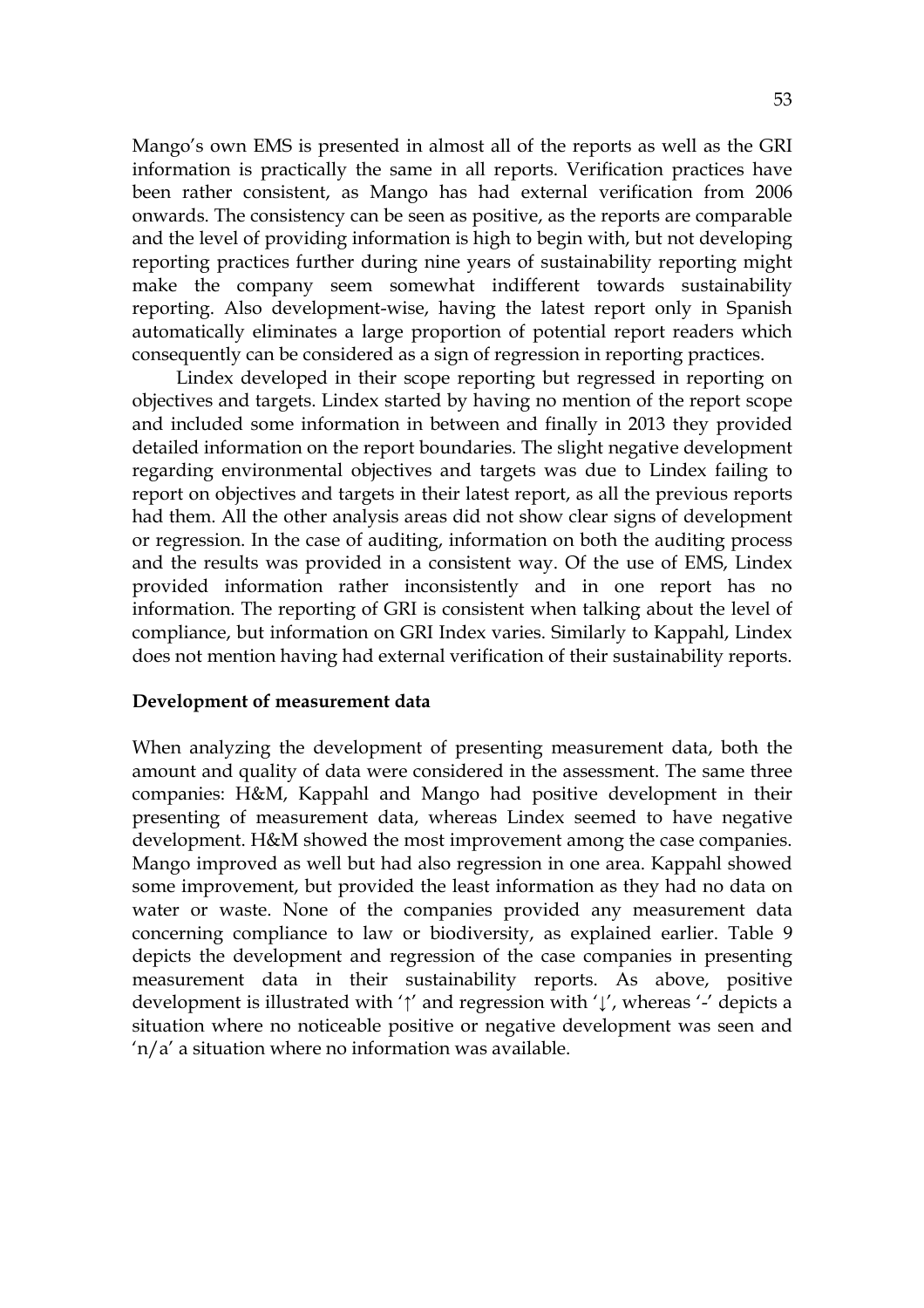Mango's own EMS is presented in almost all of the reports as well as the GRI information is practically the same in all reports. Verification practices have been rather consistent, as Mango has had external verification from 2006 onwards. The consistency can be seen as positive, as the reports are comparable and the level of providing information is high to begin with, but not developing reporting practices further during nine years of sustainability reporting might make the company seem somewhat indifferent towards sustainability reporting. Also development-wise, having the latest report only in Spanish automatically eliminates a large proportion of potential report readers which consequently can be considered as a sign of regression in reporting practices.

Lindex developed in their scope reporting but regressed in reporting on objectives and targets. Lindex started by having no mention of the report scope and included some information in between and finally in 2013 they provided detailed information on the report boundaries. The slight negative development regarding environmental objectives and targets was due to Lindex failing to report on objectives and targets in their latest report, as all the previous reports had them. All the other analysis areas did not show clear signs of development or regression. In the case of auditing, information on both the auditing process and the results was provided in a consistent way. Of the use of EMS, Lindex provided information rather inconsistently and in one report has no information. The reporting of GRI is consistent when talking about the level of compliance, but information on GRI Index varies. Similarly to Kappahl, Lindex does not mention having had external verification of their sustainability reports.

**Development of measurement data**

When analyzing the development of presenting measurement data, both the amount and quality of data were considered in the assessment. The same three companies: H&M, Kappahl and Mango had positive development in their presenting of measurement data, whereas Lindex seemed to have negative development. H&M showed the most improvement among the case companies. Mango improved as well but had also regression in one area. Kappahl showed some improvement, but provided the least information as they had no data on water or waste. None of the companies provided any measurement data concerning compliance to law or biodiversity, as explained earlier. Table 9 depicts the development and regression of the case companies in presenting measurement data in their sustainability reports. As above, positive development is illustrated with '↑' and regression with '↓', whereas '-' depicts a situation where no noticeable positive or negative development was seen and 'n/a' a situation where no information was available.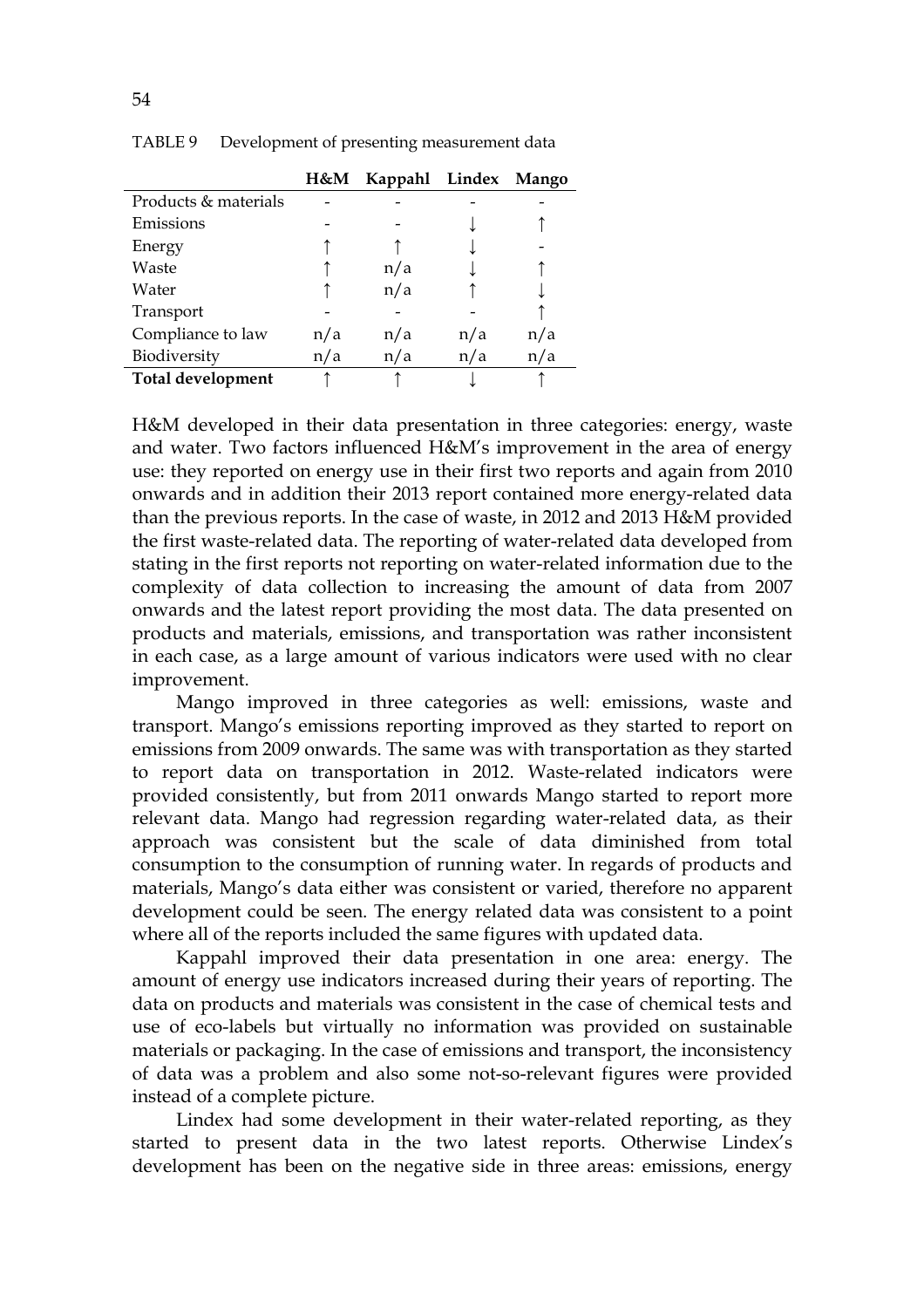TABLE 9 Development of presenting measurement data

| | H&M | Kappahl | Lindex | Mango |
|---|---|---|---|---|
| Products & materials | - | - | - | - |
| Emissions | - | - | ↓ | ↑ |
| Energy | ↑ | ↑ | ↓ | - |
| Waste | ↑ | n/a | ↓ | ↑ |
| Water | ↑ | n/a | ↑ | ↓ |
| Transport | - | - | - | ↑ |
| Compliance to law | n/a | n/a | n/a | n/a |
| Biodiversity | n/a | n/a | n/a | n/a |
| **Total development** | ↑ | ↑ | ↓ | ↑ |

H&M developed in their data presentation in three categories: energy, waste and water. Two factors influenced H&M's improvement in the area of energy use: they reported on energy use in their first two reports and again from 2010 onwards and in addition their 2013 report contained more energy-related data than the previous reports. In the case of waste, in 2012 and 2013 H&M provided the first waste-related data. The reporting of water-related data developed from stating in the first reports not reporting on water-related information due to the complexity of data collection to increasing the amount of data from 2007 onwards and the latest report providing the most data. The data presented on products and materials, emissions, and transportation was rather inconsistent in each case, as a large amount of various indicators were used with no clear improvement.

Mango improved in three categories as well: emissions, waste and transport. Mango's emissions reporting improved as they started to report on emissions from 2009 onwards. The same was with transportation as they started to report data on transportation in 2012. Waste-related indicators were provided consistently, but from 2011 onwards Mango started to report more relevant data. Mango had regression regarding water-related data, as their approach was consistent but the scale of data diminished from total consumption to the consumption of running water. In regards of products and materials, Mango's data either was consistent or varied, therefore no apparent development could be seen. The energy related data was consistent to a point where all of the reports included the same figures with updated data.

Kappahl improved their data presentation in one area: energy. The amount of energy use indicators increased during their years of reporting. The data on products and materials was consistent in the case of chemical tests and use of eco-labels but virtually no information was provided on sustainable materials or packaging. In the case of emissions and transport, the inconsistency of data was a problem and also some not-so-relevant figures were provided instead of a complete picture.

Lindex had some development in their water-related reporting, as they started to present data in the two latest reports. Otherwise Lindex's development has been on the negative side in three areas: emissions, energy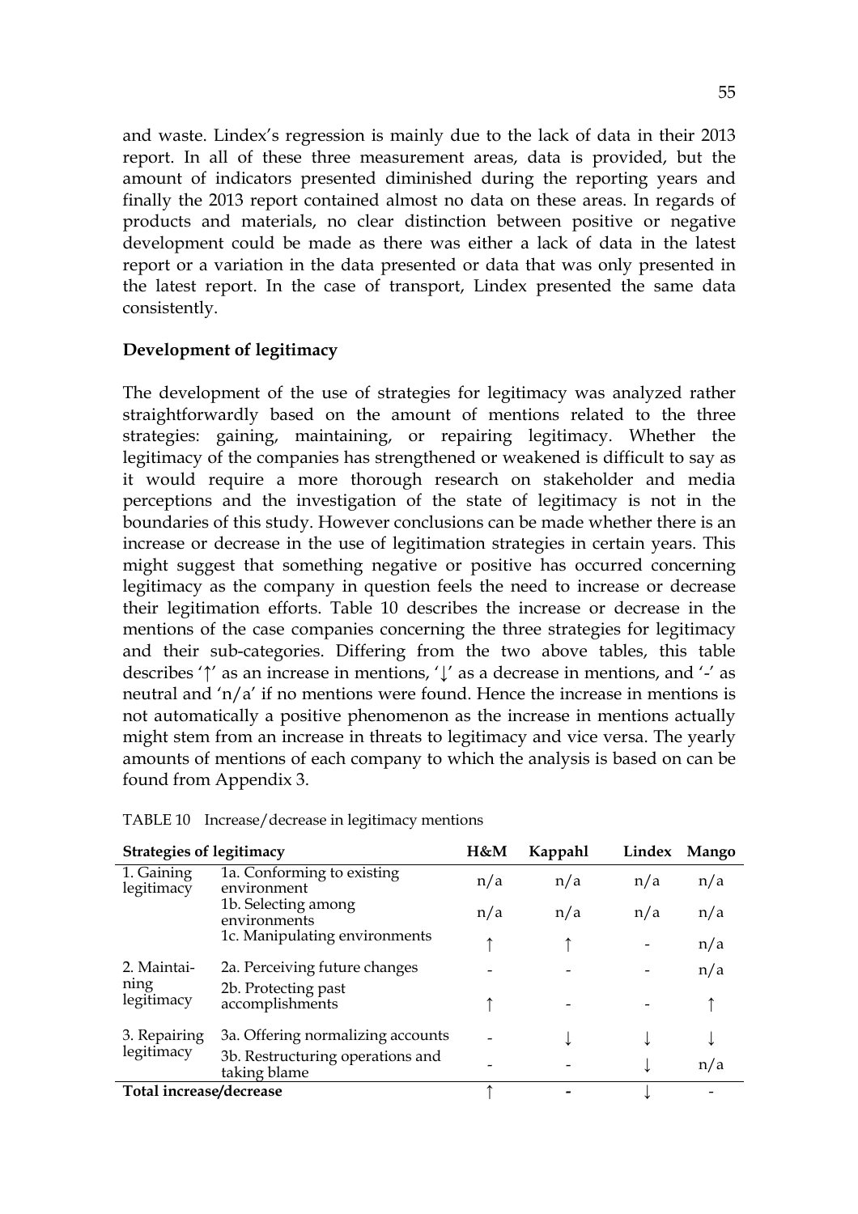and waste. Lindex's regression is mainly due to the lack of data in their 2013 report. In all of these three measurement areas, data is provided, but the amount of indicators presented diminished during the reporting years and finally the 2013 report contained almost no data on these areas. In regards of products and materials, no clear distinction between positive or negative development could be made as there was either a lack of data in the latest report or a variation in the data presented or data that was only presented in the latest report. In the case of transport, Lindex presented the same data consistently.

**Development of legitimacy**

The development of the use of strategies for legitimacy was analyzed rather straightforwardly based on the amount of mentions related to the three strategies: gaining, maintaining, or repairing legitimacy. Whether the legitimacy of the companies has strengthened or weakened is difficult to say as it would require a more thorough research on stakeholder and media perceptions and the investigation of the state of legitimacy is not in the boundaries of this study. However conclusions can be made whether there is an increase or decrease in the use of legitimation strategies in certain years. This might suggest that something negative or positive has occurred concerning legitimacy as the company in question feels the need to increase or decrease their legitimation efforts. Table 10 describes the increase or decrease in the mentions of the case companies concerning the three strategies for legitimacy and their sub-categories. Differing from the two above tables, this table describes '↑' as an increase in mentions, '↓' as a decrease in mentions, and '-' as neutral and 'n/a' if no mentions were found. Hence the increase in mentions is not automatically a positive phenomenon as the increase in mentions actually might stem from an increase in threats to legitimacy and vice versa. The yearly amounts of mentions of each company to which the analysis is based on can be found from Appendix 3.

TABLE 10 Increase/decrease in legitimacy mentions

| Strategies of legitimacy | | H&M | Kappahl | Lindex | Mango |
|---|---|---|---|---|---|
| 1. Gaining legitimacy | 1a. Conforming to existing environment | n/a | n/a | n/a | n/a |
| | 1b. Selecting among environments | n/a | n/a | n/a | n/a |
| | 1c. Manipulating environments | ↑ | ↑ | - | n/a |
| 2. Maintaining legitimacy | 2a. Perceiving future changes | - | - | - | n/a |
| | 2b. Protecting past accomplishments | ↑ | - | - | ↑ |
| 3. Repairing legitimacy | 3a. Offering normalizing accounts | - | ↓ | ↓ | ↓ |
| | 3b. Restructuring operations and taking blame | - | - | ↓ | n/a |
| **Total increase/decrease** | | ↑ | - | ↓ | - |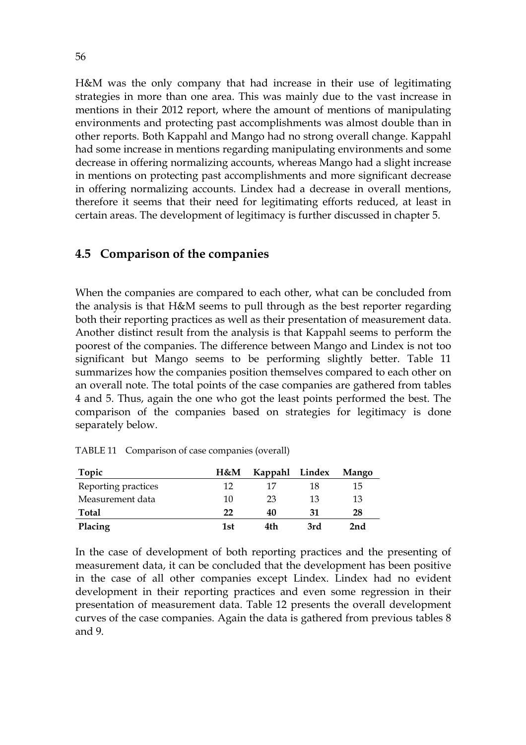H&M was the only company that had increase in their use of legitimating strategies in more than one area. This was mainly due to the vast increase in mentions in their 2012 report, where the amount of mentions of manipulating environments and protecting past accomplishments was almost double than in other reports. Both Kappahl and Mango had no strong overall change. Kappahl had some increase in mentions regarding manipulating environments and some decrease in offering normalizing accounts, whereas Mango had a slight increase in mentions on protecting past accomplishments and more significant decrease in offering normalizing accounts. Lindex had a decrease in overall mentions, therefore it seems that their need for legitimating efforts reduced, at least in certain areas. The development of legitimacy is further discussed in chapter 5.

## 4.5 Comparison of the companies

When the companies are compared to each other, what can be concluded from the analysis is that H&M seems to pull through as the best reporter regarding both their reporting practices as well as their presentation of measurement data. Another distinct result from the analysis is that Kappahl seems to perform the poorest of the companies. The difference between Mango and Lindex is not too significant but Mango seems to be performing slightly better. Table 11 summarizes how the companies position themselves compared to each other on an overall note. The total points of the case companies are gathered from tables 4 and 5. Thus, again the one who got the least points performed the best. The comparison of the companies based on strategies for legitimacy is done separately below.

TABLE 11 Comparison of case companies (overall)

| Topic | H&M | Kappahl | Lindex | Mango |
|---|---|---|---|---|
| Reporting practices | 12 | 17 | 18 | 15 |
| Measurement data | 10 | 23 | 13 | 13 |
| **Total** | **22** | **40** | **31** | **28** |
| **Placing** | **1st** | **4th** | **3rd** | **2nd** |

In the case of development of both reporting practices and the presenting of measurement data, it can be concluded that the development has been positive in the case of all other companies except Lindex. Lindex had no evident development in their reporting practices and even some regression in their presentation of measurement data. Table 12 presents the overall development curves of the case companies. Again the data is gathered from previous tables 8 and 9.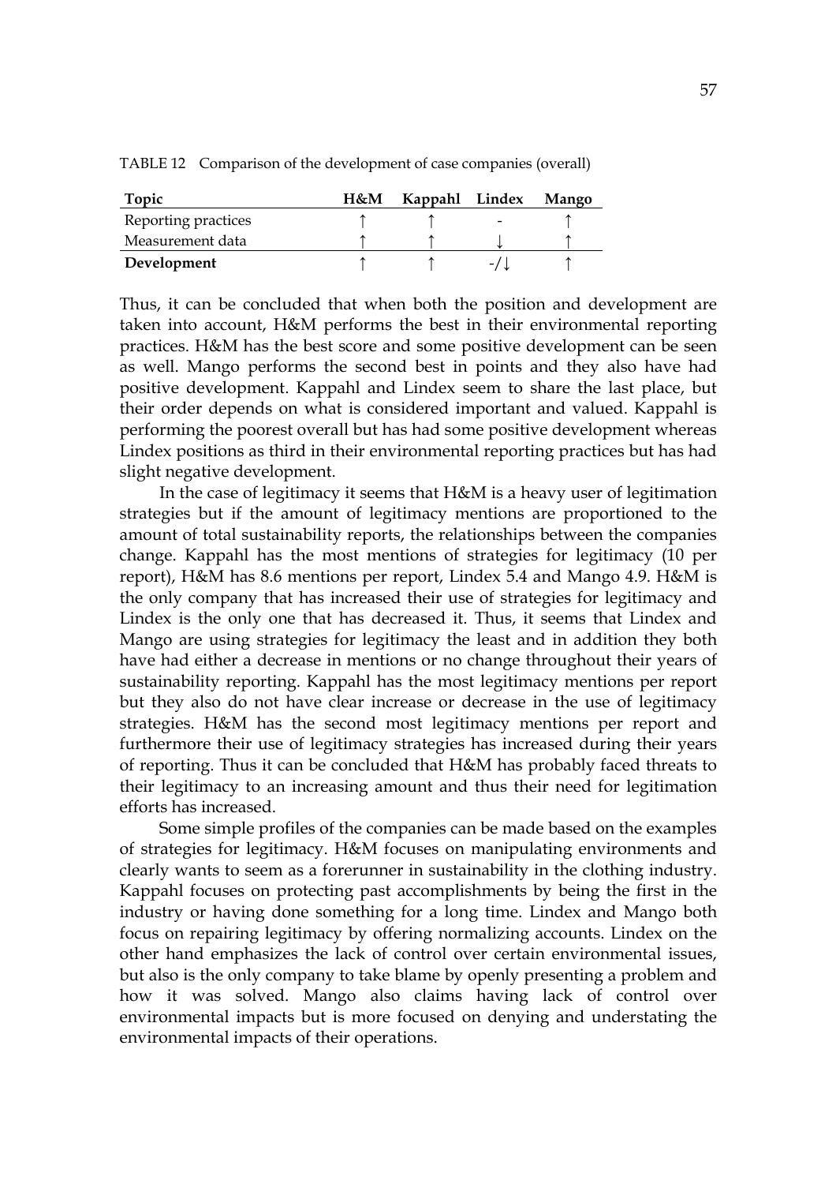TABLE 12 Comparison of the development of case companies (overall)

| Topic | H&M | Kappahl | Lindex | Mango |
|---|---|---|---|---|
| Reporting practices | ↑ | ↑ | - | ↑ |
| Measurement data | ↑ | ↑ | ↓ | ↑ |
| **Development** | ↑ | ↑ | -/↓ | ↑ |

Thus, it can be concluded that when both the position and development are taken into account, H&M performs the best in their environmental reporting practices. H&M has the best score and some positive development can be seen as well. Mango performs the second best in points and they also have had positive development. Kappahl and Lindex seem to share the last place, but their order depends on what is considered important and valued. Kappahl is performing the poorest overall but has had some positive development whereas Lindex positions as third in their environmental reporting practices but has had slight negative development.

In the case of legitimacy it seems that H&M is a heavy user of legitimation strategies but if the amount of legitimacy mentions are proportioned to the amount of total sustainability reports, the relationships between the companies change. Kappahl has the most mentions of strategies for legitimacy (10 per report), H&M has 8.6 mentions per report, Lindex 5.4 and Mango 4.9. H&M is the only company that has increased their use of strategies for legitimacy and Lindex is the only one that has decreased it. Thus, it seems that Lindex and Mango are using strategies for legitimacy the least and in addition they both have had either a decrease in mentions or no change throughout their years of sustainability reporting. Kappahl has the most legitimacy mentions per report but they also do not have clear increase or decrease in the use of legitimacy strategies. H&M has the second most legitimacy mentions per report and furthermore their use of legitimacy strategies has increased during their years of reporting. Thus it can be concluded that H&M has probably faced threats to their legitimacy to an increasing amount and thus their need for legitimation efforts has increased.

Some simple profiles of the companies can be made based on the examples of strategies for legitimacy. H&M focuses on manipulating environments and clearly wants to seem as a forerunner in sustainability in the clothing industry. Kappahl focuses on protecting past accomplishments by being the first in the industry or having done something for a long time. Lindex and Mango both focus on repairing legitimacy by offering normalizing accounts. Lindex on the other hand emphasizes the lack of control over certain environmental issues, but also is the only company to take blame by openly presenting a problem and how it was solved. Mango also claims having lack of control over environmental impacts but is more focused on denying and understating the environmental impacts of their operations.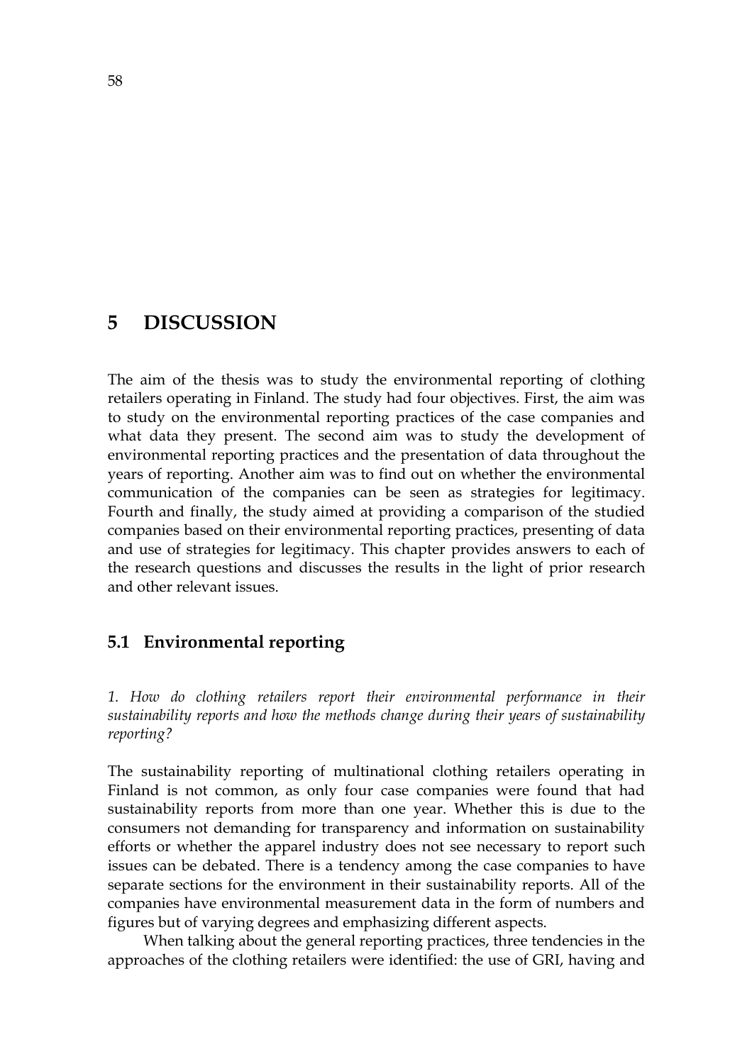# 5 DISCUSSION

The aim of the thesis was to study the environmental reporting of clothing retailers operating in Finland. The study had four objectives. First, the aim was to study on the environmental reporting practices of the case companies and what data they present. The second aim was to study the development of environmental reporting practices and the presentation of data throughout the years of reporting. Another aim was to find out on whether the environmental communication of the companies can be seen as strategies for legitimacy. Fourth and finally, the study aimed at providing a comparison of the studied companies based on their environmental reporting practices, presenting of data and use of strategies for legitimacy. This chapter provides answers to each of the research questions and discusses the results in the light of prior research and other relevant issues.

## 5.1 Environmental reporting

*1. How do clothing retailers report their environmental performance in their sustainability reports and how the methods change during their years of sustainability reporting?*

The sustainability reporting of multinational clothing retailers operating in Finland is not common, as only four case companies were found that had sustainability reports from more than one year. Whether this is due to the consumers not demanding for transparency and information on sustainability efforts or whether the apparel industry does not see necessary to report such issues can be debated. There is a tendency among the case companies to have separate sections for the environment in their sustainability reports. All of the companies have environmental measurement data in the form of numbers and figures but of varying degrees and emphasizing different aspects.

When talking about the general reporting practices, three tendencies in the approaches of the clothing retailers were identified: the use of GRI, having and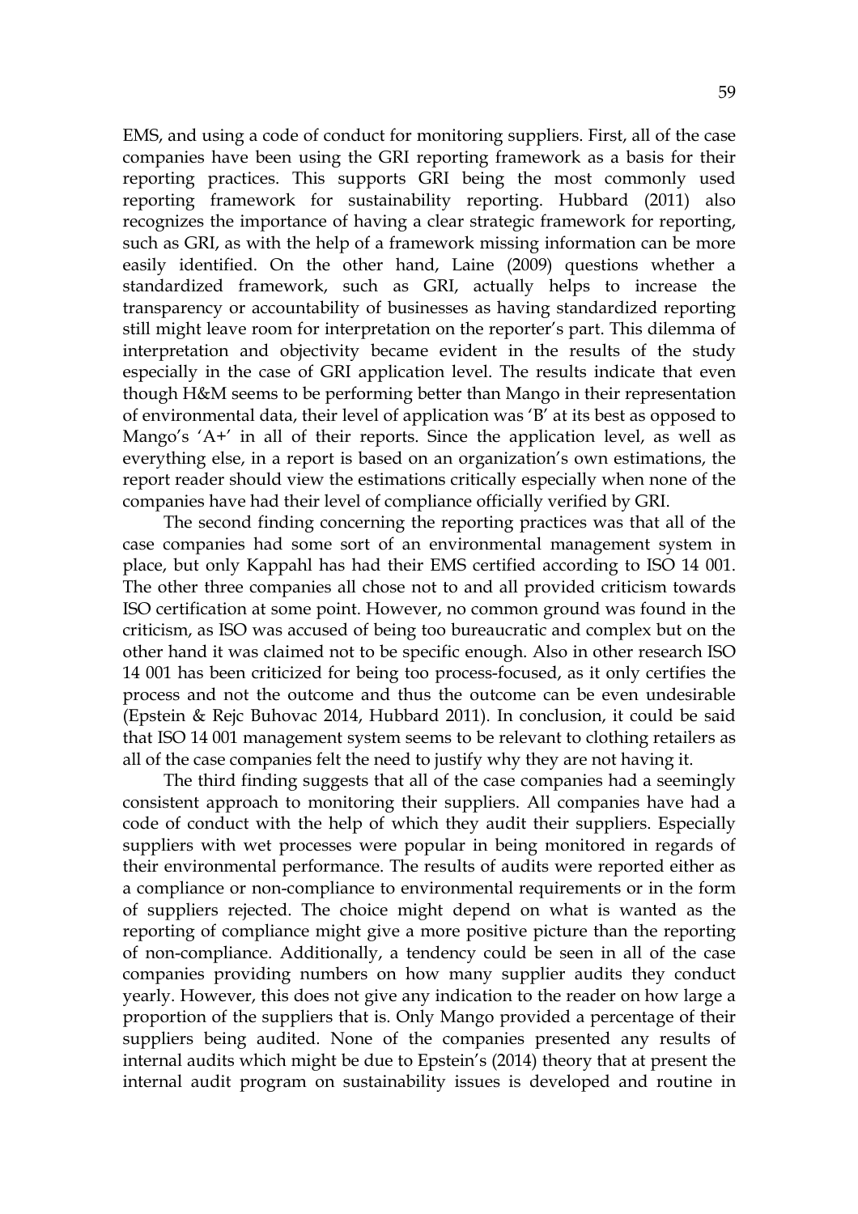EMS, and using a code of conduct for monitoring suppliers. First, all of the case companies have been using the GRI reporting framework as a basis for their reporting practices. This supports GRI being the most commonly used reporting framework for sustainability reporting. Hubbard (2011) also recognizes the importance of having a clear strategic framework for reporting, such as GRI, as with the help of a framework missing information can be more easily identified. On the other hand, Laine (2009) questions whether a standardized framework, such as GRI, actually helps to increase the transparency or accountability of businesses as having standardized reporting still might leave room for interpretation on the reporter's part. This dilemma of interpretation and objectivity became evident in the results of the study especially in the case of GRI application level. The results indicate that even though H&M seems to be performing better than Mango in their representation of environmental data, their level of application was 'B' at its best as opposed to Mango's 'A+' in all of their reports. Since the application level, as well as everything else, in a report is based on an organization's own estimations, the report reader should view the estimations critically especially when none of the companies have had their level of compliance officially verified by GRI.

The second finding concerning the reporting practices was that all of the case companies had some sort of an environmental management system in place, but only Kappahl has had their EMS certified according to ISO 14 001. The other three companies all chose not to and all provided criticism towards ISO certification at some point. However, no common ground was found in the criticism, as ISO was accused of being too bureaucratic and complex but on the other hand it was claimed not to be specific enough. Also in other research ISO 14 001 has been criticized for being too process-focused, as it only certifies the process and not the outcome and thus the outcome can be even undesirable (Epstein & Rejc Buhovac 2014, Hubbard 2011). In conclusion, it could be said that ISO 14 001 management system seems to be relevant to clothing retailers as all of the case companies felt the need to justify why they are not having it.

The third finding suggests that all of the case companies had a seemingly consistent approach to monitoring their suppliers. All companies have had a code of conduct with the help of which they audit their suppliers. Especially suppliers with wet processes were popular in being monitored in regards of their environmental performance. The results of audits were reported either as a compliance or non-compliance to environmental requirements or in the form of suppliers rejected. The choice might depend on what is wanted as the reporting of compliance might give a more positive picture than the reporting of non-compliance. Additionally, a tendency could be seen in all of the case companies providing numbers on how many supplier audits they conduct yearly. However, this does not give any indication to the reader on how large a proportion of the suppliers that is. Only Mango provided a percentage of their suppliers being audited. None of the companies presented any results of internal audits which might be due to Epstein's (2014) theory that at present the internal audit program on sustainability issues is developed and routine in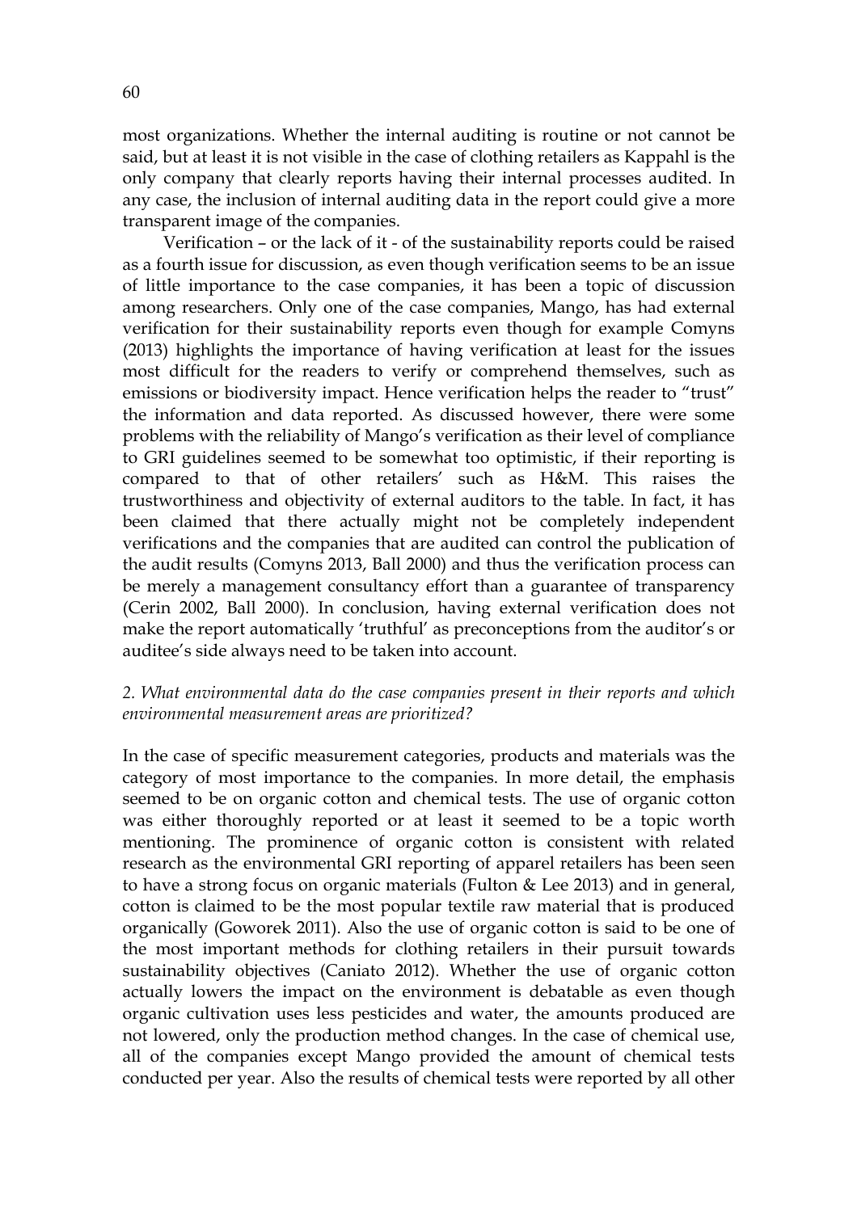most organizations. Whether the internal auditing is routine or not cannot be said, but at least it is not visible in the case of clothing retailers as Kappahl is the only company that clearly reports having their internal processes audited. In any case, the inclusion of internal auditing data in the report could give a more transparent image of the companies.

Verification – or the lack of it - of the sustainability reports could be raised as a fourth issue for discussion, as even though verification seems to be an issue of little importance to the case companies, it has been a topic of discussion among researchers. Only one of the case companies, Mango, has had external verification for their sustainability reports even though for example Comyns (2013) highlights the importance of having verification at least for the issues most difficult for the readers to verify or comprehend themselves, such as emissions or biodiversity impact. Hence verification helps the reader to "trust" the information and data reported. As discussed however, there were some problems with the reliability of Mango's verification as their level of compliance to GRI guidelines seemed to be somewhat too optimistic, if their reporting is compared to that of other retailers' such as H&M. This raises the trustworthiness and objectivity of external auditors to the table. In fact, it has been claimed that there actually might not be completely independent verifications and the companies that are audited can control the publication of the audit results (Comyns 2013, Ball 2000) and thus the verification process can be merely a management consultancy effort than a guarantee of transparency (Cerin 2002, Ball 2000). In conclusion, having external verification does not make the report automatically 'truthful' as preconceptions from the auditor's or auditee's side always need to be taken into account.

*2. What environmental data do the case companies present in their reports and which environmental measurement areas are prioritized?*

In the case of specific measurement categories, products and materials was the category of most importance to the companies. In more detail, the emphasis seemed to be on organic cotton and chemical tests. The use of organic cotton was either thoroughly reported or at least it seemed to be a topic worth mentioning. The prominence of organic cotton is consistent with related research as the environmental GRI reporting of apparel retailers has been seen to have a strong focus on organic materials (Fulton & Lee 2013) and in general, cotton is claimed to be the most popular textile raw material that is produced organically (Goworek 2011). Also the use of organic cotton is said to be one of the most important methods for clothing retailers in their pursuit towards sustainability objectives (Caniato 2012). Whether the use of organic cotton actually lowers the impact on the environment is debatable as even though organic cultivation uses less pesticides and water, the amounts produced are not lowered, only the production method changes. In the case of chemical use, all of the companies except Mango provided the amount of chemical tests conducted per year. Also the results of chemical tests were reported by all other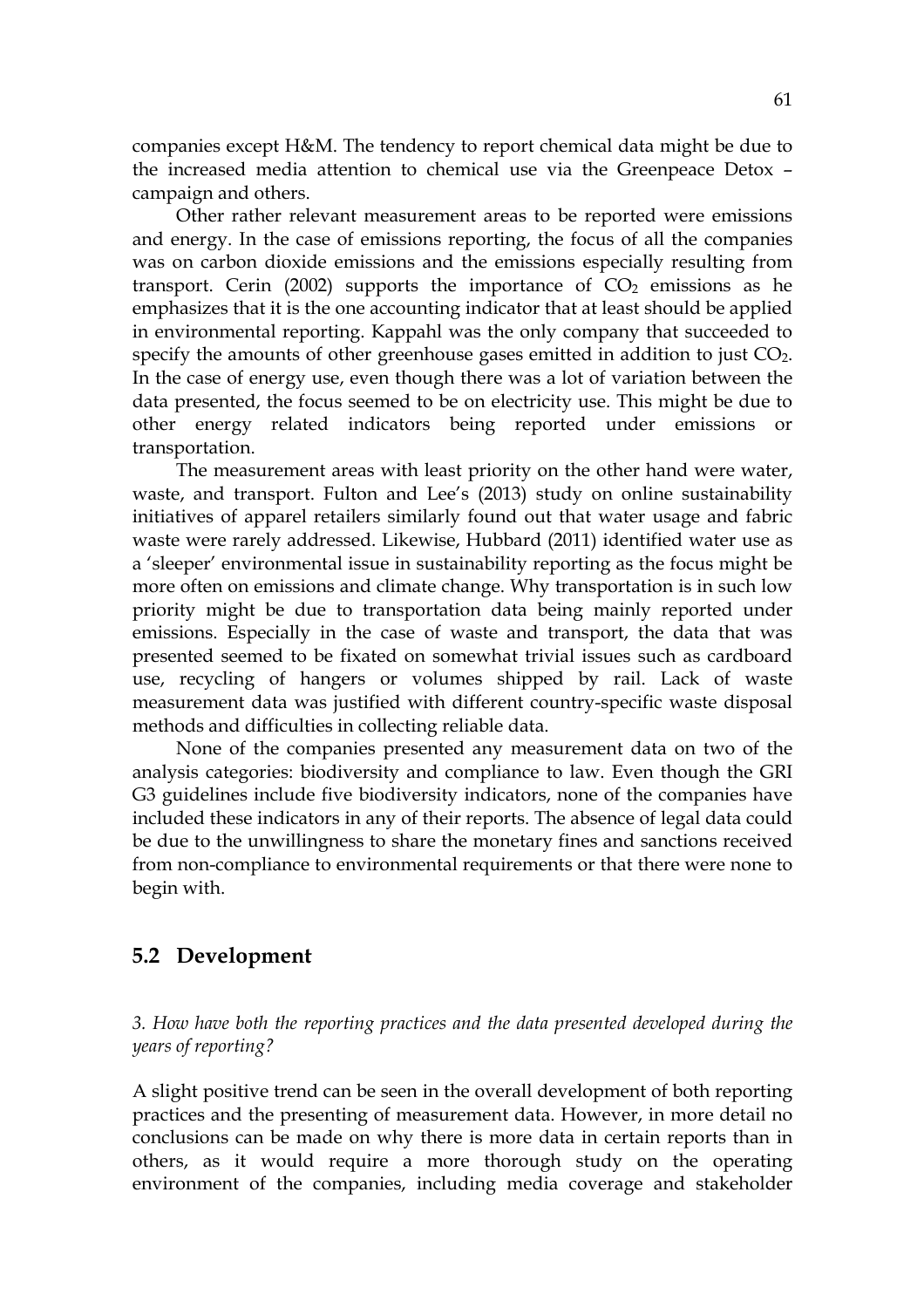companies except H&M. The tendency to report chemical data might be due to the increased media attention to chemical use via the Greenpeace Detox – campaign and others.

Other rather relevant measurement areas to be reported were emissions and energy. In the case of emissions reporting, the focus of all the companies was on carbon dioxide emissions and the emissions especially resulting from transport. Cerin (2002) supports the importance of $CO_2$ emissions as he emphasizes that it is the one accounting indicator that at least should be applied in environmental reporting. Kappahl was the only company that succeeded to specify the amounts of other greenhouse gases emitted in addition to just $CO_2$. In the case of energy use, even though there was a lot of variation between the data presented, the focus seemed to be on electricity use. This might be due to other energy related indicators being reported under emissions or transportation.

The measurement areas with least priority on the other hand were water, waste, and transport. Fulton and Lee's (2013) study on online sustainability initiatives of apparel retailers similarly found out that water usage and fabric waste were rarely addressed. Likewise, Hubbard (2011) identified water use as a 'sleeper' environmental issue in sustainability reporting as the focus might be more often on emissions and climate change. Why transportation is in such low priority might be due to transportation data being mainly reported under emissions. Especially in the case of waste and transport, the data that was presented seemed to be fixated on somewhat trivial issues such as cardboard use, recycling of hangers or volumes shipped by rail. Lack of waste measurement data was justified with different country-specific waste disposal methods and difficulties in collecting reliable data.

None of the companies presented any measurement data on two of the analysis categories: biodiversity and compliance to law. Even though the GRI G3 guidelines include five biodiversity indicators, none of the companies have included these indicators in any of their reports. The absence of legal data could be due to the unwillingness to share the monetary fines and sanctions received from non-compliance to environmental requirements or that there were none to begin with.

## 5.2 Development

*3. How have both the reporting practices and the data presented developed during the years of reporting?*

A slight positive trend can be seen in the overall development of both reporting practices and the presenting of measurement data. However, in more detail no conclusions can be made on why there is more data in certain reports than in others, as it would require a more thorough study on the operating environment of the companies, including media coverage and stakeholder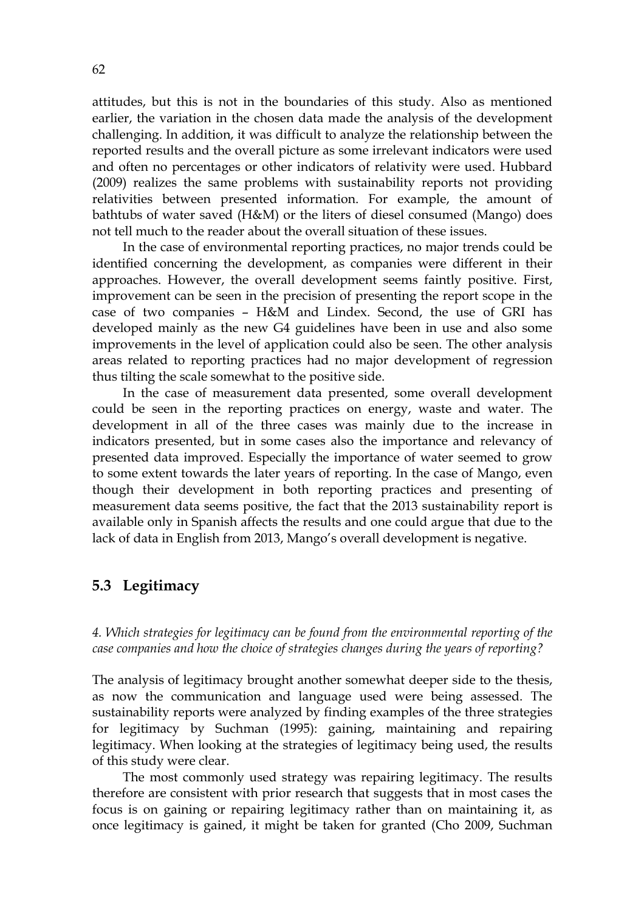attitudes, but this is not in the boundaries of this study. Also as mentioned earlier, the variation in the chosen data made the analysis of the development challenging. In addition, it was difficult to analyze the relationship between the reported results and the overall picture as some irrelevant indicators were used and often no percentages or other indicators of relativity were used. Hubbard (2009) realizes the same problems with sustainability reports not providing relativities between presented information. For example, the amount of bathtubs of water saved (H&M) or the liters of diesel consumed (Mango) does not tell much to the reader about the overall situation of these issues.

In the case of environmental reporting practices, no major trends could be identified concerning the development, as companies were different in their approaches. However, the overall development seems faintly positive. First, improvement can be seen in the precision of presenting the report scope in the case of two companies – H&M and Lindex. Second, the use of GRI has developed mainly as the new G4 guidelines have been in use and also some improvements in the level of application could also be seen. The other analysis areas related to reporting practices had no major development of regression thus tilting the scale somewhat to the positive side.

In the case of measurement data presented, some overall development could be seen in the reporting practices on energy, waste and water. The development in all of the three cases was mainly due to the increase in indicators presented, but in some cases also the importance and relevancy of presented data improved. Especially the importance of water seemed to grow to some extent towards the later years of reporting. In the case of Mango, even though their development in both reporting practices and presenting of measurement data seems positive, the fact that the 2013 sustainability report is available only in Spanish affects the results and one could argue that due to the lack of data in English from 2013, Mango's overall development is negative.

## 5.3 Legitimacy

*4. Which strategies for legitimacy can be found from the environmental reporting of the case companies and how the choice of strategies changes during the years of reporting?*

The analysis of legitimacy brought another somewhat deeper side to the thesis, as now the communication and language used were being assessed. The sustainability reports were analyzed by finding examples of the three strategies for legitimacy by Suchman (1995): gaining, maintaining and repairing legitimacy. When looking at the strategies of legitimacy being used, the results of this study were clear.

The most commonly used strategy was repairing legitimacy. The results therefore are consistent with prior research that suggests that in most cases the focus is on gaining or repairing legitimacy rather than on maintaining it, as once legitimacy is gained, it might be taken for granted (Cho 2009, Suchman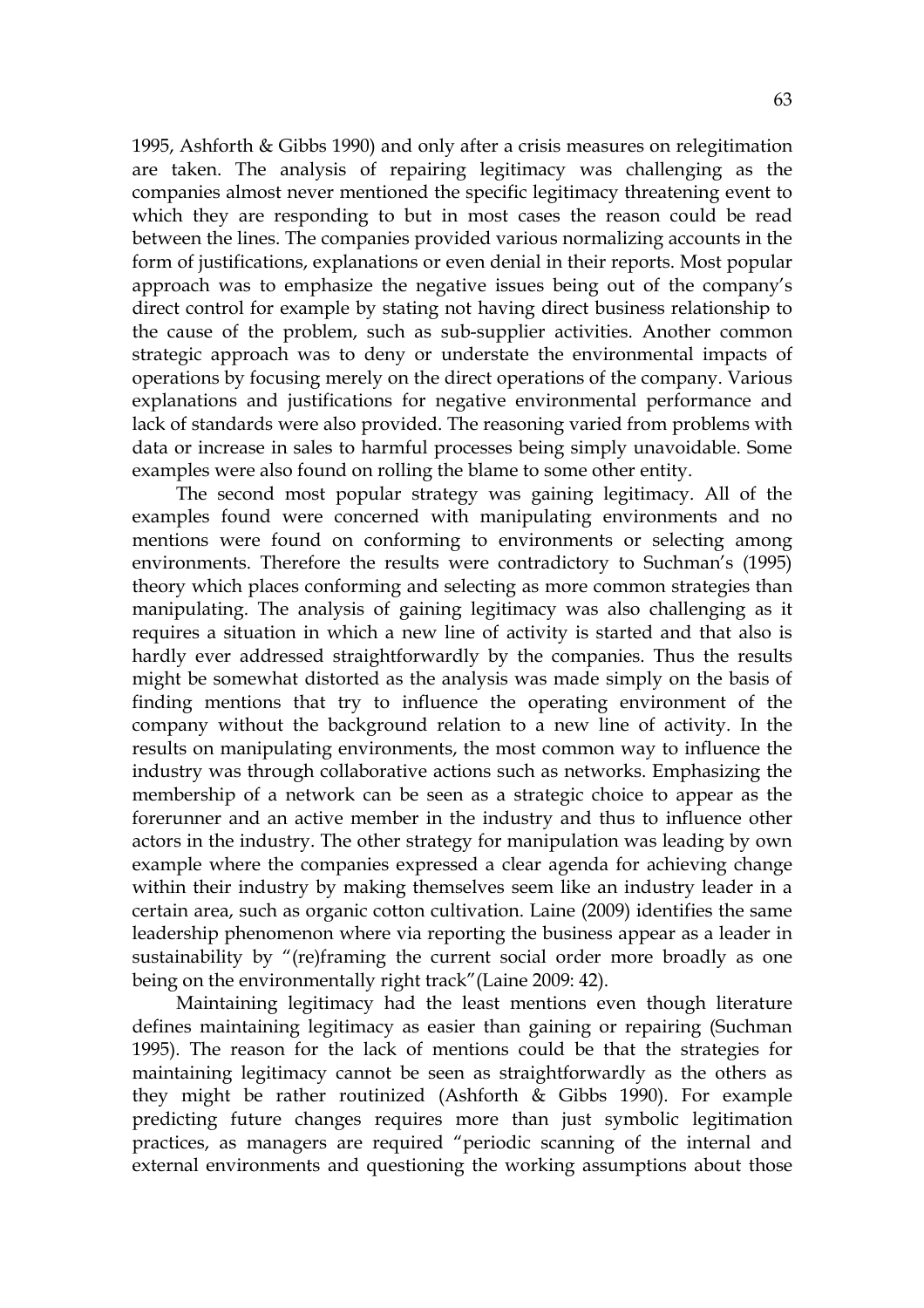1995, Ashforth & Gibbs 1990) and only after a crisis measures on relegitimation are taken. The analysis of repairing legitimacy was challenging as the companies almost never mentioned the specific legitimacy threatening event to which they are responding to but in most cases the reason could be read between the lines. The companies provided various normalizing accounts in the form of justifications, explanations or even denial in their reports. Most popular approach was to emphasize the negative issues being out of the company's direct control for example by stating not having direct business relationship to the cause of the problem, such as sub-supplier activities. Another common strategic approach was to deny or understate the environmental impacts of operations by focusing merely on the direct operations of the company. Various explanations and justifications for negative environmental performance and lack of standards were also provided. The reasoning varied from problems with data or increase in sales to harmful processes being simply unavoidable. Some examples were also found on rolling the blame to some other entity.

The second most popular strategy was gaining legitimacy. All of the examples found were concerned with manipulating environments and no mentions were found on conforming to environments or selecting among environments. Therefore the results were contradictory to Suchman's (1995) theory which places conforming and selecting as more common strategies than manipulating. The analysis of gaining legitimacy was also challenging as it requires a situation in which a new line of activity is started and that also is hardly ever addressed straightforwardly by the companies. Thus the results might be somewhat distorted as the analysis was made simply on the basis of finding mentions that try to influence the operating environment of the company without the background relation to a new line of activity. In the results on manipulating environments, the most common way to influence the industry was through collaborative actions such as networks. Emphasizing the membership of a network can be seen as a strategic choice to appear as the forerunner and an active member in the industry and thus to influence other actors in the industry. The other strategy for manipulation was leading by own example where the companies expressed a clear agenda for achieving change within their industry by making themselves seem like an industry leader in a certain area, such as organic cotton cultivation. Laine (2009) identifies the same leadership phenomenon where via reporting the business appear as a leader in sustainability by "(re)framing the current social order more broadly as one being on the environmentally right track"(Laine 2009: 42).

Maintaining legitimacy had the least mentions even though literature defines maintaining legitimacy as easier than gaining or repairing (Suchman 1995). The reason for the lack of mentions could be that the strategies for maintaining legitimacy cannot be seen as straightforwardly as the others as they might be rather routinized (Ashforth & Gibbs 1990). For example predicting future changes requires more than just symbolic legitimation practices, as managers are required "periodic scanning of the internal and external environments and questioning the working assumptions about those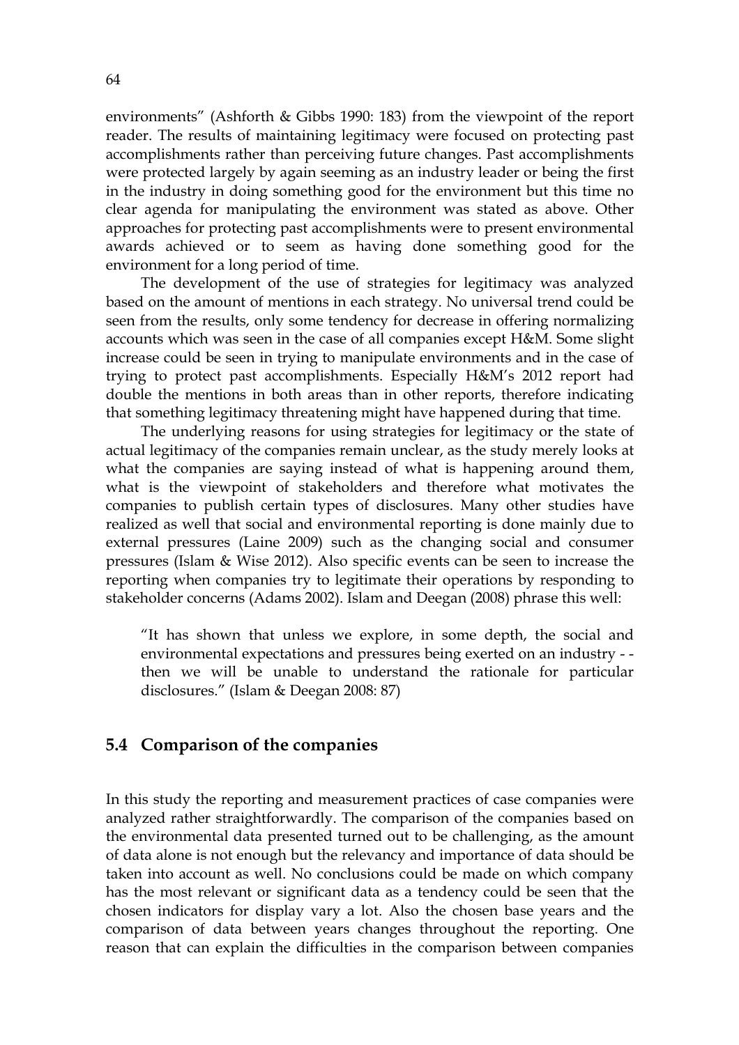environments" (Ashforth & Gibbs 1990: 183) from the viewpoint of the report reader. The results of maintaining legitimacy were focused on protecting past accomplishments rather than perceiving future changes. Past accomplishments were protected largely by again seeming as an industry leader or being the first in the industry in doing something good for the environment but this time no clear agenda for manipulating the environment was stated as above. Other approaches for protecting past accomplishments were to present environmental awards achieved or to seem as having done something good for the environment for a long period of time.

The development of the use of strategies for legitimacy was analyzed based on the amount of mentions in each strategy. No universal trend could be seen from the results, only some tendency for decrease in offering normalizing accounts which was seen in the case of all companies except H&M. Some slight increase could be seen in trying to manipulate environments and in the case of trying to protect past accomplishments. Especially H&M's 2012 report had double the mentions in both areas than in other reports, therefore indicating that something legitimacy threatening might have happened during that time.

The underlying reasons for using strategies for legitimacy or the state of actual legitimacy of the companies remain unclear, as the study merely looks at what the companies are saying instead of what is happening around them, what is the viewpoint of stakeholders and therefore what motivates the companies to publish certain types of disclosures. Many other studies have realized as well that social and environmental reporting is done mainly due to external pressures (Laine 2009) such as the changing social and consumer pressures (Islam & Wise 2012). Also specific events can be seen to increase the reporting when companies try to legitimate their operations by responding to stakeholder concerns (Adams 2002). Islam and Deegan (2008) phrase this well:

> "It has shown that unless we explore, in some depth, the social and environmental expectations and pressures being exerted on an industry - - then we will be unable to understand the rationale for particular disclosures." (Islam & Deegan 2008: 87)

## 5.4 Comparison of the companies

In this study the reporting and measurement practices of case companies were analyzed rather straightforwardly. The comparison of the companies based on the environmental data presented turned out to be challenging, as the amount of data alone is not enough but the relevancy and importance of data should be taken into account as well. No conclusions could be made on which company has the most relevant or significant data as a tendency could be seen that the chosen indicators for display vary a lot. Also the chosen base years and the comparison of data between years changes throughout the reporting. One reason that can explain the difficulties in the comparison between companies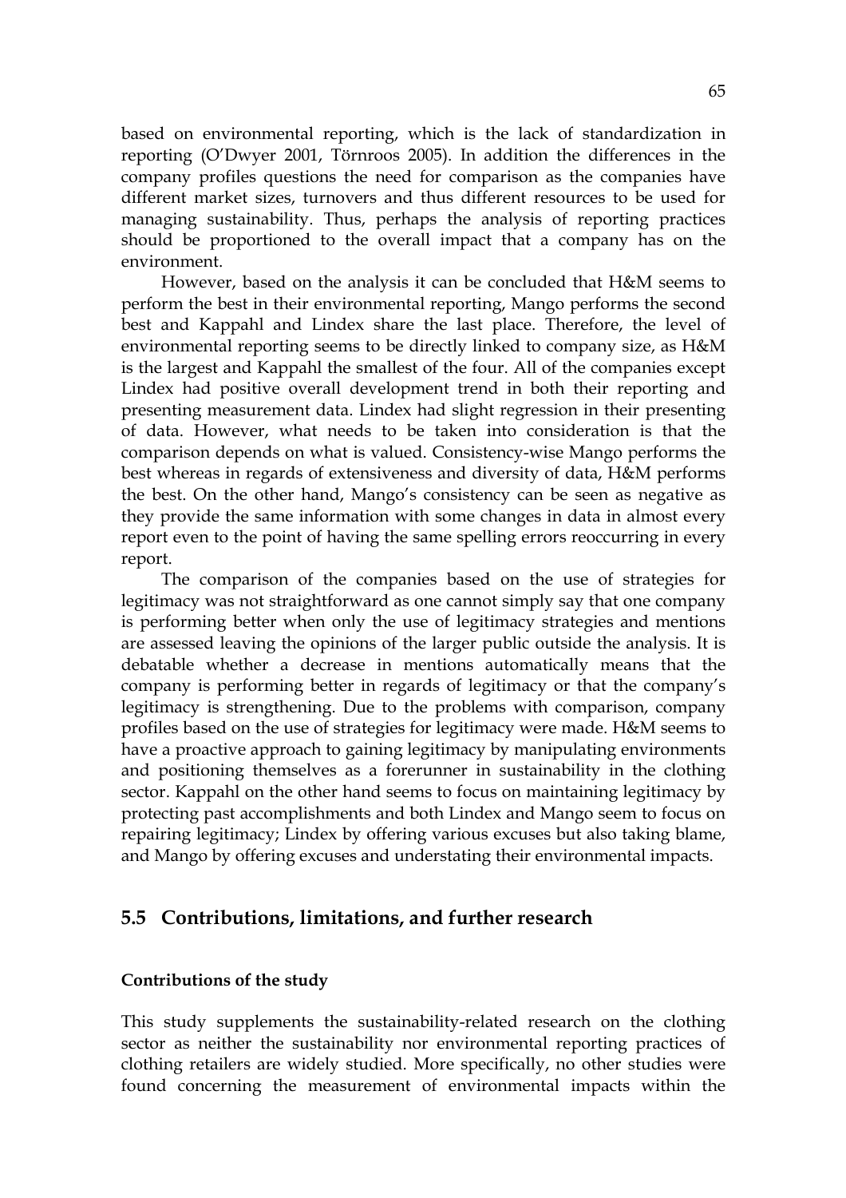based on environmental reporting, which is the lack of standardization in reporting (O'Dwyer 2001, Törnroos 2005). In addition the differences in the company profiles questions the need for comparison as the companies have different market sizes, turnovers and thus different resources to be used for managing sustainability. Thus, perhaps the analysis of reporting practices should be proportioned to the overall impact that a company has on the environment.

However, based on the analysis it can be concluded that H&M seems to perform the best in their environmental reporting, Mango performs the second best and Kappahl and Lindex share the last place. Therefore, the level of environmental reporting seems to be directly linked to company size, as H&M is the largest and Kappahl the smallest of the four. All of the companies except Lindex had positive overall development trend in both their reporting and presenting measurement data. Lindex had slight regression in their presenting of data. However, what needs to be taken into consideration is that the comparison depends on what is valued. Consistency-wise Mango performs the best whereas in regards of extensiveness and diversity of data, H&M performs the best. On the other hand, Mango's consistency can be seen as negative as they provide the same information with some changes in data in almost every report even to the point of having the same spelling errors reoccurring in every report.

The comparison of the companies based on the use of strategies for legitimacy was not straightforward as one cannot simply say that one company is performing better when only the use of legitimacy strategies and mentions are assessed leaving the opinions of the larger public outside the analysis. It is debatable whether a decrease in mentions automatically means that the company is performing better in regards of legitimacy or that the company's legitimacy is strengthening. Due to the problems with comparison, company profiles based on the use of strategies for legitimacy were made. H&M seems to have a proactive approach to gaining legitimacy by manipulating environments and positioning themselves as a forerunner in sustainability in the clothing sector. Kappahl on the other hand seems to focus on maintaining legitimacy by protecting past accomplishments and both Lindex and Mango seem to focus on repairing legitimacy; Lindex by offering various excuses but also taking blame, and Mango by offering excuses and understating their environmental impacts.

## 5.5 Contributions, limitations, and further research

### Contributions of the study

This study supplements the sustainability-related research on the clothing sector as neither the sustainability nor environmental reporting practices of clothing retailers are widely studied. More specifically, no other studies were found concerning the measurement of environmental impacts within the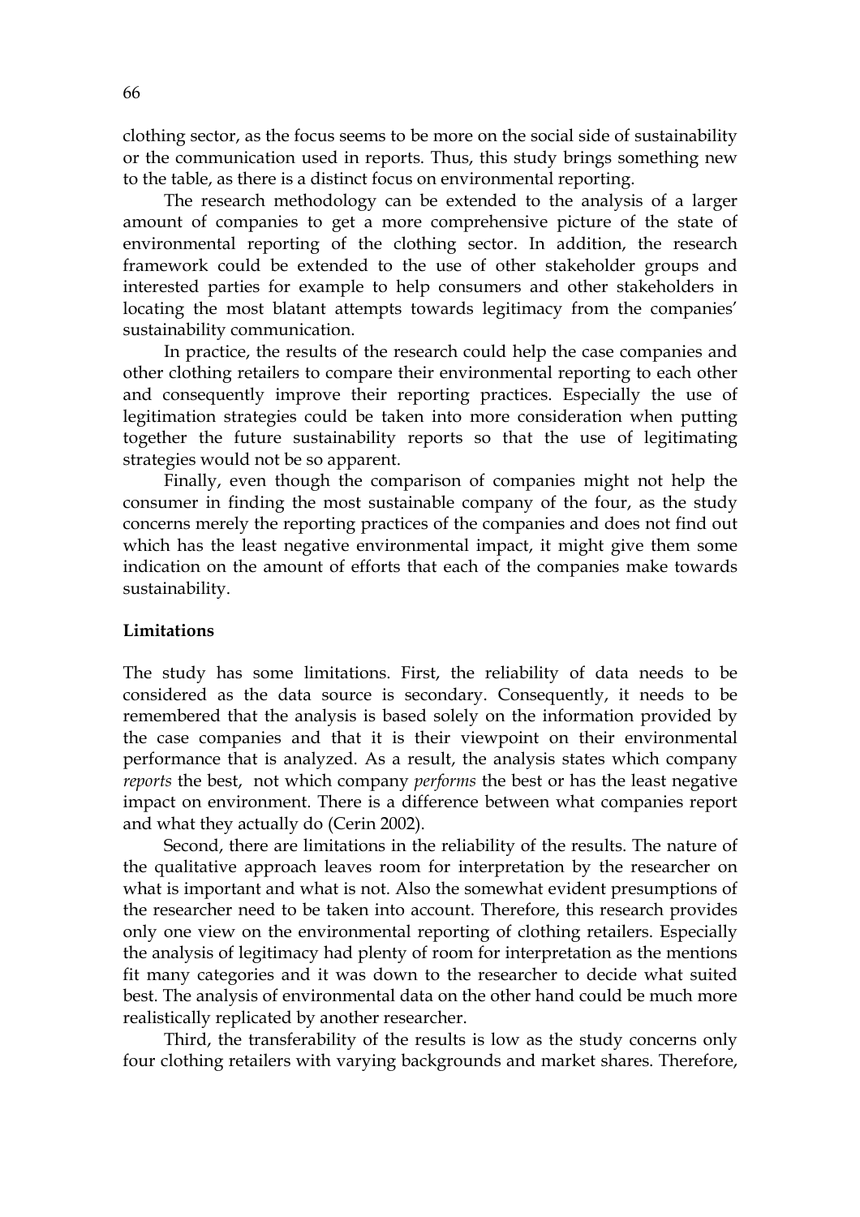clothing sector, as the focus seems to be more on the social side of sustainability or the communication used in reports. Thus, this study brings something new to the table, as there is a distinct focus on environmental reporting.

The research methodology can be extended to the analysis of a larger amount of companies to get a more comprehensive picture of the state of environmental reporting of the clothing sector. In addition, the research framework could be extended to the use of other stakeholder groups and interested parties for example to help consumers and other stakeholders in locating the most blatant attempts towards legitimacy from the companies' sustainability communication.

In practice, the results of the research could help the case companies and other clothing retailers to compare their environmental reporting to each other and consequently improve their reporting practices. Especially the use of legitimation strategies could be taken into more consideration when putting together the future sustainability reports so that the use of legitimating strategies would not be so apparent.

Finally, even though the comparison of companies might not help the consumer in finding the most sustainable company of the four, as the study concerns merely the reporting practices of the companies and does not find out which has the least negative environmental impact, it might give them some indication on the amount of efforts that each of the companies make towards sustainability.

**Limitations**

The study has some limitations. First, the reliability of data needs to be considered as the data source is secondary. Consequently, it needs to be remembered that the analysis is based solely on the information provided by the case companies and that it is their viewpoint on their environmental performance that is analyzed. As a result, the analysis states which company *reports* the best, not which company *performs* the best or has the least negative impact on environment. There is a difference between what companies report and what they actually do (Cerin 2002).

Second, there are limitations in the reliability of the results. The nature of the qualitative approach leaves room for interpretation by the researcher on what is important and what is not. Also the somewhat evident presumptions of the researcher need to be taken into account. Therefore, this research provides only one view on the environmental reporting of clothing retailers. Especially the analysis of legitimacy had plenty of room for interpretation as the mentions fit many categories and it was down to the researcher to decide what suited best. The analysis of environmental data on the other hand could be much more realistically replicated by another researcher.

Third, the transferability of the results is low as the study concerns only four clothing retailers with varying backgrounds and market shares. Therefore,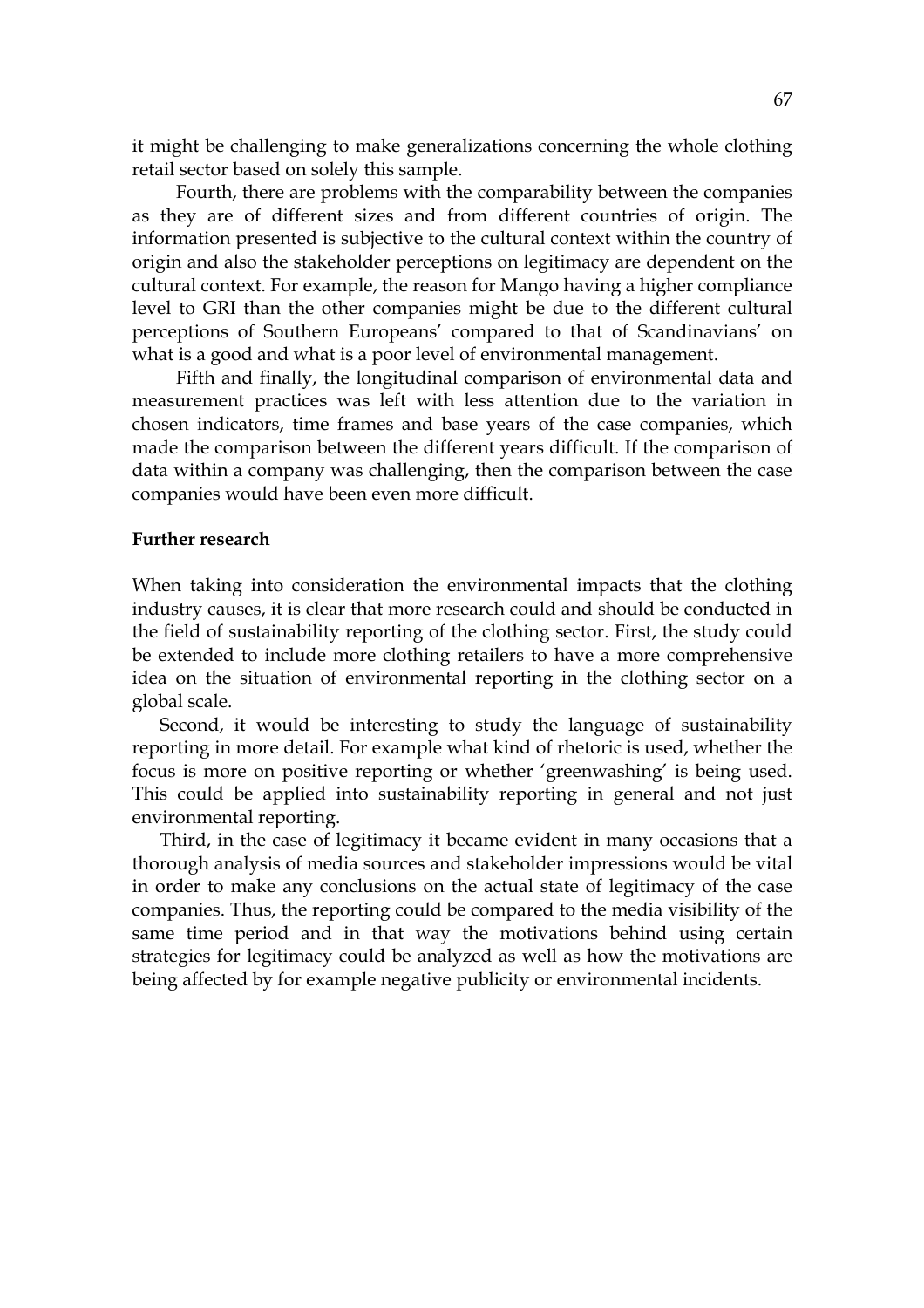it might be challenging to make generalizations concerning the whole clothing retail sector based on solely this sample.

Fourth, there are problems with the comparability between the companies as they are of different sizes and from different countries of origin. The information presented is subjective to the cultural context within the country of origin and also the stakeholder perceptions on legitimacy are dependent on the cultural context. For example, the reason for Mango having a higher compliance level to GRI than the other companies might be due to the different cultural perceptions of Southern Europeans' compared to that of Scandinavians' on what is a good and what is a poor level of environmental management.

Fifth and finally, the longitudinal comparison of environmental data and measurement practices was left with less attention due to the variation in chosen indicators, time frames and base years of the case companies, which made the comparison between the different years difficult. If the comparison of data within a company was challenging, then the comparison between the case companies would have been even more difficult.

**Further research**

When taking into consideration the environmental impacts that the clothing industry causes, it is clear that more research could and should be conducted in the field of sustainability reporting of the clothing sector. First, the study could be extended to include more clothing retailers to have a more comprehensive idea on the situation of environmental reporting in the clothing sector on a global scale.

Second, it would be interesting to study the language of sustainability reporting in more detail. For example what kind of rhetoric is used, whether the focus is more on positive reporting or whether 'greenwashing' is being used. This could be applied into sustainability reporting in general and not just environmental reporting.

Third, in the case of legitimacy it became evident in many occasions that a thorough analysis of media sources and stakeholder impressions would be vital in order to make any conclusions on the actual state of legitimacy of the case companies. Thus, the reporting could be compared to the media visibility of the same time period and in that way the motivations behind using certain strategies for legitimacy could be analyzed as well as how the motivations are being affected by for example negative publicity or environmental incidents.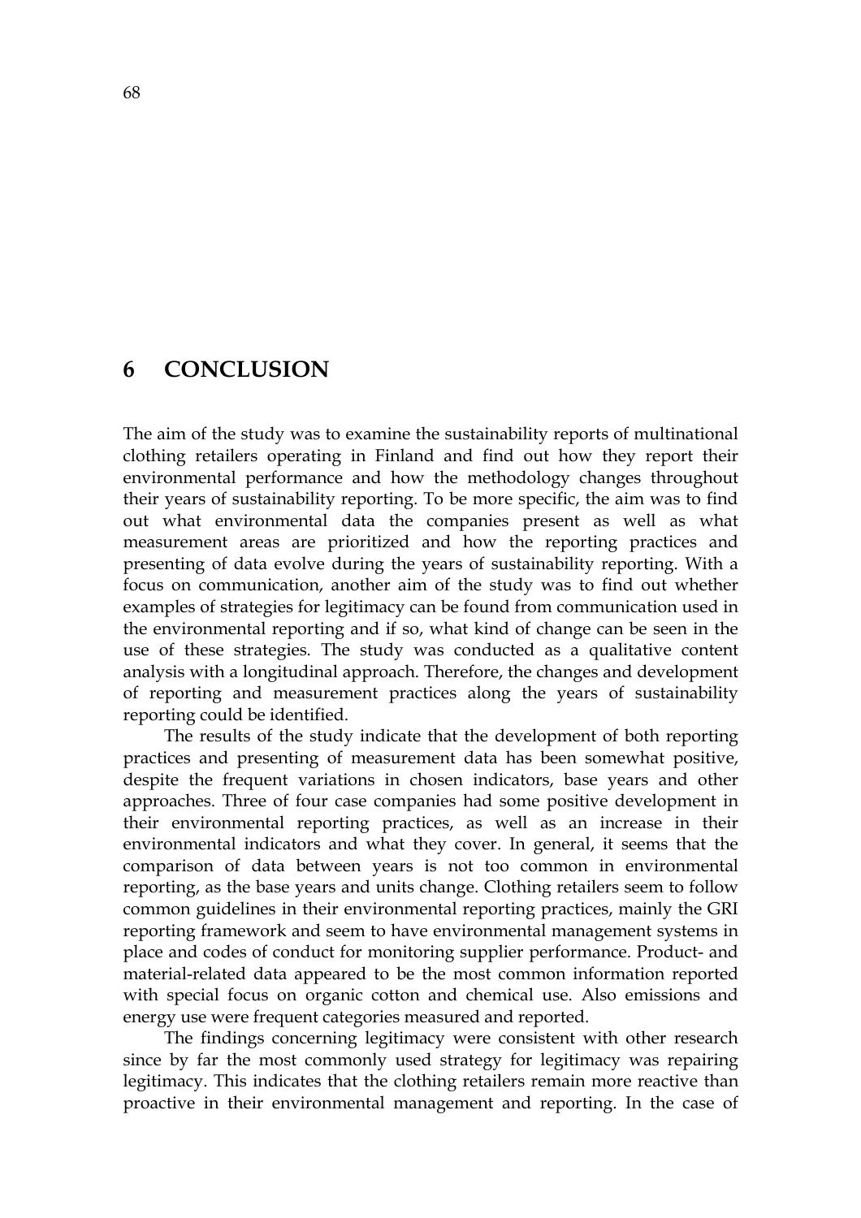# 6 CONCLUSION

The aim of the study was to examine the sustainability reports of multinational clothing retailers operating in Finland and find out how they report their environmental performance and how the methodology changes throughout their years of sustainability reporting. To be more specific, the aim was to find out what environmental data the companies present as well as what measurement areas are prioritized and how the reporting practices and presenting of data evolve during the years of sustainability reporting. With a focus on communication, another aim of the study was to find out whether examples of strategies for legitimacy can be found from communication used in the environmental reporting and if so, what kind of change can be seen in the use of these strategies. The study was conducted as a qualitative content analysis with a longitudinal approach. Therefore, the changes and development of reporting and measurement practices along the years of sustainability reporting could be identified.

The results of the study indicate that the development of both reporting practices and presenting of measurement data has been somewhat positive, despite the frequent variations in chosen indicators, base years and other approaches. Three of four case companies had some positive development in their environmental reporting practices, as well as an increase in their environmental indicators and what they cover. In general, it seems that the comparison of data between years is not too common in environmental reporting, as the base years and units change. Clothing retailers seem to follow common guidelines in their environmental reporting practices, mainly the GRI reporting framework and seem to have environmental management systems in place and codes of conduct for monitoring supplier performance. Product- and material-related data appeared to be the most common information reported with special focus on organic cotton and chemical use. Also emissions and energy use were frequent categories measured and reported.

The findings concerning legitimacy were consistent with other research since by far the most commonly used strategy for legitimacy was repairing legitimacy. This indicates that the clothing retailers remain more reactive than proactive in their environmental management and reporting. In the case of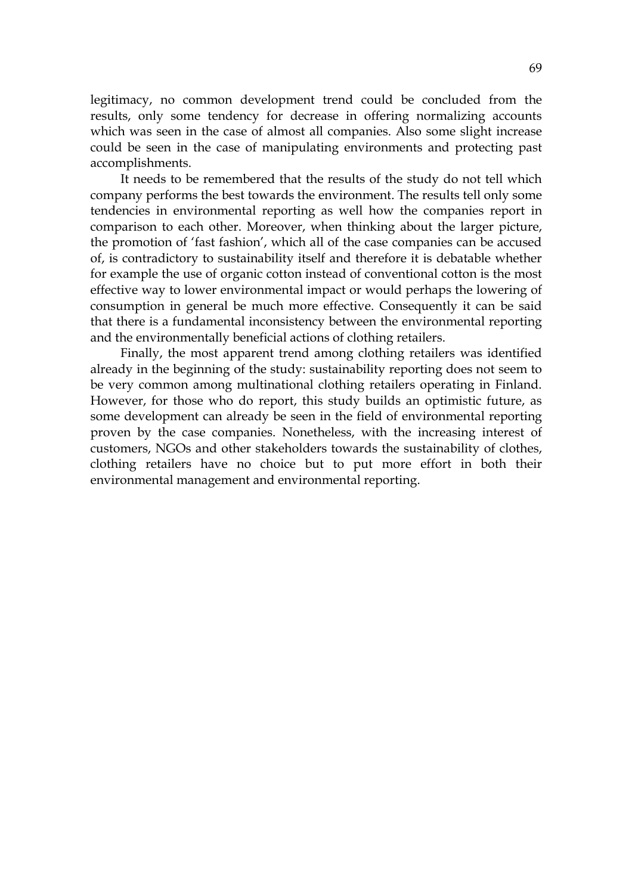legitimacy, no common development trend could be concluded from the results, only some tendency for decrease in offering normalizing accounts which was seen in the case of almost all companies. Also some slight increase could be seen in the case of manipulating environments and protecting past accomplishments.

It needs to be remembered that the results of the study do not tell which company performs the best towards the environment. The results tell only some tendencies in environmental reporting as well how the companies report in comparison to each other. Moreover, when thinking about the larger picture, the promotion of 'fast fashion', which all of the case companies can be accused of, is contradictory to sustainability itself and therefore it is debatable whether for example the use of organic cotton instead of conventional cotton is the most effective way to lower environmental impact or would perhaps the lowering of consumption in general be much more effective. Consequently it can be said that there is a fundamental inconsistency between the environmental reporting and the environmentally beneficial actions of clothing retailers.

Finally, the most apparent trend among clothing retailers was identified already in the beginning of the study: sustainability reporting does not seem to be very common among multinational clothing retailers operating in Finland. However, for those who do report, this study builds an optimistic future, as some development can already be seen in the field of environmental reporting proven by the case companies. Nonetheless, with the increasing interest of customers, NGOs and other stakeholders towards the sustainability of clothes, clothing retailers have no choice but to put more effort in both their environmental management and environmental reporting.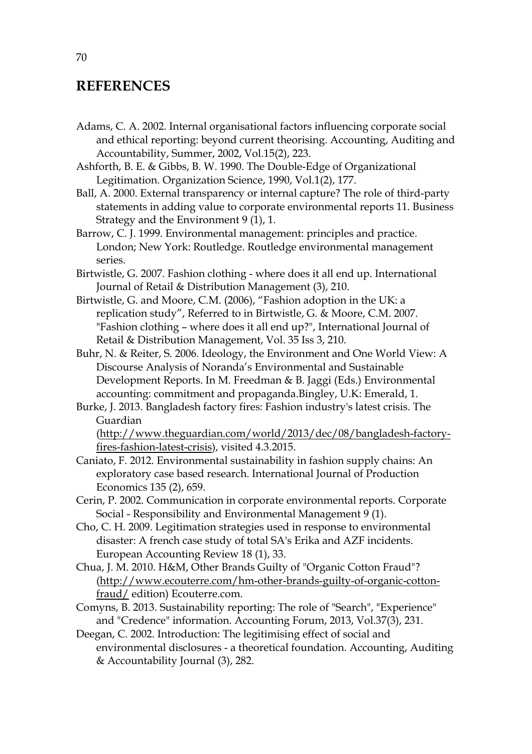## REFERENCES

Adams, C. A. 2002. Internal organisational factors influencing corporate social and ethical reporting: beyond current theorising. Accounting, Auditing and Accountability, Summer, 2002, Vol.15(2), 223.

Ashforth, B. E. & Gibbs, B. W. 1990. The Double-Edge of Organizational Legitimation. Organization Science, 1990, Vol.1(2), 177.

Ball, A. 2000. External transparency or internal capture? The role of third-party statements in adding value to corporate environmental reports 11. Business Strategy and the Environment 9 (1), 1.

Barrow, C. J. 1999. Environmental management: principles and practice. London; New York: Routledge. Routledge environmental management series.

Birtwistle, G. 2007. Fashion clothing - where does it all end up. International Journal of Retail & Distribution Management (3), 210.

Birtwistle, G. and Moore, C.M. (2006), "Fashion adoption in the UK: a replication study", Referred to in Birtwistle, G. & Moore, C.M. 2007. "Fashion clothing – where does it all end up?", International Journal of Retail & Distribution Management, Vol. 35 Iss 3, 210.

Buhr, N. & Reiter, S. 2006. Ideology, the Environment and One World View: A Discourse Analysis of Noranda's Environmental and Sustainable Development Reports. In M. Freedman & B. Jaggi (Eds.) Environmental accounting: commitment and propaganda.Bingley, U.K: Emerald, 1.

Burke, J. 2013. Bangladesh factory fires: Fashion industry's latest crisis. The Guardian (http://www.theguardian.com/world/2013/dec/08/bangladesh-factory-fires-fashion-latest-crisis), visited 4.3.2015.

Caniato, F. 2012. Environmental sustainability in fashion supply chains: An exploratory case based research. International Journal of Production Economics 135 (2), 659.

Cerin, P. 2002. Communication in corporate environmental reports. Corporate Social - Responsibility and Environmental Management 9 (1).

Cho, C. H. 2009. Legitimation strategies used in response to environmental disaster: A french case study of total SA's Erika and AZF incidents. European Accounting Review 18 (1), 33.

Chua, J. M. 2010. H&M, Other Brands Guilty of "Organic Cotton Fraud"? (http://www.ecouterre.com/hm-other-brands-guilty-of-organic-cotton-fraud/ edition) Ecouterre.com.

Comyns, B. 2013. Sustainability reporting: The role of "Search", "Experience" and "Credence" information. Accounting Forum, 2013, Vol.37(3), 231.

Deegan, C. 2002. Introduction: The legitimising effect of social and environmental disclosures - a theoretical foundation. Accounting, Auditing & Accountability Journal (3), 282.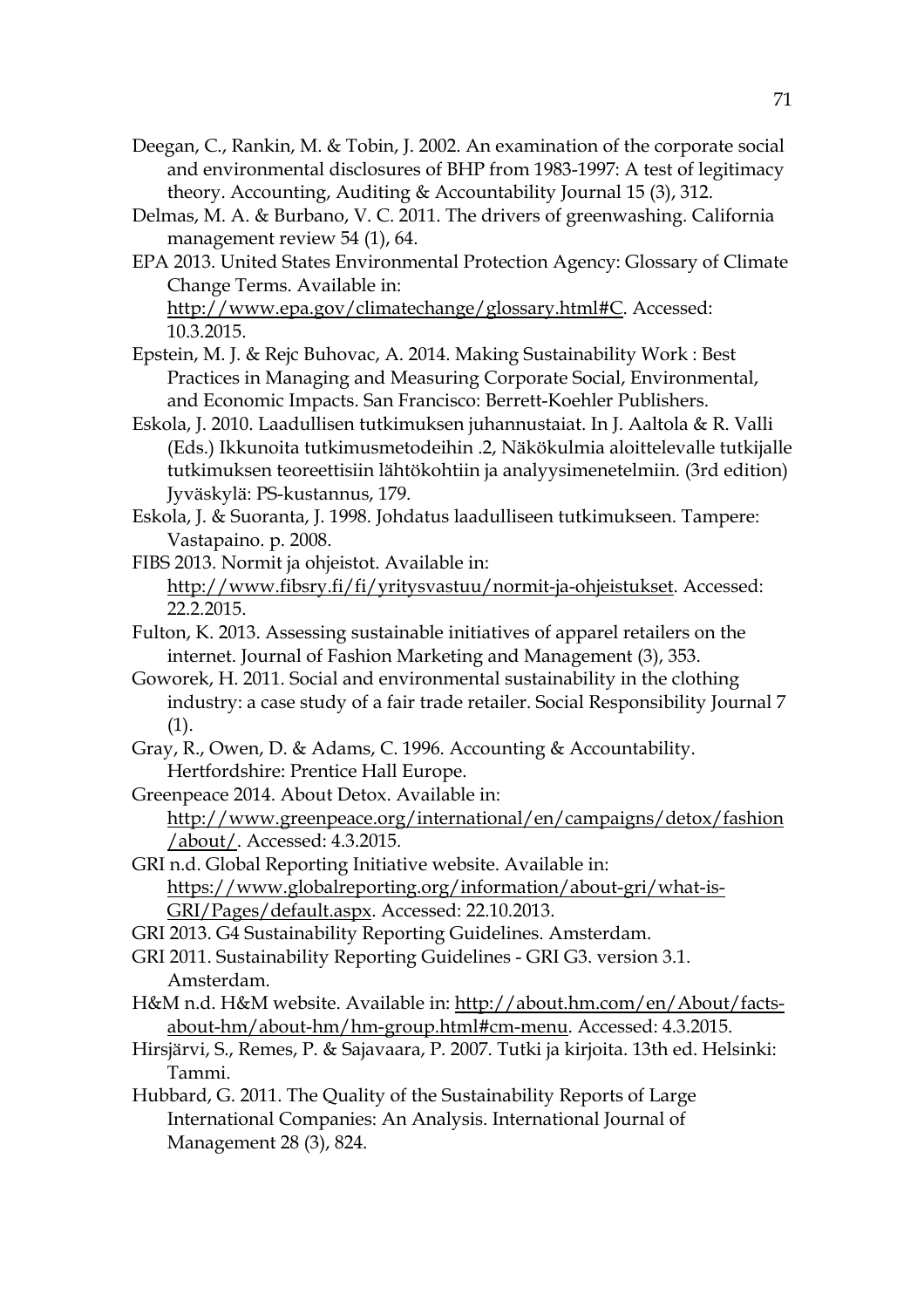Deegan, C., Rankin, M. & Tobin, J. 2002. An examination of the corporate social and environmental disclosures of BHP from 1983-1997: A test of legitimacy theory. Accounting, Auditing & Accountability Journal 15 (3), 312.

Delmas, M. A. & Burbano, V. C. 2011. The drivers of greenwashing. California management review 54 (1), 64.

EPA 2013. United States Environmental Protection Agency: Glossary of Climate Change Terms. Available in: http://www.epa.gov/climatechange/glossary.html#C. Accessed: 10.3.2015.

Epstein, M. J. & Rejc Buhovac, A. 2014. Making Sustainability Work : Best Practices in Managing and Measuring Corporate Social, Environmental, and Economic Impacts. San Francisco: Berrett-Koehler Publishers.

Eskola, J. 2010. Laadullisen tutkimuksen juhannustaiat. In J. Aaltola & R. Valli (Eds.) Ikkunoita tutkimusmetodeihin .2, Näkökulmia aloittelevalle tutkijalle tutkimuksen teoreettisiin lähtökohtiin ja analyysimenetelmiin. (3rd edition) Jyväskylä: PS-kustannus, 179.

Eskola, J. & Suoranta, J. 1998. Johdatus laadulliseen tutkimukseen. Tampere: Vastapaino. p. 2008.

FIBS 2013. Normit ja ohjeistot. Available in: http://www.fibsry.fi/fi/yritysvastuu/normit-ja-ohjeistukset. Accessed: 22.2.2015.

Fulton, K. 2013. Assessing sustainable initiatives of apparel retailers on the internet. Journal of Fashion Marketing and Management (3), 353.

Goworek, H. 2011. Social and environmental sustainability in the clothing industry: a case study of a fair trade retailer. Social Responsibility Journal 7 (1).

Gray, R., Owen, D. & Adams, C. 1996. Accounting & Accountability. Hertfordshire: Prentice Hall Europe.

Greenpeace 2014. About Detox. Available in: http://www.greenpeace.org/international/en/campaigns/detox/fashion/about/. Accessed: 4.3.2015.

GRI n.d. Global Reporting Initiative website. Available in: https://www.globalreporting.org/information/about-gri/what-is-GRI/Pages/default.aspx. Accessed: 22.10.2013.

GRI 2013. G4 Sustainability Reporting Guidelines. Amsterdam.

GRI 2011. Sustainability Reporting Guidelines - GRI G3. version 3.1. Amsterdam.

H&M n.d. H&M website. Available in: http://about.hm.com/en/About/facts-about-hm/about-hm/hm-group.html#cm-menu. Accessed: 4.3.2015.

Hirsjärvi, S., Remes, P. & Sajavaara, P. 2007. Tutki ja kirjoita. 13th ed. Helsinki: Tammi.

Hubbard, G. 2011. The Quality of the Sustainability Reports of Large International Companies: An Analysis. International Journal of Management 28 (3), 824.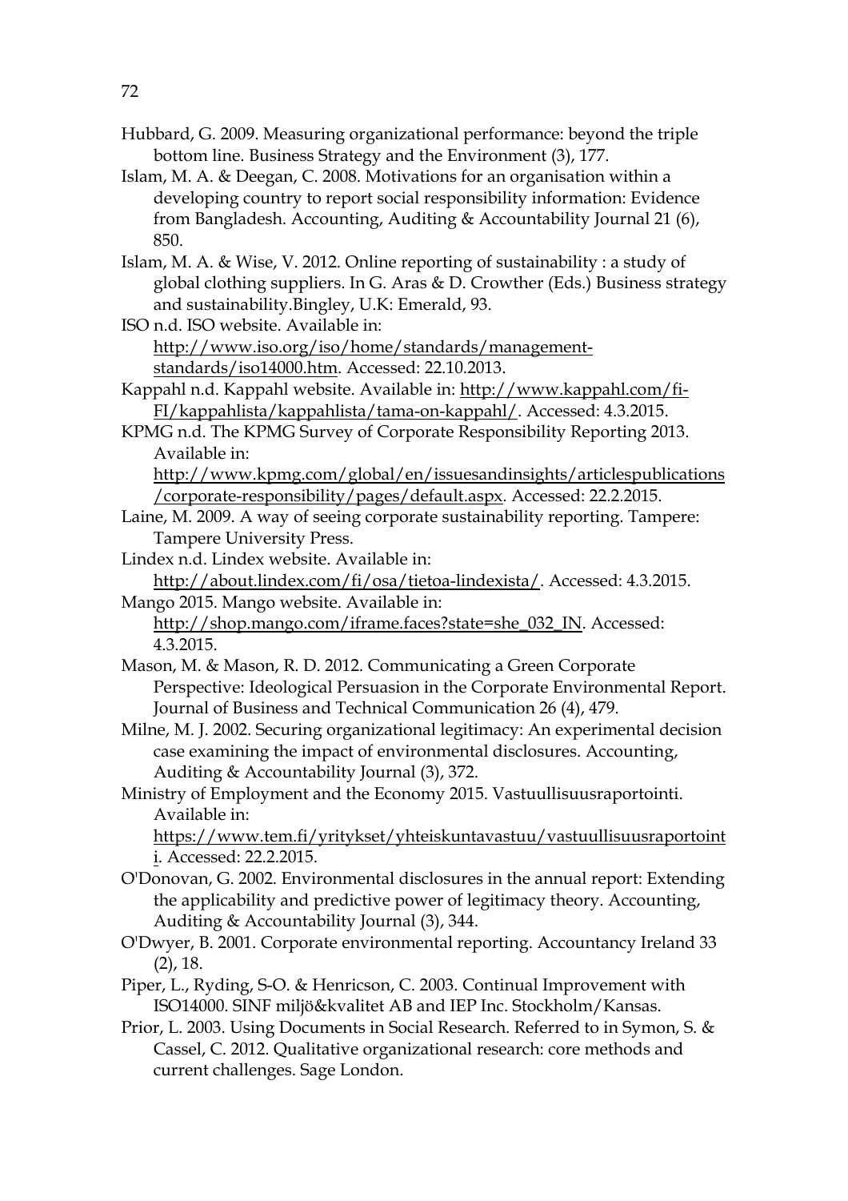Hubbard, G. 2009. Measuring organizational performance: beyond the triple bottom line. Business Strategy and the Environment (3), 177.

Islam, M. A. & Deegan, C. 2008. Motivations for an organisation within a developing country to report social responsibility information: Evidence from Bangladesh. Accounting, Auditing & Accountability Journal 21 (6), 850.

Islam, M. A. & Wise, V. 2012. Online reporting of sustainability : a study of global clothing suppliers. In G. Aras & D. Crowther (Eds.) Business strategy and sustainability.Bingley, U.K: Emerald, 93.

ISO n.d. ISO website. Available in: http://www.iso.org/iso/home/standards/management-standards/iso14000.htm. Accessed: 22.10.2013.

Kappahl n.d. Kappahl website. Available in: http://www.kappahl.com/fi-FI/kappahlista/kappahlista/tama-on-kappahl/. Accessed: 4.3.2015.

KPMG n.d. The KPMG Survey of Corporate Responsibility Reporting 2013. Available in: http://www.kpmg.com/global/en/issuesandinsights/articlespublications/corporate-responsibility/pages/default.aspx. Accessed: 22.2.2015.

Laine, M. 2009. A way of seeing corporate sustainability reporting. Tampere: Tampere University Press.

Lindex n.d. Lindex website. Available in: http://about.lindex.com/fi/osa/tietoa-lindexista/. Accessed: 4.3.2015.

Mango 2015. Mango website. Available in: http://shop.mango.com/iframe.faces?state=she_032_IN. Accessed: 4.3.2015.

Mason, M. & Mason, R. D. 2012. Communicating a Green Corporate Perspective: Ideological Persuasion in the Corporate Environmental Report. Journal of Business and Technical Communication 26 (4), 479.

Milne, M. J. 2002. Securing organizational legitimacy: An experimental decision case examining the impact of environmental disclosures. Accounting, Auditing & Accountability Journal (3), 372.

Ministry of Employment and the Economy 2015. Vastuullisuusraportointi. Available in: https://www.tem.fi/yritykset/yhteiskuntavastuu/vastuullisuusraportointi. Accessed: 22.2.2015.

O'Donovan, G. 2002. Environmental disclosures in the annual report: Extending the applicability and predictive power of legitimacy theory. Accounting, Auditing & Accountability Journal (3), 344.

O'Dwyer, B. 2001. Corporate environmental reporting. Accountancy Ireland 33 (2), 18.

Piper, L., Ryding, S-O. & Henricson, C. 2003. Continual Improvement with ISO14000. SINF miljö&kvalitet AB and IEP Inc. Stockholm/Kansas.

Prior, L. 2003. Using Documents in Social Research. Referred to in Symon, S. & Cassel, C. 2012. Qualitative organizational research: core methods and current challenges. Sage London.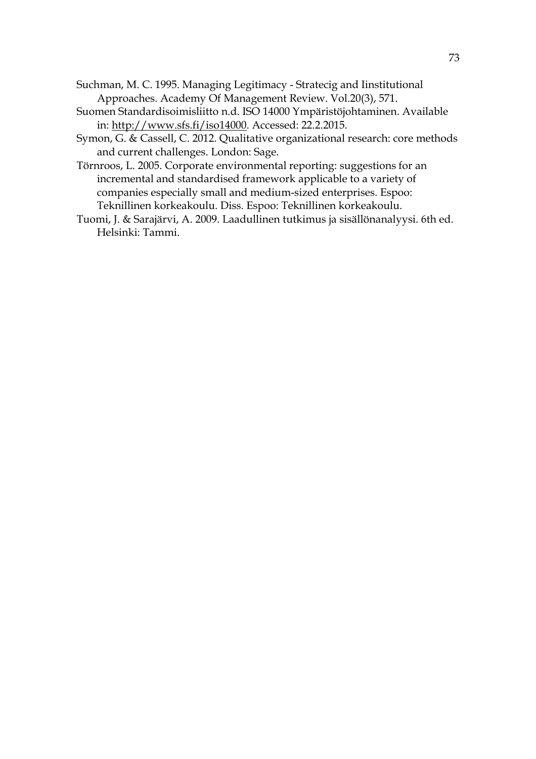Suchman, M. C. 1995. Managing Legitimacy - Stratecig and Iinstitutional Approaches. Academy Of Management Review. Vol.20(3), 571.

Suomen Standardisoimisliitto n.d. ISO 14000 Ympäristöjohtaminen. Available in: http://www.sfs.fi/iso14000. Accessed: 22.2.2015.

Symon, G. & Cassell, C. 2012. Qualitative organizational research: core methods and current challenges. London: Sage.

Törnroos, L. 2005. Corporate environmental reporting: suggestions for an incremental and standardised framework applicable to a variety of companies especially small and medium-sized enterprises. Espoo: Teknillinen korkeakoulu. Diss. Espoo: Teknillinen korkeakoulu.

Tuomi, J. & Sarajärvi, A. 2009. Laadullinen tutkimus ja sisällönanalyysi. 6th ed. Helsinki: Tammi.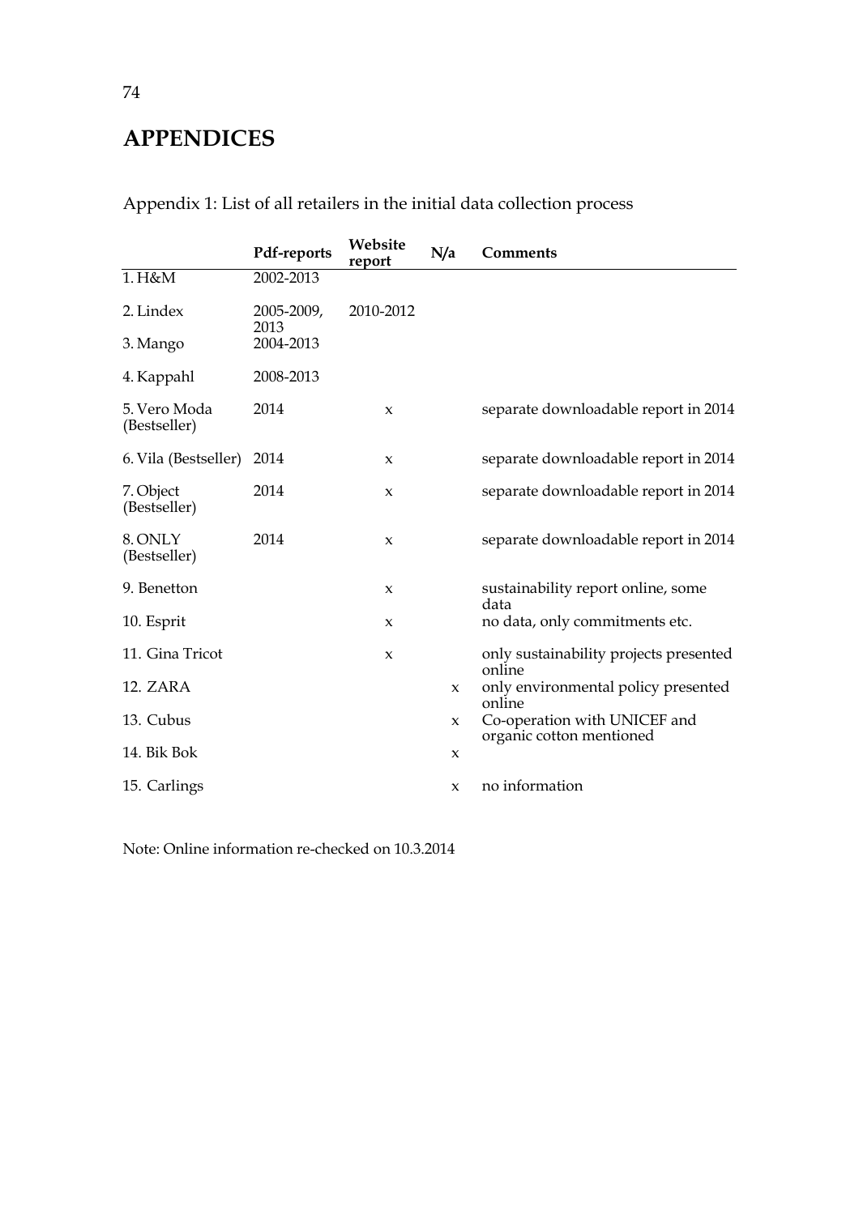# APPENDICES

Appendix 1: List of all retailers in the initial data collection process

| | Pdf-reports | Website report | N/a | Comments |
|---|---|---|---|---|
| 1. H&M | 2002-2013 | | | |
| 2. Lindex | 2005-2009, 2013 | 2010-2012 | | |
| 3. Mango | 2004-2013 | | | |
| 4. Kappahl | 2008-2013 | | | |
| 5. Vero Moda (Bestseller) | 2014 | x | | separate downloadable report in 2014 |
| 6. Vila (Bestseller) | 2014 | x | | separate downloadable report in 2014 |
| 7. Object (Bestseller) | 2014 | x | | separate downloadable report in 2014 |
| 8. ONLY (Bestseller) | 2014 | x | | separate downloadable report in 2014 |
| 9. Benetton | | x | | sustainability report online, some data |
| 10. Esprit | | x | | no data, only commitments etc. |
| 11. Gina Tricot | | x | | only sustainability projects presented online |
| 12. ZARA | | | x | only environmental policy presented online |
| 13. Cubus | | | x | Co-operation with UNICEF and organic cotton mentioned |
| 14. Bik Bok | | | x | |
| 15. Carlings | | | x | no information |

Note: Online information re-checked on 10.3.2014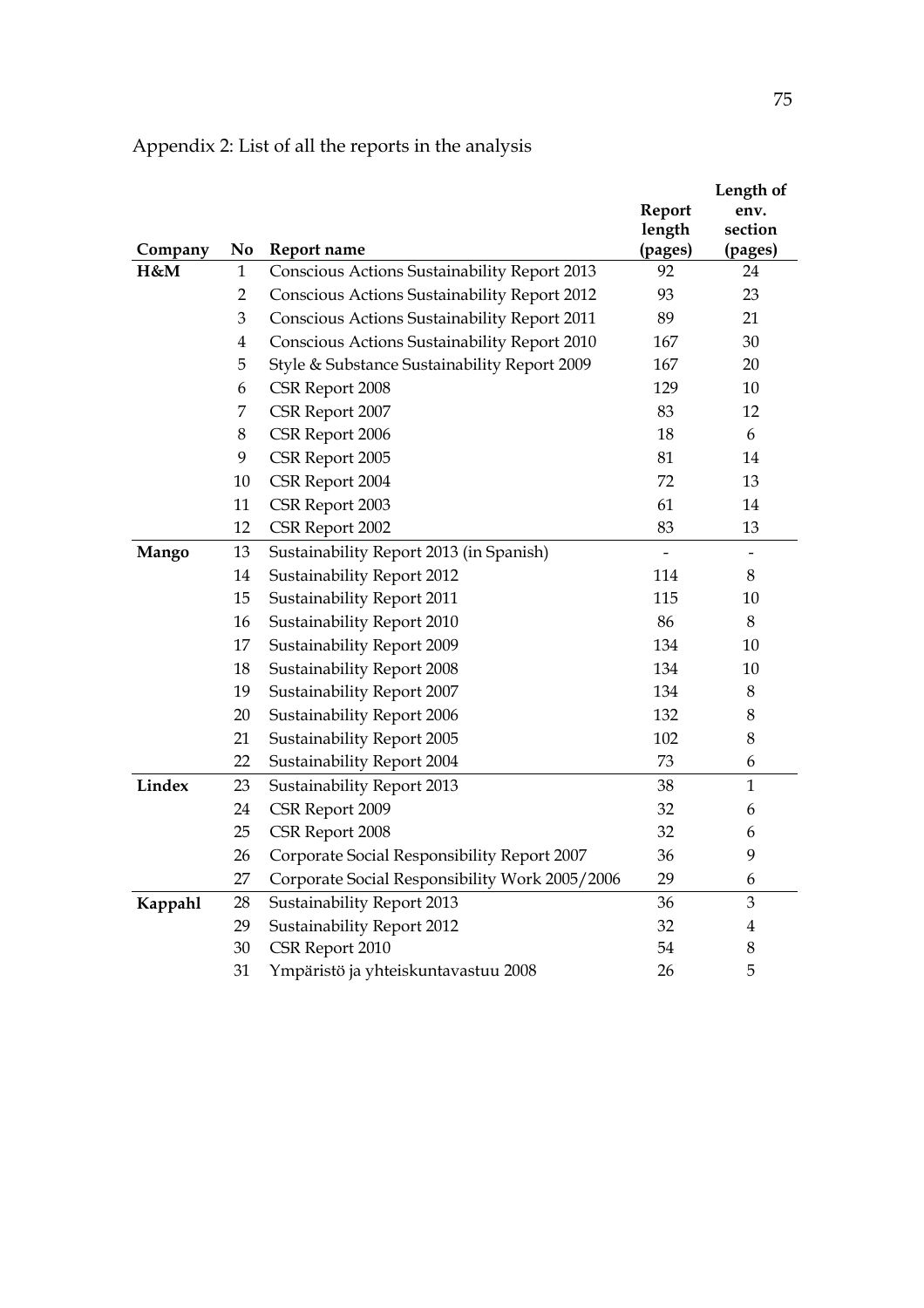Appendix 2: List of all the reports in the analysis

| Company | No | Report name | Report length (pages) | Length of env. section (pages) |
|---|---|---|---|---|
| **H&M** | 1 | Conscious Actions Sustainability Report 2013 | 92 | 24 |
| | 2 | Conscious Actions Sustainability Report 2012 | 93 | 23 |
| | 3 | Conscious Actions Sustainability Report 2011 | 89 | 21 |
| | 4 | Conscious Actions Sustainability Report 2010 | 167 | 30 |
| | 5 | Style & Substance Sustainability Report 2009 | 167 | 20 |
| | 6 | CSR Report 2008 | 129 | 10 |
| | 7 | CSR Report 2007 | 83 | 12 |
| | 8 | CSR Report 2006 | 18 | 6 |
| | 9 | CSR Report 2005 | 81 | 14 |
| | 10 | CSR Report 2004 | 72 | 13 |
| | 11 | CSR Report 2003 | 61 | 14 |
| | 12 | CSR Report 2002 | 83 | 13 |
| **Mango** | 13 | Sustainability Report 2013 (in Spanish) | - | - |
| | 14 | Sustainability Report 2012 | 114 | 8 |
| | 15 | Sustainability Report 2011 | 115 | 10 |
| | 16 | Sustainability Report 2010 | 86 | 8 |
| | 17 | Sustainability Report 2009 | 134 | 10 |
| | 18 | Sustainability Report 2008 | 134 | 10 |
| | 19 | Sustainability Report 2007 | 134 | 8 |
| | 20 | Sustainability Report 2006 | 132 | 8 |
| | 21 | Sustainability Report 2005 | 102 | 8 |
| | 22 | Sustainability Report 2004 | 73 | 6 |
| **Lindex** | 23 | Sustainability Report 2013 | 38 | 1 |
| | 24 | CSR Report 2009 | 32 | 6 |
| | 25 | CSR Report 2008 | 32 | 6 |
| | 26 | Corporate Social Responsibility Report 2007 | 36 | 9 |
| | 27 | Corporate Social Responsibility Work 2005/2006 | 29 | 6 |
| **Kappahl** | 28 | Sustainability Report 2013 | 36 | 3 |
| | 29 | Sustainability Report 2012 | 32 | 4 |
| | 30 | CSR Report 2010 | 54 | 8 |
| | 31 | Ympäristö ja yhteiskuntavastuu 2008 | 26 | 5 |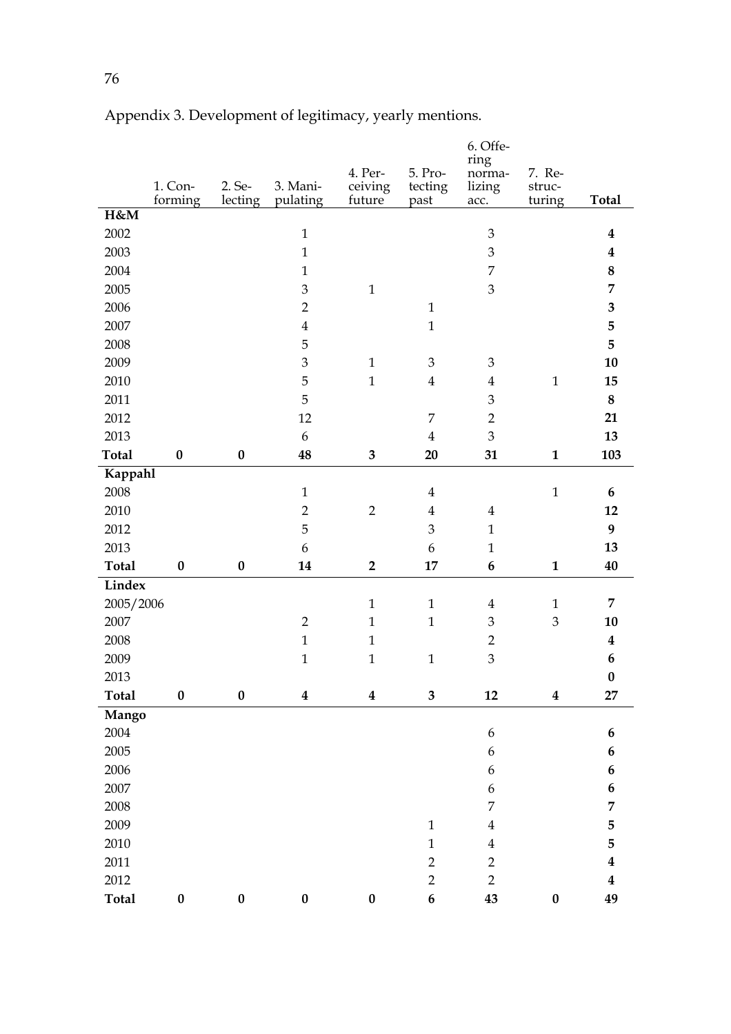Appendix 3. Development of legitimacy, yearly mentions.

| | 1. Conforming | 2. Selecting | 3. Manipulating | 4. Perceiving future | 5. Protecting past | 6. Offering normalizing acc. | 7. Restructuring | Total |
|---|---|---|---|---|---|---|---|---|
| **H&M** | | | | | | | | |
| 2002 | | | 1 | | | 3 | | **4** |
| 2003 | | | 1 | | | 3 | | **4** |
| 2004 | | | 1 | | | 7 | | **8** |
| 2005 | | | 3 | 1 | | 3 | | **7** |
| 2006 | | | 2 | | 1 | | | **3** |
| 2007 | | | 4 | | 1 | | | **5** |
| 2008 | | | 5 | | | | | **5** |
| 2009 | | | 3 | 1 | 3 | 3 | | **10** |
| 2010 | | | 5 | 1 | 4 | 4 | 1 | **15** |
| 2011 | | | 5 | | | 3 | | **8** |
| 2012 | | | 12 | | 7 | 2 | | **21** |
| 2013 | | | 6 | | 4 | 3 | | **13** |
| **Total** | **0** | **0** | **48** | **3** | **20** | **31** | **1** | **103** |
| **Kappahl** | | | | | | | | |
| 2008 | | | 1 | | 4 | | 1 | **6** |
| 2010 | | | 2 | 2 | 4 | 4 | | **12** |
| 2012 | | | 5 | | 3 | 1 | | **9** |
| 2013 | | | 6 | | 6 | 1 | | **13** |
| **Total** | **0** | **0** | **14** | **2** | **17** | **6** | **1** | **40** |
| **Lindex** | | | | | | | | |
| 2005/2006 | | | | 1 | 1 | 4 | 1 | **7** |
| 2007 | | | 2 | 1 | 1 | 3 | 3 | **10** |
| 2008 | | | 1 | 1 | | 2 | | **4** |
| 2009 | | | 1 | 1 | 1 | 3 | | **6** |
| 2013 | | | | | | | | **0** |
| **Total** | **0** | **0** | **4** | **4** | **3** | **12** | **4** | **27** |
| **Mango** | | | | | | | | |
| 2004 | | | | | | 6 | | **6** |
| 2005 | | | | | | 6 | | **6** |
| 2006 | | | | | | 6 | | **6** |
| 2007 | | | | | | 6 | | **6** |
| 2008 | | | | | | 7 | | **7** |
| 2009 | | | | | 1 | 4 | | **5** |
| 2010 | | | | | 1 | 4 | | **5** |
| 2011 | | | | | 2 | 2 | | **4** |
| 2012 | | | | | 2 | 2 | | **4** |
| **Total** | **0** | **0** | **0** | **0** | **6** | **43** | **0** | **49** |